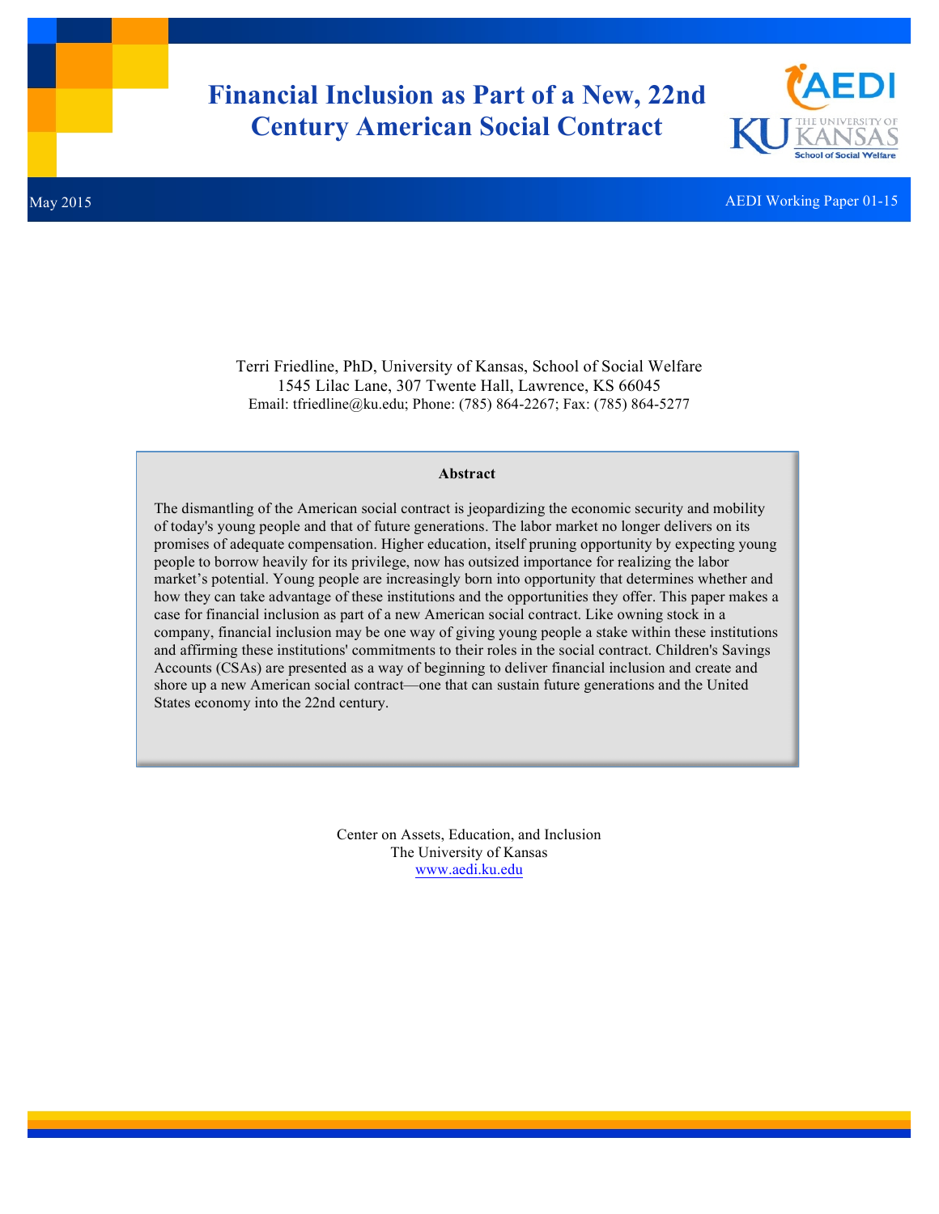# Financial Inclusion as Part of a New, 22nd Century American Social Contract

May 2015

AEDI Working Paper 01-15

Terri Friedline, PhD, University of Kansas, School of Social Welfare
1545 Lilac Lane, 307 Twente Hall, Lawrence, KS 66045
Email: tfriedline@ku.edu; Phone: (785) 864-2267; Fax: (785) 864-5277

**Abstract**

The dismantling of the American social contract is jeopardizing the economic security and mobility of today's young people and that of future generations. The labor market no longer delivers on its promises of adequate compensation. Higher education, itself pruning opportunity by expecting young people to borrow heavily for its privilege, now has outsized importance for realizing the labor market's potential. Young people are increasingly born into opportunity that determines whether and how they can take advantage of these institutions and the opportunities they offer. This paper makes a case for financial inclusion as part of a new American social contract. Like owning stock in a company, financial inclusion may be one way of giving young people a stake within these institutions and affirming these institutions' commitments to their roles in the social contract. Children's Savings Accounts (CSAs) are presented as a way of beginning to deliver financial inclusion and create and shore up a new American social contract—one that can sustain future generations and the United States economy into the 22nd century.

Center on Assets, Education, and Inclusion
The University of Kansas
www.aedi.ku.edu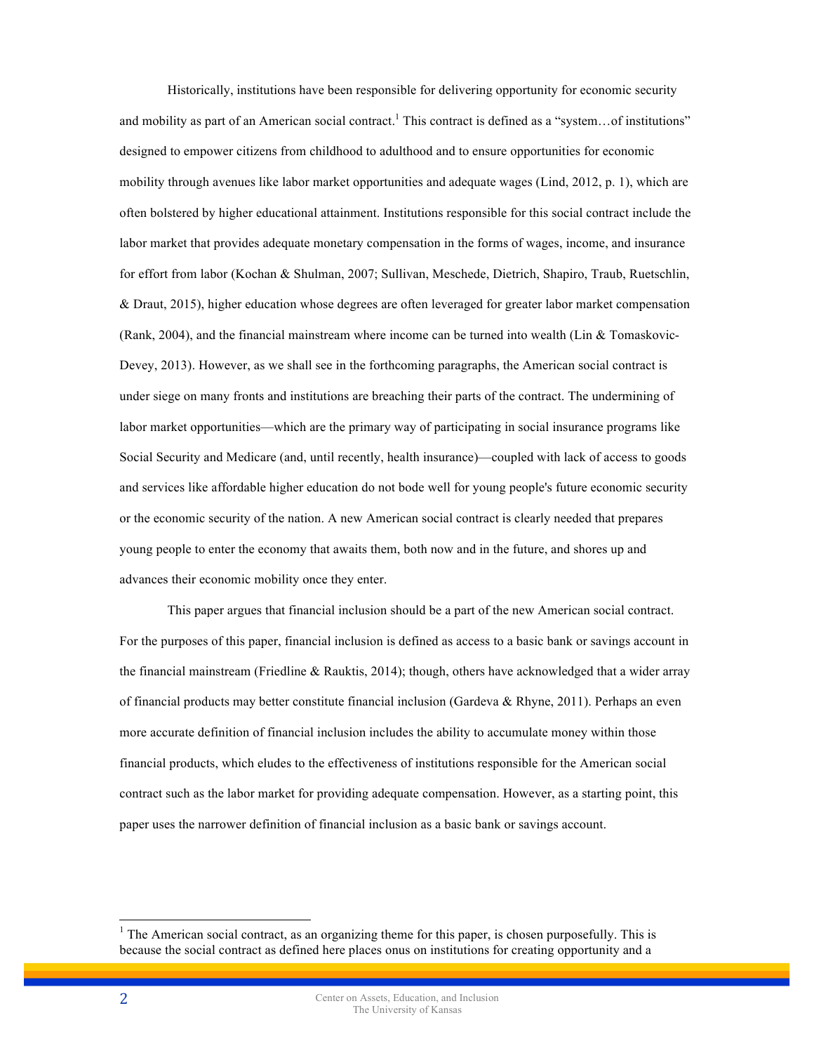Historically, institutions have been responsible for delivering opportunity for economic security and mobility as part of an American social contract.[1] This contract is defined as a "system…of institutions" designed to empower citizens from childhood to adulthood and to ensure opportunities for economic mobility through avenues like labor market opportunities and adequate wages (Lind, 2012, p. 1), which are often bolstered by higher educational attainment. Institutions responsible for this social contract include the labor market that provides adequate monetary compensation in the forms of wages, income, and insurance for effort from labor (Kochan & Shulman, 2007; Sullivan, Meschede, Dietrich, Shapiro, Traub, Ruetschlin, & Draut, 2015), higher education whose degrees are often leveraged for greater labor market compensation (Rank, 2004), and the financial mainstream where income can be turned into wealth (Lin & Tomaskovic-Devey, 2013). However, as we shall see in the forthcoming paragraphs, the American social contract is under siege on many fronts and institutions are breaching their parts of the contract. The undermining of labor market opportunities—which are the primary way of participating in social insurance programs like Social Security and Medicare (and, until recently, health insurance)—coupled with lack of access to goods and services like affordable higher education do not bode well for young people's future economic security or the economic security of the nation. A new American social contract is clearly needed that prepares young people to enter the economy that awaits them, both now and in the future, and shores up and advances their economic mobility once they enter.

This paper argues that financial inclusion should be a part of the new American social contract. For the purposes of this paper, financial inclusion is defined as access to a basic bank or savings account in the financial mainstream (Friedline & Rauktis, 2014); though, others have acknowledged that a wider array of financial products may better constitute financial inclusion (Gardeva & Rhyne, 2011). Perhaps an even more accurate definition of financial inclusion includes the ability to accumulate money within those financial products, which eludes to the effectiveness of institutions responsible for the American social contract such as the labor market for providing adequate compensation. However, as a starting point, this paper uses the narrower definition of financial inclusion as a basic bank or savings account.

[1] The American social contract, as an organizing theme for this paper, is chosen purposefully. This is because the social contract as defined here places onus on institutions for creating opportunity and a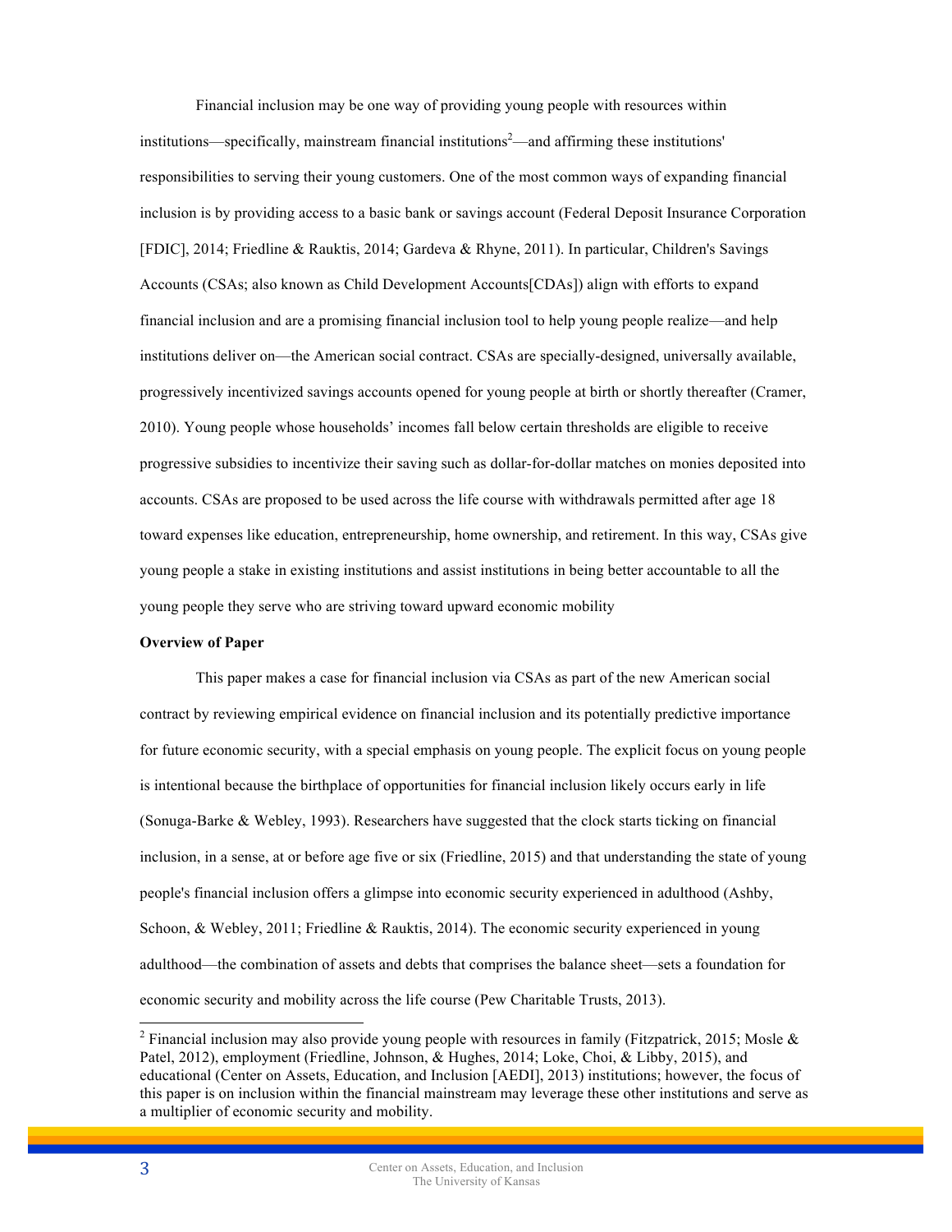Financial inclusion may be one way of providing young people with resources within institutions—specifically, mainstream financial institutions[2]—and affirming these institutions' responsibilities to serving their young customers. One of the most common ways of expanding financial inclusion is by providing access to a basic bank or savings account (Federal Deposit Insurance Corporation [FDIC], 2014; Friedline & Rauktis, 2014; Gardeva & Rhyne, 2011). In particular, Children's Savings Accounts (CSAs; also known as Child Development Accounts[CDAs]) align with efforts to expand financial inclusion and are a promising financial inclusion tool to help young people realize—and help institutions deliver on—the American social contract. CSAs are specially-designed, universally available, progressively incentivized savings accounts opened for young people at birth or shortly thereafter (Cramer, 2010). Young people whose households' incomes fall below certain thresholds are eligible to receive progressive subsidies to incentivize their saving such as dollar-for-dollar matches on monies deposited into accounts. CSAs are proposed to be used across the life course with withdrawals permitted after age 18 toward expenses like education, entrepreneurship, home ownership, and retirement. In this way, CSAs give young people a stake in existing institutions and assist institutions in being better accountable to all the young people they serve who are striving toward upward economic mobility

**Overview of Paper**

This paper makes a case for financial inclusion via CSAs as part of the new American social contract by reviewing empirical evidence on financial inclusion and its potentially predictive importance for future economic security, with a special emphasis on young people. The explicit focus on young people is intentional because the birthplace of opportunities for financial inclusion likely occurs early in life (Sonuga-Barke & Webley, 1993). Researchers have suggested that the clock starts ticking on financial inclusion, in a sense, at or before age five or six (Friedline, 2015) and that understanding the state of young people's financial inclusion offers a glimpse into economic security experienced in adulthood (Ashby, Schoon, & Webley, 2011; Friedline & Rauktis, 2014). The economic security experienced in young adulthood—the combination of assets and debts that comprises the balance sheet—sets a foundation for economic security and mobility across the life course (Pew Charitable Trusts, 2013).

---

[2] Financial inclusion may also provide young people with resources in family (Fitzpatrick, 2015; Mosle & Patel, 2012), employment (Friedline, Johnson, & Hughes, 2014; Loke, Choi, & Libby, 2015), and educational (Center on Assets, Education, and Inclusion [AEDI], 2013) institutions; however, the focus of this paper is on inclusion within the financial mainstream may leverage these other institutions and serve as a multiplier of economic security and mobility.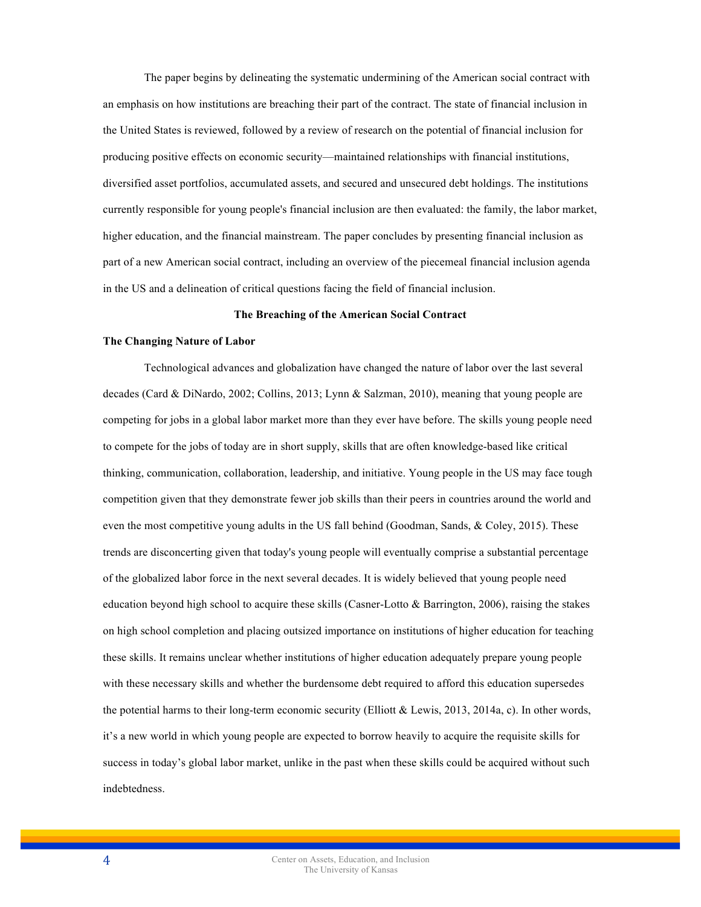The paper begins by delineating the systematic undermining of the American social contract with an emphasis on how institutions are breaching their part of the contract. The state of financial inclusion in the United States is reviewed, followed by a review of research on the potential of financial inclusion for producing positive effects on economic security—maintained relationships with financial institutions, diversified asset portfolios, accumulated assets, and secured and unsecured debt holdings. The institutions currently responsible for young people's financial inclusion are then evaluated: the family, the labor market, higher education, and the financial mainstream. The paper concludes by presenting financial inclusion as part of a new American social contract, including an overview of the piecemeal financial inclusion agenda in the US and a delineation of critical questions facing the field of financial inclusion.

## The Breaching of the American Social Contract

### The Changing Nature of Labor

Technological advances and globalization have changed the nature of labor over the last several decades (Card & DiNardo, 2002; Collins, 2013; Lynn & Salzman, 2010), meaning that young people are competing for jobs in a global labor market more than they ever have before. The skills young people need to compete for the jobs of today are in short supply, skills that are often knowledge-based like critical thinking, communication, collaboration, leadership, and initiative. Young people in the US may face tough competition given that they demonstrate fewer job skills than their peers in countries around the world and even the most competitive young adults in the US fall behind (Goodman, Sands, & Coley, 2015). These trends are disconcerting given that today's young people will eventually comprise a substantial percentage of the globalized labor force in the next several decades. It is widely believed that young people need education beyond high school to acquire these skills (Casner-Lotto & Barrington, 2006), raising the stakes on high school completion and placing outsized importance on institutions of higher education for teaching these skills. It remains unclear whether institutions of higher education adequately prepare young people with these necessary skills and whether the burdensome debt required to afford this education supersedes the potential harms to their long-term economic security (Elliott & Lewis, 2013, 2014a, c). In other words, it's a new world in which young people are expected to borrow heavily to acquire the requisite skills for success in today's global labor market, unlike in the past when these skills could be acquired without such indebtedness.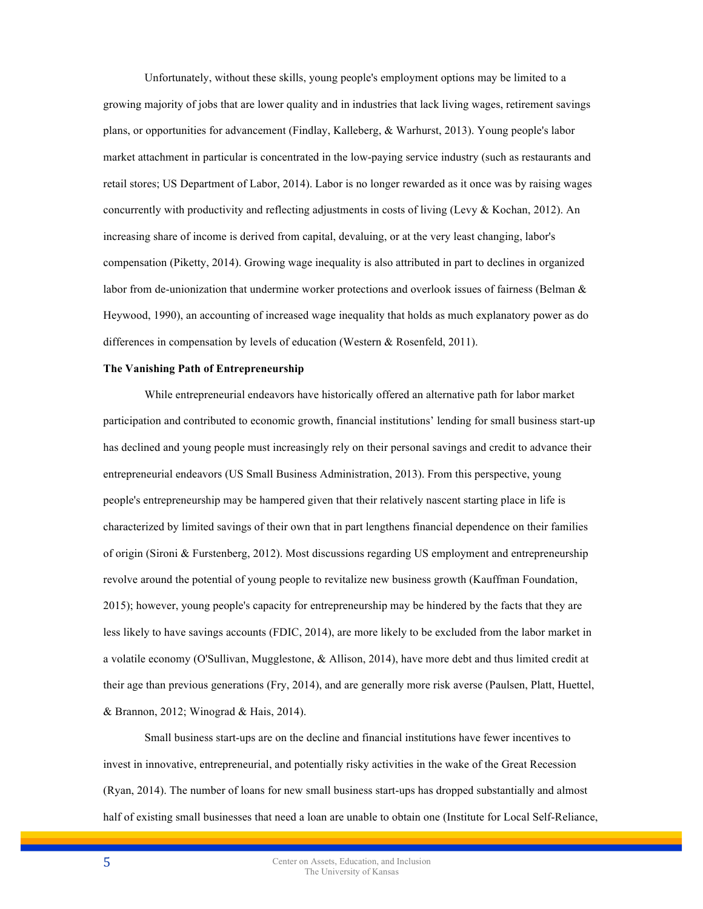Unfortunately, without these skills, young people's employment options may be limited to a growing majority of jobs that are lower quality and in industries that lack living wages, retirement savings plans, or opportunities for advancement (Findlay, Kalleberg, & Warhurst, 2013). Young people's labor market attachment in particular is concentrated in the low-paying service industry (such as restaurants and retail stores; US Department of Labor, 2014). Labor is no longer rewarded as it once was by raising wages concurrently with productivity and reflecting adjustments in costs of living (Levy & Kochan, 2012). An increasing share of income is derived from capital, devaluing, or at the very least changing, labor's compensation (Piketty, 2014). Growing wage inequality is also attributed in part to declines in organized labor from de-unionization that undermine worker protections and overlook issues of fairness (Belman & Heywood, 1990), an accounting of increased wage inequality that holds as much explanatory power as do differences in compensation by levels of education (Western & Rosenfeld, 2011).

**The Vanishing Path of Entrepreneurship**

While entrepreneurial endeavors have historically offered an alternative path for labor market participation and contributed to economic growth, financial institutions' lending for small business start-up has declined and young people must increasingly rely on their personal savings and credit to advance their entrepreneurial endeavors (US Small Business Administration, 2013). From this perspective, young people's entrepreneurship may be hampered given that their relatively nascent starting place in life is characterized by limited savings of their own that in part lengthens financial dependence on their families of origin (Sironi & Furstenberg, 2012). Most discussions regarding US employment and entrepreneurship revolve around the potential of young people to revitalize new business growth (Kauffman Foundation, 2015); however, young people's capacity for entrepreneurship may be hindered by the facts that they are less likely to have savings accounts (FDIC, 2014), are more likely to be excluded from the labor market in a volatile economy (O'Sullivan, Mugglestone, & Allison, 2014), have more debt and thus limited credit at their age than previous generations (Fry, 2014), and are generally more risk averse (Paulsen, Platt, Huettel, & Brannon, 2012; Winograd & Hais, 2014).

Small business start-ups are on the decline and financial institutions have fewer incentives to invest in innovative, entrepreneurial, and potentially risky activities in the wake of the Great Recession (Ryan, 2014). The number of loans for new small business start-ups has dropped substantially and almost half of existing small businesses that need a loan are unable to obtain one (Institute for Local Self-Reliance,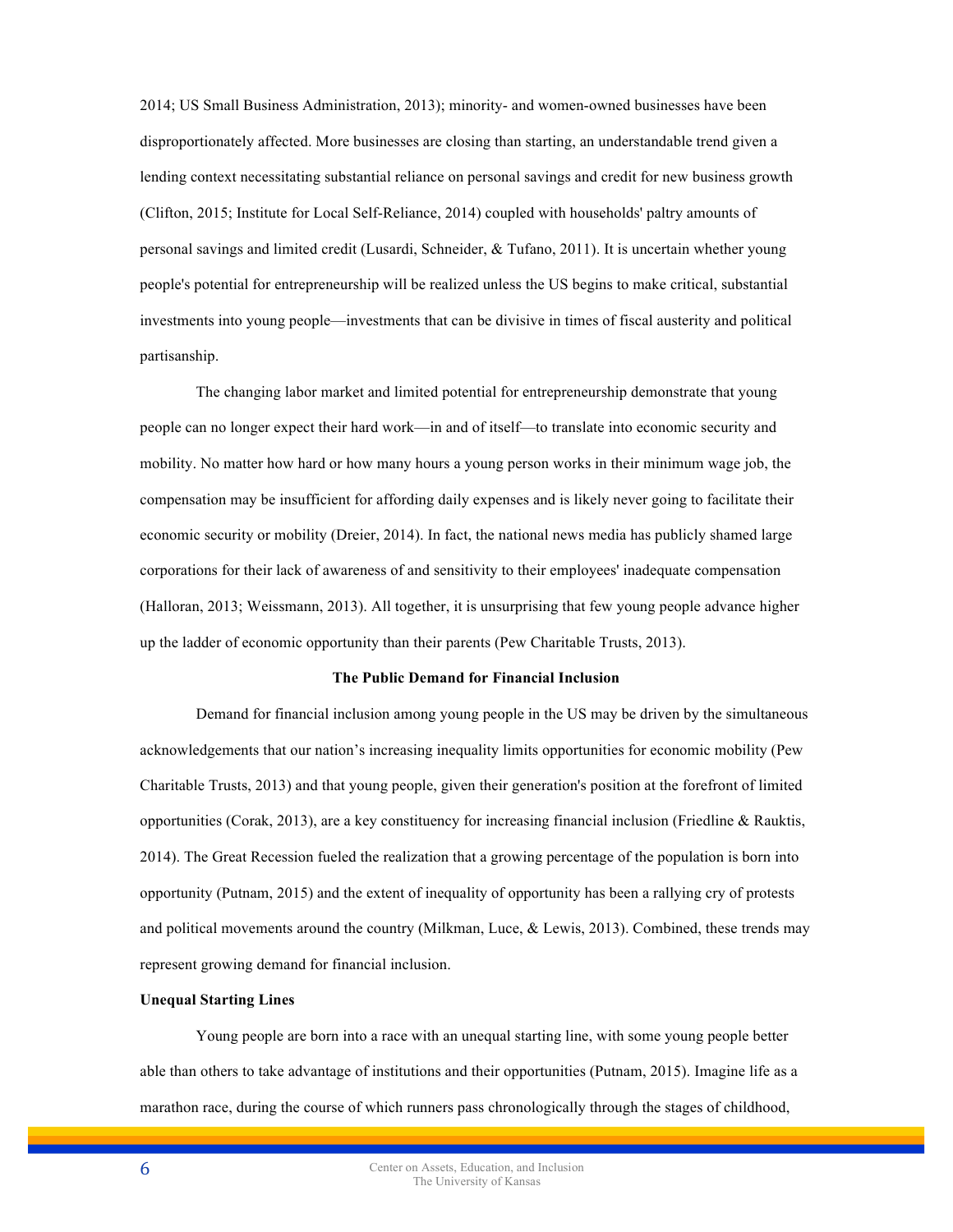2014; US Small Business Administration, 2013); minority- and women-owned businesses have been disproportionately affected. More businesses are closing than starting, an understandable trend given a lending context necessitating substantial reliance on personal savings and credit for new business growth (Clifton, 2015; Institute for Local Self-Reliance, 2014) coupled with households' paltry amounts of personal savings and limited credit (Lusardi, Schneider, & Tufano, 2011). It is uncertain whether young people's potential for entrepreneurship will be realized unless the US begins to make critical, substantial investments into young people—investments that can be divisive in times of fiscal austerity and political partisanship.

The changing labor market and limited potential for entrepreneurship demonstrate that young people can no longer expect their hard work—in and of itself—to translate into economic security and mobility. No matter how hard or how many hours a young person works in their minimum wage job, the compensation may be insufficient for affording daily expenses and is likely never going to facilitate their economic security or mobility (Dreier, 2014). In fact, the national news media has publicly shamed large corporations for their lack of awareness of and sensitivity to their employees' inadequate compensation (Halloran, 2013; Weissmann, 2013). All together, it is unsurprising that few young people advance higher up the ladder of economic opportunity than their parents (Pew Charitable Trusts, 2013).

## The Public Demand for Financial Inclusion

Demand for financial inclusion among young people in the US may be driven by the simultaneous acknowledgements that our nation's increasing inequality limits opportunities for economic mobility (Pew Charitable Trusts, 2013) and that young people, given their generation's position at the forefront of limited opportunities (Corak, 2013), are a key constituency for increasing financial inclusion (Friedline & Rauktis, 2014). The Great Recession fueled the realization that a growing percentage of the population is born into opportunity (Putnam, 2015) and the extent of inequality of opportunity has been a rallying cry of protests and political movements around the country (Milkman, Luce, & Lewis, 2013). Combined, these trends may represent growing demand for financial inclusion.

### Unequal Starting Lines

Young people are born into a race with an unequal starting line, with some young people better able than others to take advantage of institutions and their opportunities (Putnam, 2015). Imagine life as a marathon race, during the course of which runners pass chronologically through the stages of childhood,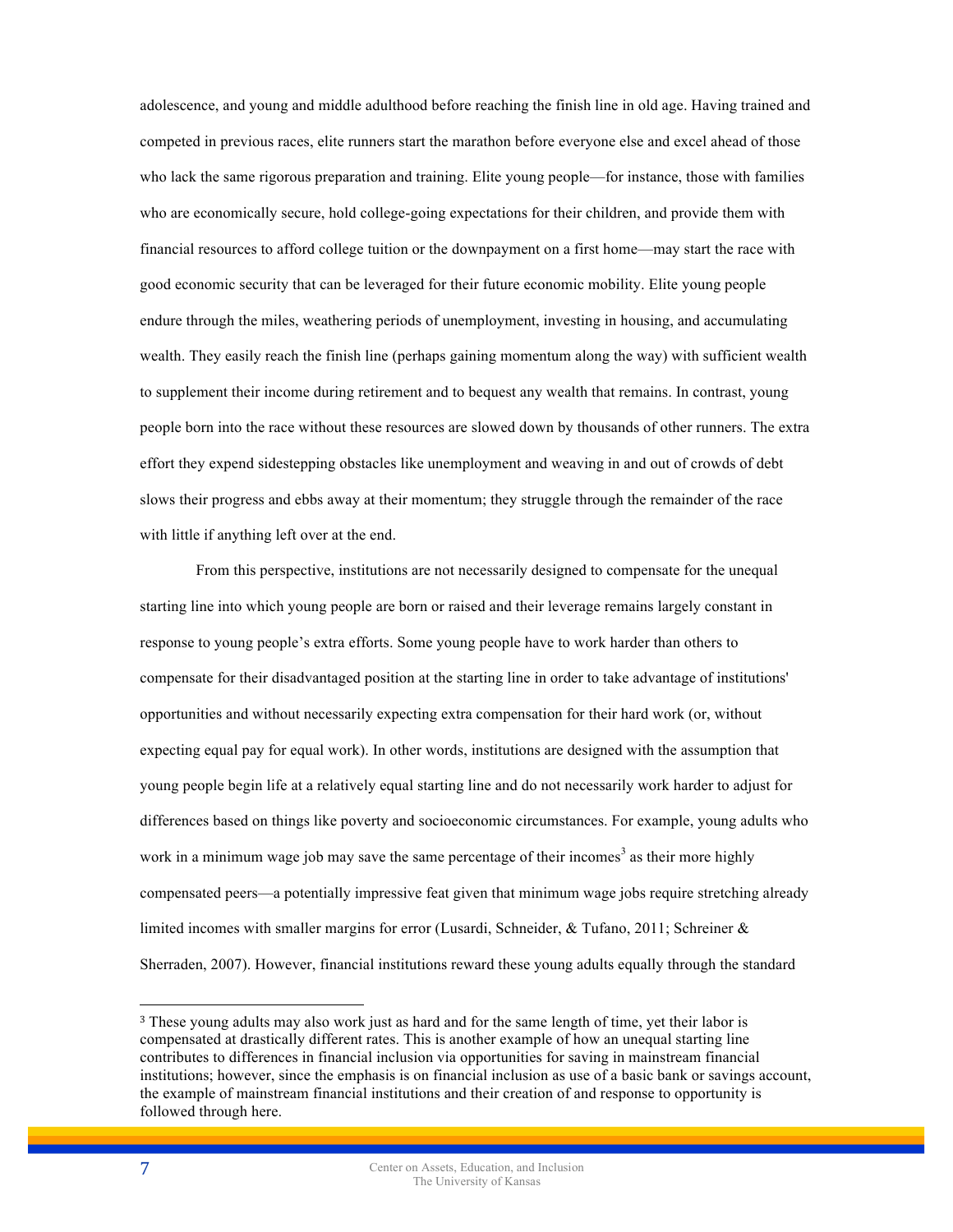adolescence, and young and middle adulthood before reaching the finish line in old age. Having trained and competed in previous races, elite runners start the marathon before everyone else and excel ahead of those who lack the same rigorous preparation and training. Elite young people—for instance, those with families who are economically secure, hold college-going expectations for their children, and provide them with financial resources to afford college tuition or the downpayment on a first home—may start the race with good economic security that can be leveraged for their future economic mobility. Elite young people endure through the miles, weathering periods of unemployment, investing in housing, and accumulating wealth. They easily reach the finish line (perhaps gaining momentum along the way) with sufficient wealth to supplement their income during retirement and to bequest any wealth that remains. In contrast, young people born into the race without these resources are slowed down by thousands of other runners. The extra effort they expend sidestepping obstacles like unemployment and weaving in and out of crowds of debt slows their progress and ebbs away at their momentum; they struggle through the remainder of the race with little if anything left over at the end.

From this perspective, institutions are not necessarily designed to compensate for the unequal starting line into which young people are born or raised and their leverage remains largely constant in response to young people's extra efforts. Some young people have to work harder than others to compensate for their disadvantaged position at the starting line in order to take advantage of institutions' opportunities and without necessarily expecting extra compensation for their hard work (or, without expecting equal pay for equal work). In other words, institutions are designed with the assumption that young people begin life at a relatively equal starting line and do not necessarily work harder to adjust for differences based on things like poverty and socioeconomic circumstances. For example, young adults who work in a minimum wage job may save the same percentage of their incomes[3] as their more highly compensated peers—a potentially impressive feat given that minimum wage jobs require stretching already limited incomes with smaller margins for error (Lusardi, Schneider, & Tufano, 2011; Schreiner & Sherraden, 2007). However, financial institutions reward these young adults equally through the standard

[3] These young adults may also work just as hard and for the same length of time, yet their labor is compensated at drastically different rates. This is another example of how an unequal starting line contributes to differences in financial inclusion via opportunities for saving in mainstream financial institutions; however, since the emphasis is on financial inclusion as use of a basic bank or savings account, the example of mainstream financial institutions and their creation of and response to opportunity is followed through here.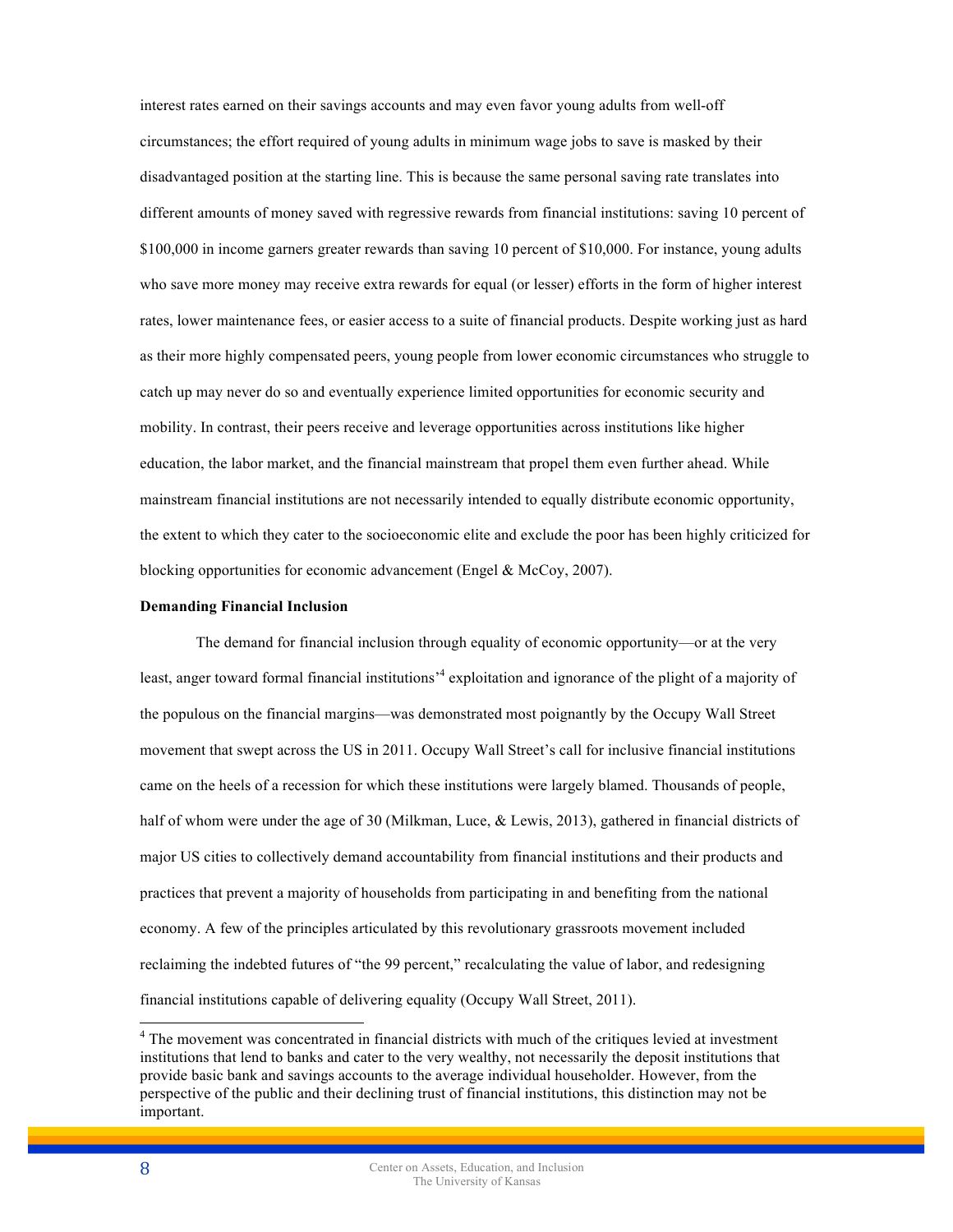interest rates earned on their savings accounts and may even favor young adults from well-off circumstances; the effort required of young adults in minimum wage jobs to save is masked by their disadvantaged position at the starting line. This is because the same personal saving rate translates into different amounts of money saved with regressive rewards from financial institutions: saving 10 percent of $100,000 in income garners greater rewards than saving 10 percent of $10,000. For instance, young adults who save more money may receive extra rewards for equal (or lesser) efforts in the form of higher interest rates, lower maintenance fees, or easier access to a suite of financial products. Despite working just as hard as their more highly compensated peers, young people from lower economic circumstances who struggle to catch up may never do so and eventually experience limited opportunities for economic security and mobility. In contrast, their peers receive and leverage opportunities across institutions like higher education, the labor market, and the financial mainstream that propel them even further ahead. While mainstream financial institutions are not necessarily intended to equally distribute economic opportunity, the extent to which they cater to the socioeconomic elite and exclude the poor has been highly criticized for blocking opportunities for economic advancement (Engel & McCoy, 2007).

**Demanding Financial Inclusion**

The demand for financial inclusion through equality of economic opportunity—or at the very least, anger toward formal financial institutions'[4] exploitation and ignorance of the plight of a majority of the populous on the financial margins—was demonstrated most poignantly by the Occupy Wall Street movement that swept across the US in 2011. Occupy Wall Street's call for inclusive financial institutions came on the heels of a recession for which these institutions were largely blamed. Thousands of people, half of whom were under the age of 30 (Milkman, Luce, & Lewis, 2013), gathered in financial districts of major US cities to collectively demand accountability from financial institutions and their products and practices that prevent a majority of households from participating in and benefiting from the national economy. A few of the principles articulated by this revolutionary grassroots movement included reclaiming the indebted futures of "the 99 percent," recalculating the value of labor, and redesigning financial institutions capable of delivering equality (Occupy Wall Street, 2011).

[4] The movement was concentrated in financial districts with much of the critiques levied at investment institutions that lend to banks and cater to the very wealthy, not necessarily the deposit institutions that provide basic bank and savings accounts to the average individual householder. However, from the perspective of the public and their declining trust of financial institutions, this distinction may not be important.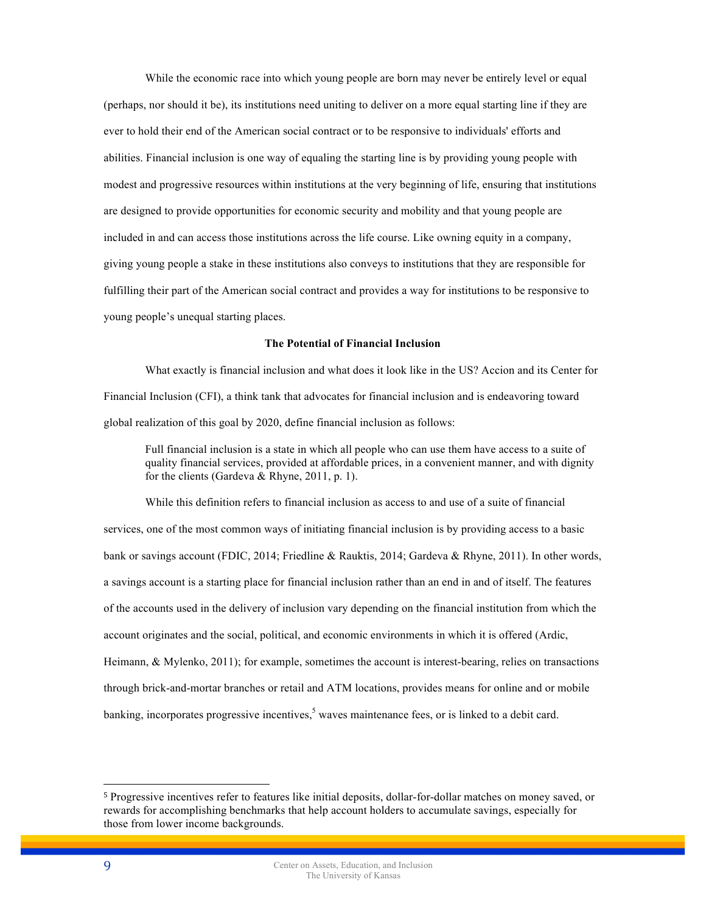While the economic race into which young people are born may never be entirely level or equal (perhaps, nor should it be), its institutions need uniting to deliver on a more equal starting line if they are ever to hold their end of the American social contract or to be responsive to individuals' efforts and abilities. Financial inclusion is one way of equaling the starting line is by providing young people with modest and progressive resources within institutions at the very beginning of life, ensuring that institutions are designed to provide opportunities for economic security and mobility and that young people are included in and can access those institutions across the life course. Like owning equity in a company, giving young people a stake in these institutions also conveys to institutions that they are responsible for fulfilling their part of the American social contract and provides a way for institutions to be responsive to young people's unequal starting places.

## The Potential of Financial Inclusion

What exactly is financial inclusion and what does it look like in the US? Accion and its Center for Financial Inclusion (CFI), a think tank that advocates for financial inclusion and is endeavoring toward global realization of this goal by 2020, define financial inclusion as follows:

> Full financial inclusion is a state in which all people who can use them have access to a suite of quality financial services, provided at affordable prices, in a convenient manner, and with dignity for the clients (Gardeva & Rhyne, 2011, p. 1).

While this definition refers to financial inclusion as access to and use of a suite of financial services, one of the most common ways of initiating financial inclusion is by providing access to a basic bank or savings account (FDIC, 2014; Friedline & Rauktis, 2014; Gardeva & Rhyne, 2011). In other words, a savings account is a starting place for financial inclusion rather than an end in and of itself. The features of the accounts used in the delivery of inclusion vary depending on the financial institution from which the account originates and the social, political, and economic environments in which it is offered (Ardic, Heimann, & Mylenko, 2011); for example, sometimes the account is interest-bearing, relies on transactions through brick-and-mortar branches or retail and ATM locations, provides means for online and or mobile banking, incorporates progressive incentives,[5] waves maintenance fees, or is linked to a debit card.

---

[5] Progressive incentives refer to features like initial deposits, dollar-for-dollar matches on money saved, or rewards for accomplishing benchmarks that help account holders to accumulate savings, especially for those from lower income backgrounds.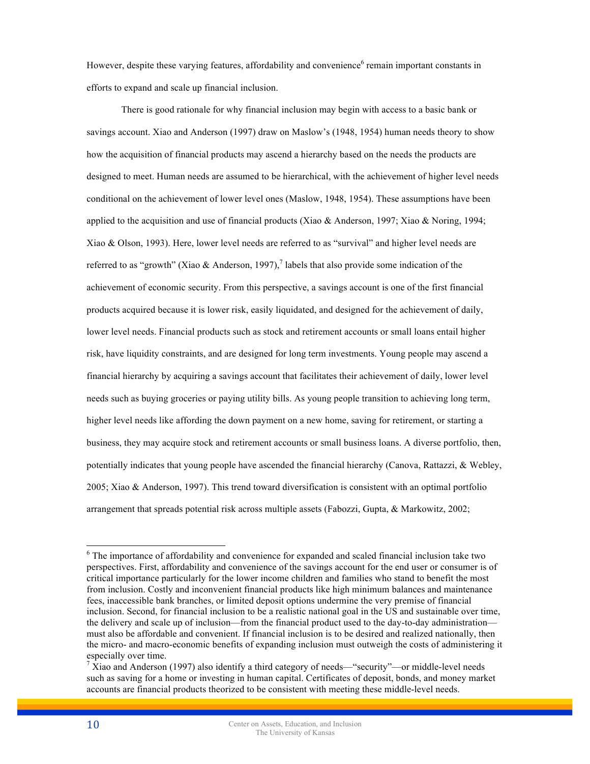However, despite these varying features, affordability and convenience[6] remain important constants in efforts to expand and scale up financial inclusion.

There is good rationale for why financial inclusion may begin with access to a basic bank or savings account. Xiao and Anderson (1997) draw on Maslow's (1948, 1954) human needs theory to show how the acquisition of financial products may ascend a hierarchy based on the needs the products are designed to meet. Human needs are assumed to be hierarchical, with the achievement of higher level needs conditional on the achievement of lower level ones (Maslow, 1948, 1954). These assumptions have been applied to the acquisition and use of financial products (Xiao & Anderson, 1997; Xiao & Noring, 1994; Xiao & Olson, 1993). Here, lower level needs are referred to as "survival" and higher level needs are referred to as "growth" (Xiao & Anderson, 1997),[7] labels that also provide some indication of the achievement of economic security. From this perspective, a savings account is one of the first financial products acquired because it is lower risk, easily liquidated, and designed for the achievement of daily, lower level needs. Financial products such as stock and retirement accounts or small loans entail higher risk, have liquidity constraints, and are designed for long term investments. Young people may ascend a financial hierarchy by acquiring a savings account that facilitates their achievement of daily, lower level needs such as buying groceries or paying utility bills. As young people transition to achieving long term, higher level needs like affording the down payment on a new home, saving for retirement, or starting a business, they may acquire stock and retirement accounts or small business loans. A diverse portfolio, then, potentially indicates that young people have ascended the financial hierarchy (Canova, Rattazzi, & Webley, 2005; Xiao & Anderson, 1997). This trend toward diversification is consistent with an optimal portfolio arrangement that spreads potential risk across multiple assets (Fabozzi, Gupta, & Markowitz, 2002;

---

[6] The importance of affordability and convenience for expanded and scaled financial inclusion take two perspectives. First, affordability and convenience of the savings account for the end user or consumer is of critical importance particularly for the lower income children and families who stand to benefit the most from inclusion. Costly and inconvenient financial products like high minimum balances and maintenance fees, inaccessible bank branches, or limited deposit options undermine the very premise of financial inclusion. Second, for financial inclusion to be a realistic national goal in the US and sustainable over time, the delivery and scale up of inclusion—from the financial product used to the day-to-day administration—must also be affordable and convenient. If financial inclusion is to be desired and realized nationally, then the micro- and macro-economic benefits of expanding inclusion must outweigh the costs of administering it especially over time.

[7] Xiao and Anderson (1997) also identify a third category of needs—"security"—or middle-level needs such as saving for a home or investing in human capital. Certificates of deposit, bonds, and money market accounts are financial products theorized to be consistent with meeting these middle-level needs.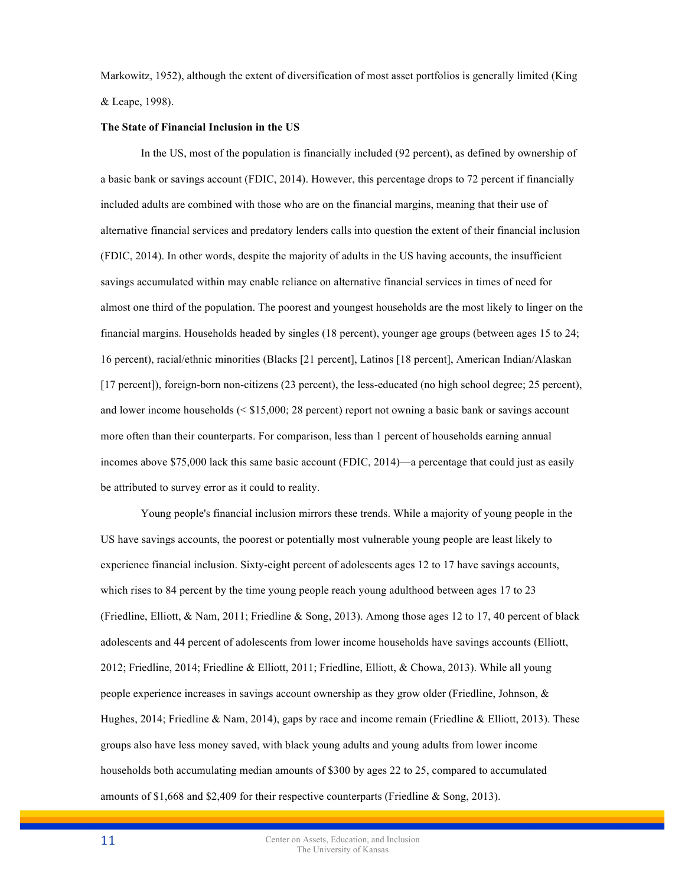Markowitz, 1952), although the extent of diversification of most asset portfolios is generally limited (King & Leape, 1998).

**The State of Financial Inclusion in the US**

In the US, most of the population is financially included (92 percent), as defined by ownership of a basic bank or savings account (FDIC, 2014). However, this percentage drops to 72 percent if financially included adults are combined with those who are on the financial margins, meaning that their use of alternative financial services and predatory lenders calls into question the extent of their financial inclusion (FDIC, 2014). In other words, despite the majority of adults in the US having accounts, the insufficient savings accumulated within may enable reliance on alternative financial services in times of need for almost one third of the population. The poorest and youngest households are the most likely to linger on the financial margins. Households headed by singles (18 percent), younger age groups (between ages 15 to 24; 16 percent), racial/ethnic minorities (Blacks [21 percent], Latinos [18 percent], American Indian/Alaskan [17 percent]), foreign-born non-citizens (23 percent), the less-educated (no high school degree; 25 percent), and lower income households (< $15,000; 28 percent) report not owning a basic bank or savings account more often than their counterparts. For comparison, less than 1 percent of households earning annual incomes above $75,000 lack this same basic account (FDIC, 2014)—a percentage that could just as easily be attributed to survey error as it could to reality.

Young people's financial inclusion mirrors these trends. While a majority of young people in the US have savings accounts, the poorest or potentially most vulnerable young people are least likely to experience financial inclusion. Sixty-eight percent of adolescents ages 12 to 17 have savings accounts, which rises to 84 percent by the time young people reach young adulthood between ages 17 to 23 (Friedline, Elliott, & Nam, 2011; Friedline & Song, 2013). Among those ages 12 to 17, 40 percent of black adolescents and 44 percent of adolescents from lower income households have savings accounts (Elliott, 2012; Friedline, 2014; Friedline & Elliott, 2011; Friedline, Elliott, & Chowa, 2013). While all young people experience increases in savings account ownership as they grow older (Friedline, Johnson, & Hughes, 2014; Friedline & Nam, 2014), gaps by race and income remain (Friedline & Elliott, 2013). These groups also have less money saved, with black young adults and young adults from lower income households both accumulating median amounts of $300 by ages 22 to 25, compared to accumulated amounts of $1,668 and $2,409 for their respective counterparts (Friedline & Song, 2013).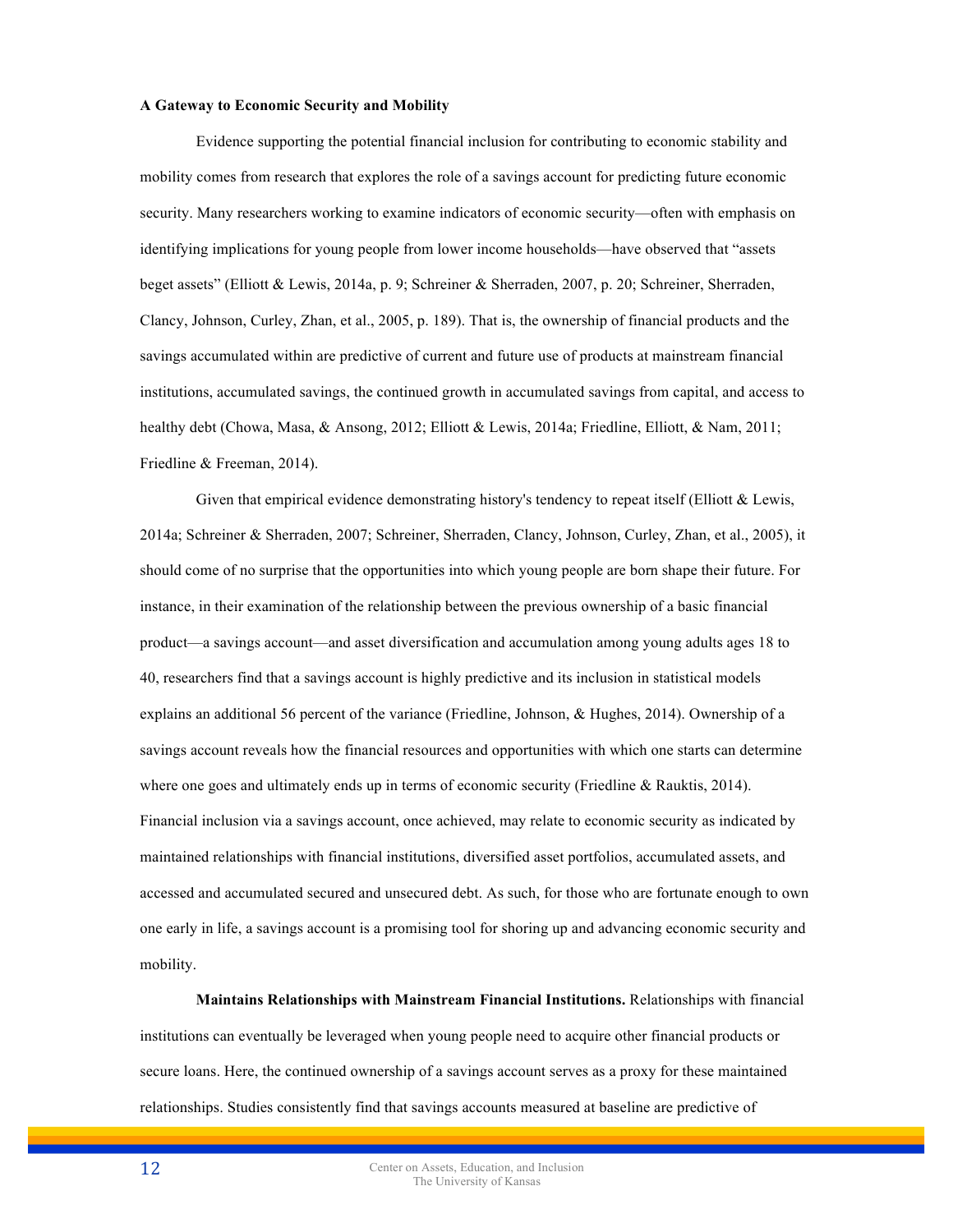**A Gateway to Economic Security and Mobility**

Evidence supporting the potential financial inclusion for contributing to economic stability and mobility comes from research that explores the role of a savings account for predicting future economic security. Many researchers working to examine indicators of economic security—often with emphasis on identifying implications for young people from lower income households—have observed that "assets beget assets" (Elliott & Lewis, 2014a, p. 9; Schreiner & Sherraden, 2007, p. 20; Schreiner, Sherraden, Clancy, Johnson, Curley, Zhan, et al., 2005, p. 189). That is, the ownership of financial products and the savings accumulated within are predictive of current and future use of products at mainstream financial institutions, accumulated savings, the continued growth in accumulated savings from capital, and access to healthy debt (Chowa, Masa, & Ansong, 2012; Elliott & Lewis, 2014a; Friedline, Elliott, & Nam, 2011; Friedline & Freeman, 2014).

Given that empirical evidence demonstrating history's tendency to repeat itself (Elliott & Lewis, 2014a; Schreiner & Sherraden, 2007; Schreiner, Sherraden, Clancy, Johnson, Curley, Zhan, et al., 2005), it should come of no surprise that the opportunities into which young people are born shape their future. For instance, in their examination of the relationship between the previous ownership of a basic financial product—a savings account—and asset diversification and accumulation among young adults ages 18 to 40, researchers find that a savings account is highly predictive and its inclusion in statistical models explains an additional 56 percent of the variance (Friedline, Johnson, & Hughes, 2014). Ownership of a savings account reveals how the financial resources and opportunities with which one starts can determine where one goes and ultimately ends up in terms of economic security (Friedline & Rauktis, 2014). Financial inclusion via a savings account, once achieved, may relate to economic security as indicated by maintained relationships with financial institutions, diversified asset portfolios, accumulated assets, and accessed and accumulated secured and unsecured debt. As such, for those who are fortunate enough to own one early in life, a savings account is a promising tool for shoring up and advancing economic security and mobility.

**Maintains Relationships with Mainstream Financial Institutions.** Relationships with financial institutions can eventually be leveraged when young people need to acquire other financial products or secure loans. Here, the continued ownership of a savings account serves as a proxy for these maintained relationships. Studies consistently find that savings accounts measured at baseline are predictive of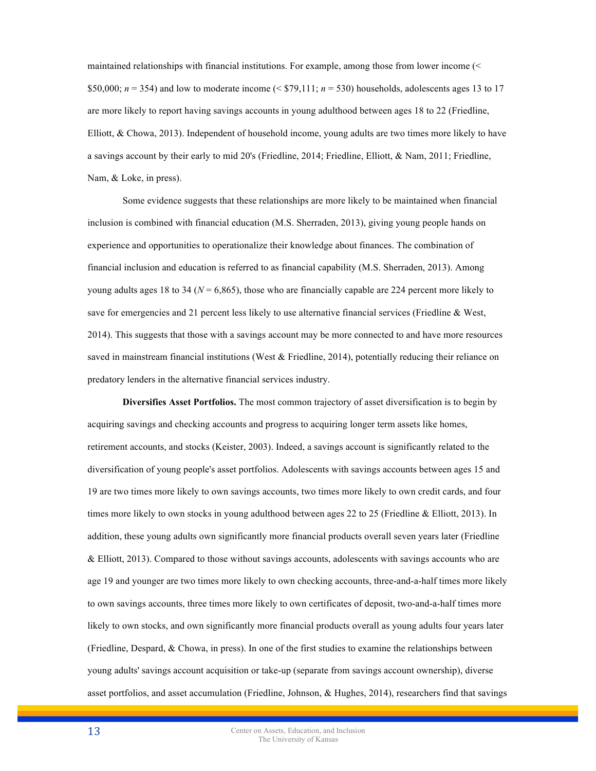maintained relationships with financial institutions. For example, among those from lower income (< $50,000; *n* = 354) and low to moderate income (< $79,111; *n* = 530) households, adolescents ages 13 to 17 are more likely to report having savings accounts in young adulthood between ages 18 to 22 (Friedline, Elliott, & Chowa, 2013). Independent of household income, young adults are two times more likely to have a savings account by their early to mid 20's (Friedline, 2014; Friedline, Elliott, & Nam, 2011; Friedline, Nam, & Loke, in press).

Some evidence suggests that these relationships are more likely to be maintained when financial inclusion is combined with financial education (M.S. Sherraden, 2013), giving young people hands on experience and opportunities to operationalize their knowledge about finances. The combination of financial inclusion and education is referred to as financial capability (M.S. Sherraden, 2013). Among young adults ages 18 to 34 (*N* = 6,865), those who are financially capable are 224 percent more likely to save for emergencies and 21 percent less likely to use alternative financial services (Friedline & West, 2014). This suggests that those with a savings account may be more connected to and have more resources saved in mainstream financial institutions (West & Friedline, 2014), potentially reducing their reliance on predatory lenders in the alternative financial services industry.

**Diversifies Asset Portfolios.** The most common trajectory of asset diversification is to begin by acquiring savings and checking accounts and progress to acquiring longer term assets like homes, retirement accounts, and stocks (Keister, 2003). Indeed, a savings account is significantly related to the diversification of young people's asset portfolios. Adolescents with savings accounts between ages 15 and 19 are two times more likely to own savings accounts, two times more likely to own credit cards, and four times more likely to own stocks in young adulthood between ages 22 to 25 (Friedline & Elliott, 2013). In addition, these young adults own significantly more financial products overall seven years later (Friedline & Elliott, 2013). Compared to those without savings accounts, adolescents with savings accounts who are age 19 and younger are two times more likely to own checking accounts, three-and-a-half times more likely to own savings accounts, three times more likely to own certificates of deposit, two-and-a-half times more likely to own stocks, and own significantly more financial products overall as young adults four years later (Friedline, Despard, & Chowa, in press). In one of the first studies to examine the relationships between young adults' savings account acquisition or take-up (separate from savings account ownership), diverse asset portfolios, and asset accumulation (Friedline, Johnson, & Hughes, 2014), researchers find that savings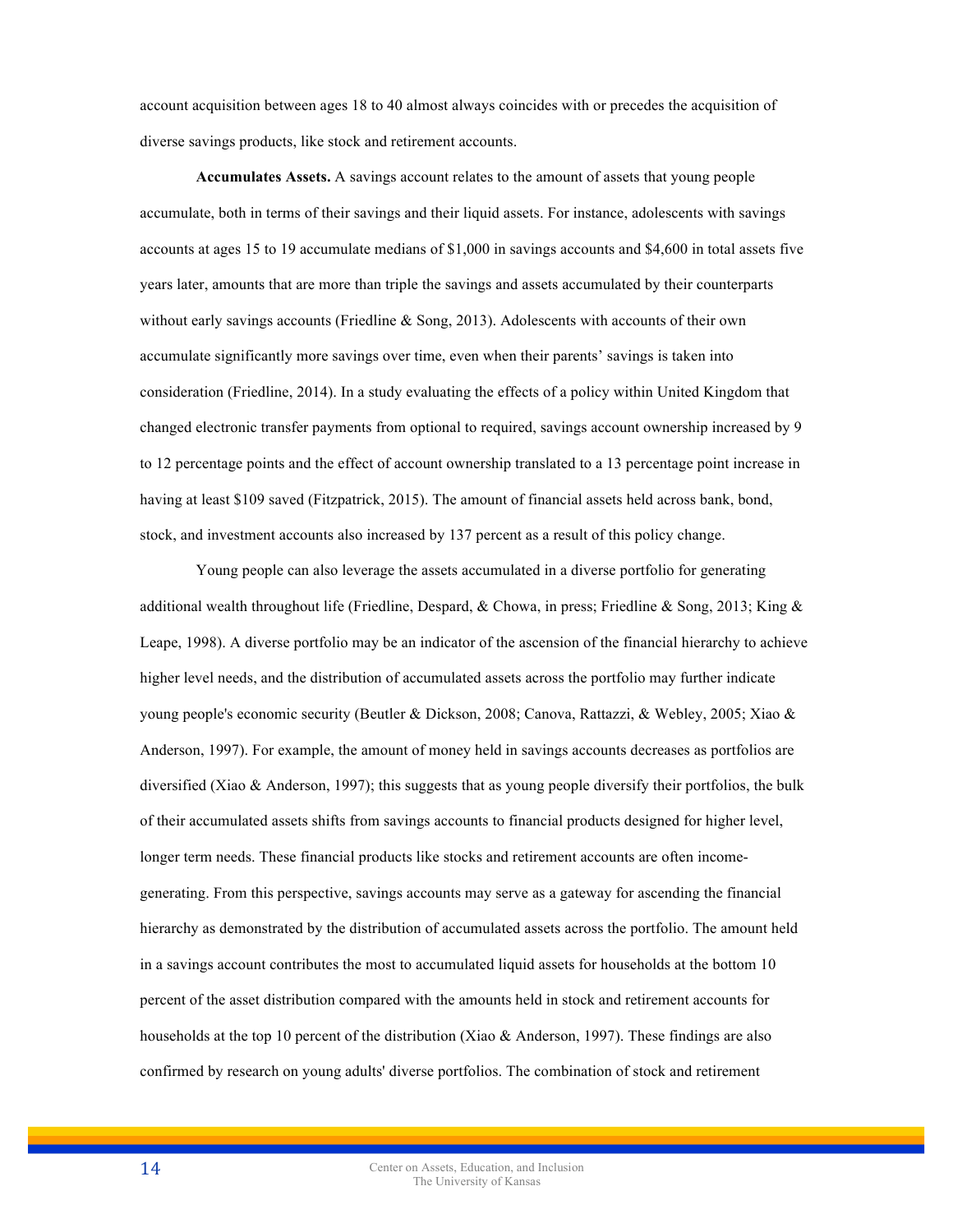account acquisition between ages 18 to 40 almost always coincides with or precedes the acquisition of diverse savings products, like stock and retirement accounts.

**Accumulates Assets.** A savings account relates to the amount of assets that young people accumulate, both in terms of their savings and their liquid assets. For instance, adolescents with savings accounts at ages 15 to 19 accumulate medians of $1,000 in savings accounts and $4,600 in total assets five years later, amounts that are more than triple the savings and assets accumulated by their counterparts without early savings accounts (Friedline & Song, 2013). Adolescents with accounts of their own accumulate significantly more savings over time, even when their parents' savings is taken into consideration (Friedline, 2014). In a study evaluating the effects of a policy within United Kingdom that changed electronic transfer payments from optional to required, savings account ownership increased by 9 to 12 percentage points and the effect of account ownership translated to a 13 percentage point increase in having at least $109 saved (Fitzpatrick, 2015). The amount of financial assets held across bank, bond, stock, and investment accounts also increased by 137 percent as a result of this policy change.

Young people can also leverage the assets accumulated in a diverse portfolio for generating additional wealth throughout life (Friedline, Despard, & Chowa, in press; Friedline & Song, 2013; King & Leape, 1998). A diverse portfolio may be an indicator of the ascension of the financial hierarchy to achieve higher level needs, and the distribution of accumulated assets across the portfolio may further indicate young people's economic security (Beutler & Dickson, 2008; Canova, Rattazzi, & Webley, 2005; Xiao & Anderson, 1997). For example, the amount of money held in savings accounts decreases as portfolios are diversified (Xiao & Anderson, 1997); this suggests that as young people diversify their portfolios, the bulk of their accumulated assets shifts from savings accounts to financial products designed for higher level, longer term needs. These financial products like stocks and retirement accounts are often income-generating. From this perspective, savings accounts may serve as a gateway for ascending the financial hierarchy as demonstrated by the distribution of accumulated assets across the portfolio. The amount held in a savings account contributes the most to accumulated liquid assets for households at the bottom 10 percent of the asset distribution compared with the amounts held in stock and retirement accounts for households at the top 10 percent of the distribution (Xiao & Anderson, 1997). These findings are also confirmed by research on young adults' diverse portfolios. The combination of stock and retirement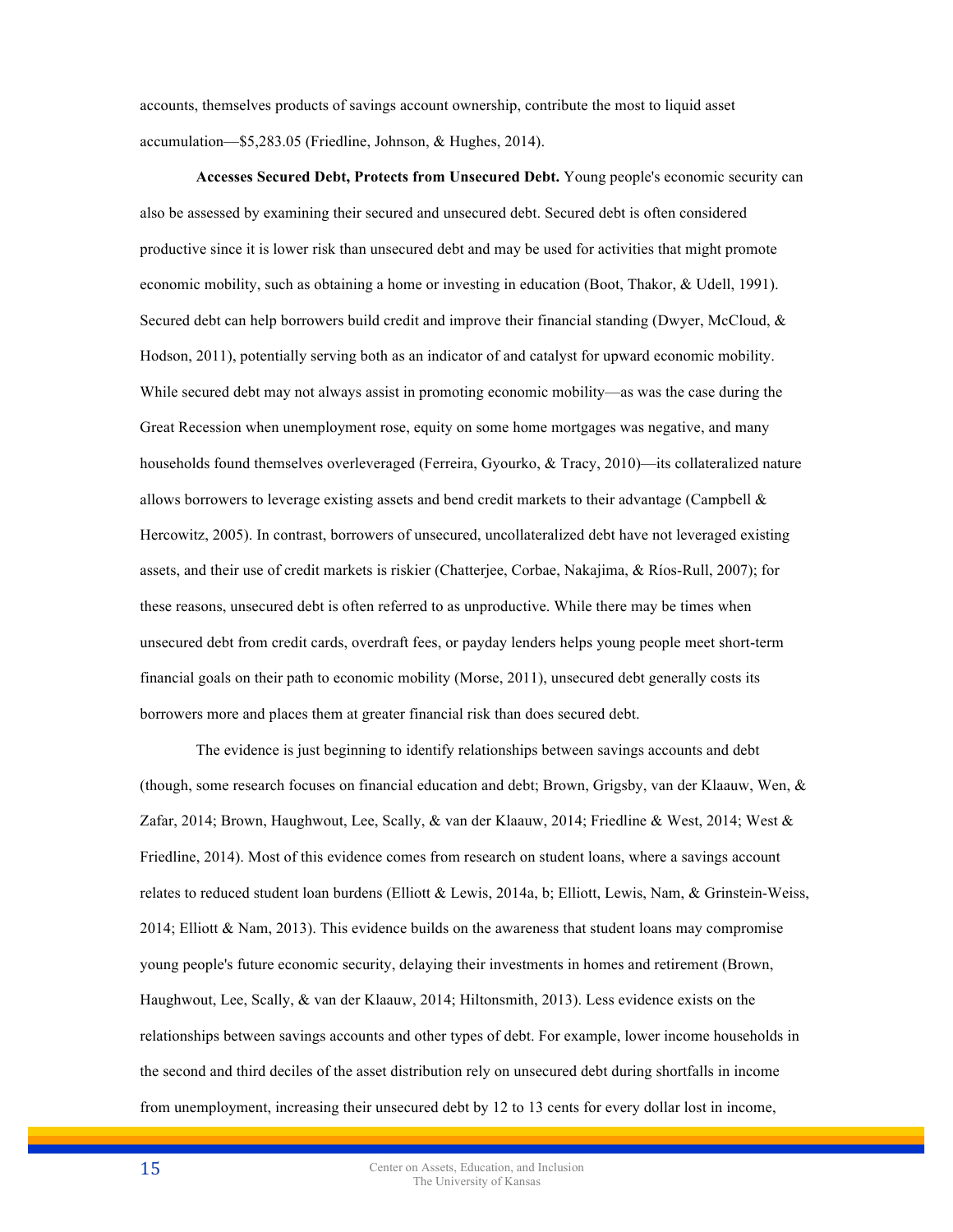accounts, themselves products of savings account ownership, contribute the most to liquid asset accumulation—$5,283.05 (Friedline, Johnson, & Hughes, 2014).

**Accesses Secured Debt, Protects from Unsecured Debt.** Young people's economic security can also be assessed by examining their secured and unsecured debt. Secured debt is often considered productive since it is lower risk than unsecured debt and may be used for activities that might promote economic mobility, such as obtaining a home or investing in education (Boot, Thakor, & Udell, 1991). Secured debt can help borrowers build credit and improve their financial standing (Dwyer, McCloud, & Hodson, 2011), potentially serving both as an indicator of and catalyst for upward economic mobility. While secured debt may not always assist in promoting economic mobility—as was the case during the Great Recession when unemployment rose, equity on some home mortgages was negative, and many households found themselves overleveraged (Ferreira, Gyourko, & Tracy, 2010)—its collateralized nature allows borrowers to leverage existing assets and bend credit markets to their advantage (Campbell & Hercowitz, 2005). In contrast, borrowers of unsecured, uncollateralized debt have not leveraged existing assets, and their use of credit markets is riskier (Chatterjee, Corbae, Nakajima, & Ríos-Rull, 2007); for these reasons, unsecured debt is often referred to as unproductive. While there may be times when unsecured debt from credit cards, overdraft fees, or payday lenders helps young people meet short-term financial goals on their path to economic mobility (Morse, 2011), unsecured debt generally costs its borrowers more and places them at greater financial risk than does secured debt.

The evidence is just beginning to identify relationships between savings accounts and debt (though, some research focuses on financial education and debt; Brown, Grigsby, van der Klaauw, Wen, & Zafar, 2014; Brown, Haughwout, Lee, Scally, & van der Klaauw, 2014; Friedline & West, 2014; West & Friedline, 2014). Most of this evidence comes from research on student loans, where a savings account relates to reduced student loan burdens (Elliott & Lewis, 2014a, b; Elliott, Lewis, Nam, & Grinstein-Weiss, 2014; Elliott & Nam, 2013). This evidence builds on the awareness that student loans may compromise young people's future economic security, delaying their investments in homes and retirement (Brown, Haughwout, Lee, Scally, & van der Klaauw, 2014; Hiltonsmith, 2013). Less evidence exists on the relationships between savings accounts and other types of debt. For example, lower income households in the second and third deciles of the asset distribution rely on unsecured debt during shortfalls in income from unemployment, increasing their unsecured debt by 12 to 13 cents for every dollar lost in income,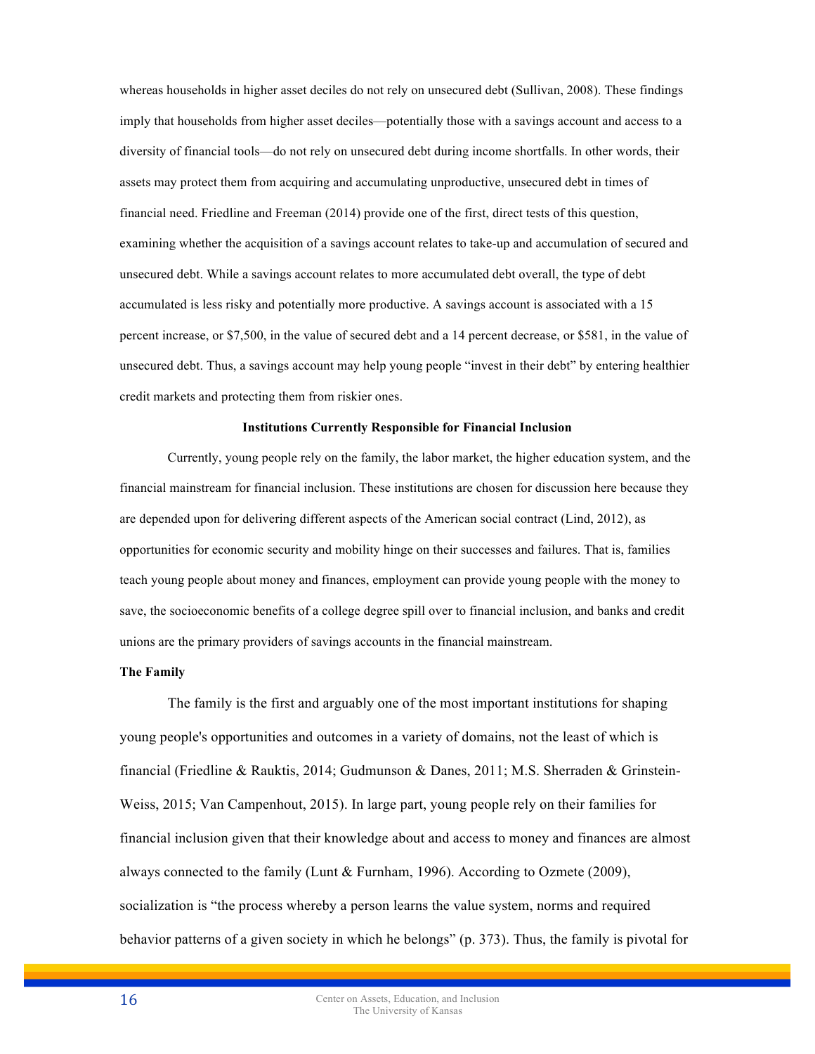whereas households in higher asset deciles do not rely on unsecured debt (Sullivan, 2008). These findings imply that households from higher asset deciles—potentially those with a savings account and access to a diversity of financial tools—do not rely on unsecured debt during income shortfalls. In other words, their assets may protect them from acquiring and accumulating unproductive, unsecured debt in times of financial need. Friedline and Freeman (2014) provide one of the first, direct tests of this question, examining whether the acquisition of a savings account relates to take-up and accumulation of secured and unsecured debt. While a savings account relates to more accumulated debt overall, the type of debt accumulated is less risky and potentially more productive. A savings account is associated with a 15 percent increase, or $7,500, in the value of secured debt and a 14 percent decrease, or $581, in the value of unsecured debt. Thus, a savings account may help young people "invest in their debt" by entering healthier credit markets and protecting them from riskier ones.

## Institutions Currently Responsible for Financial Inclusion

Currently, young people rely on the family, the labor market, the higher education system, and the financial mainstream for financial inclusion. These institutions are chosen for discussion here because they are depended upon for delivering different aspects of the American social contract (Lind, 2012), as opportunities for economic security and mobility hinge on their successes and failures. That is, families teach young people about money and finances, employment can provide young people with the money to save, the socioeconomic benefits of a college degree spill over to financial inclusion, and banks and credit unions are the primary providers of savings accounts in the financial mainstream.

### The Family

The family is the first and arguably one of the most important institutions for shaping young people's opportunities and outcomes in a variety of domains, not the least of which is financial (Friedline & Rauktis, 2014; Gudmunson & Danes, 2011; M.S. Sherraden & Grinstein-Weiss, 2015; Van Campenhout, 2015). In large part, young people rely on their families for financial inclusion given that their knowledge about and access to money and finances are almost always connected to the family (Lunt & Furnham, 1996). According to Ozmete (2009), socialization is "the process whereby a person learns the value system, norms and required behavior patterns of a given society in which he belongs" (p. 373). Thus, the family is pivotal for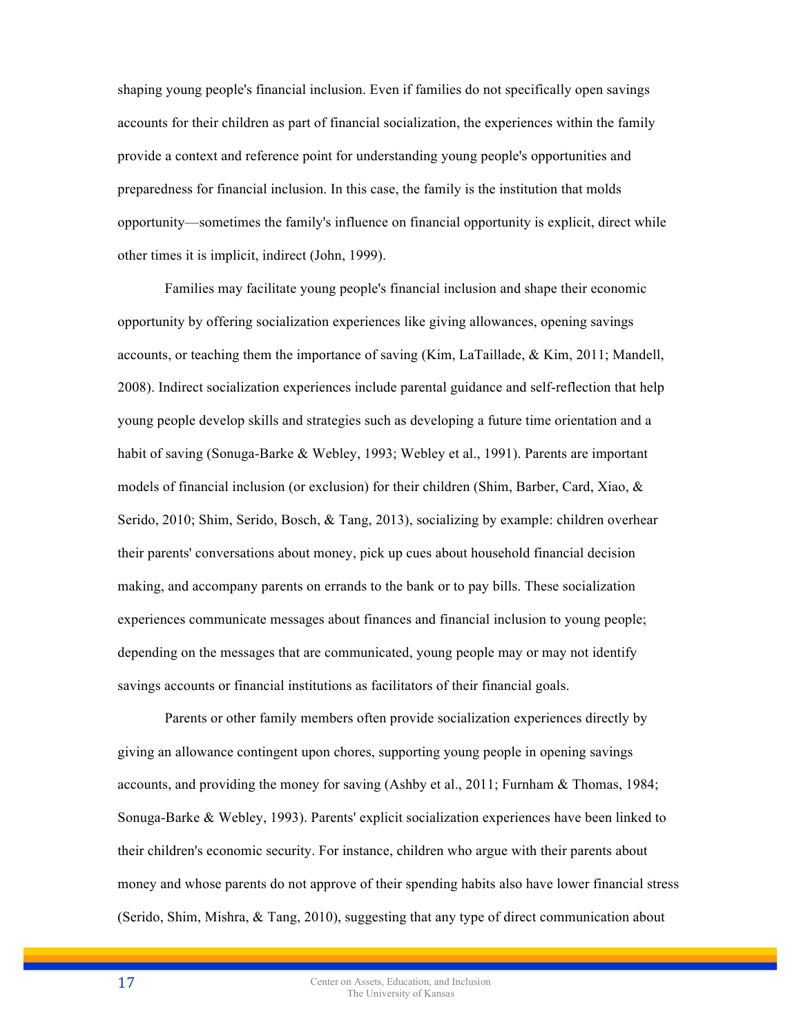shaping young people's financial inclusion. Even if families do not specifically open savings accounts for their children as part of financial socialization, the experiences within the family provide a context and reference point for understanding young people's opportunities and preparedness for financial inclusion. In this case, the family is the institution that molds opportunity—sometimes the family's influence on financial opportunity is explicit, direct while other times it is implicit, indirect (John, 1999).

Families may facilitate young people's financial inclusion and shape their economic opportunity by offering socialization experiences like giving allowances, opening savings accounts, or teaching them the importance of saving (Kim, LaTaillade, & Kim, 2011; Mandell, 2008). Indirect socialization experiences include parental guidance and self-reflection that help young people develop skills and strategies such as developing a future time orientation and a habit of saving (Sonuga-Barke & Webley, 1993; Webley et al., 1991). Parents are important models of financial inclusion (or exclusion) for their children (Shim, Barber, Card, Xiao, & Serido, 2010; Shim, Serido, Bosch, & Tang, 2013), socializing by example: children overhear their parents' conversations about money, pick up cues about household financial decision making, and accompany parents on errands to the bank or to pay bills. These socialization experiences communicate messages about finances and financial inclusion to young people; depending on the messages that are communicated, young people may or may not identify savings accounts or financial institutions as facilitators of their financial goals.

Parents or other family members often provide socialization experiences directly by giving an allowance contingent upon chores, supporting young people in opening savings accounts, and providing the money for saving (Ashby et al., 2011; Furnham & Thomas, 1984; Sonuga-Barke & Webley, 1993). Parents' explicit socialization experiences have been linked to their children's economic security. For instance, children who argue with their parents about money and whose parents do not approve of their spending habits also have lower financial stress (Serido, Shim, Mishra, & Tang, 2010), suggesting that any type of direct communication about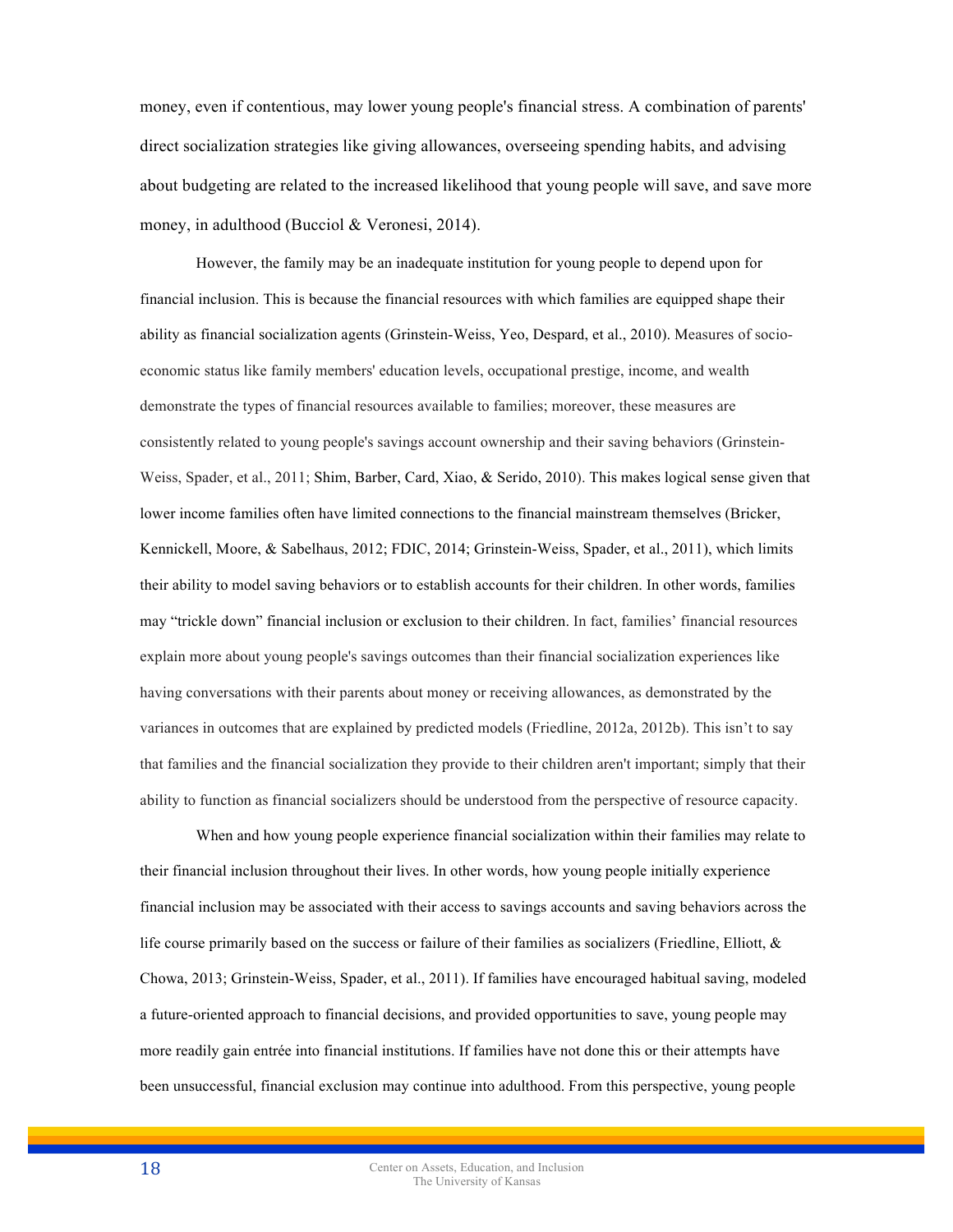money, even if contentious, may lower young people's financial stress. A combination of parents' direct socialization strategies like giving allowances, overseeing spending habits, and advising about budgeting are related to the increased likelihood that young people will save, and save more money, in adulthood (Bucciol & Veronesi, 2014).

However, the family may be an inadequate institution for young people to depend upon for financial inclusion. This is because the financial resources with which families are equipped shape their ability as financial socialization agents (Grinstein-Weiss, Yeo, Despard, et al., 2010). Measures of socio-economic status like family members' education levels, occupational prestige, income, and wealth demonstrate the types of financial resources available to families; moreover, these measures are consistently related to young people's savings account ownership and their saving behaviors (Grinstein-Weiss, Spader, et al., 2011; Shim, Barber, Card, Xiao, & Serido, 2010). This makes logical sense given that lower income families often have limited connections to the financial mainstream themselves (Bricker, Kennickell, Moore, & Sabelhaus, 2012; FDIC, 2014; Grinstein-Weiss, Spader, et al., 2011), which limits their ability to model saving behaviors or to establish accounts for their children. In other words, families may "trickle down" financial inclusion or exclusion to their children. In fact, families' financial resources explain more about young people's savings outcomes than their financial socialization experiences like having conversations with their parents about money or receiving allowances, as demonstrated by the variances in outcomes that are explained by predicted models (Friedline, 2012a, 2012b). This isn't to say that families and the financial socialization they provide to their children aren't important; simply that their ability to function as financial socializers should be understood from the perspective of resource capacity.

When and how young people experience financial socialization within their families may relate to their financial inclusion throughout their lives. In other words, how young people initially experience financial inclusion may be associated with their access to savings accounts and saving behaviors across the life course primarily based on the success or failure of their families as socializers (Friedline, Elliott, & Chowa, 2013; Grinstein-Weiss, Spader, et al., 2011). If families have encouraged habitual saving, modeled a future-oriented approach to financial decisions, and provided opportunities to save, young people may more readily gain entrée into financial institutions. If families have not done this or their attempts have been unsuccessful, financial exclusion may continue into adulthood. From this perspective, young people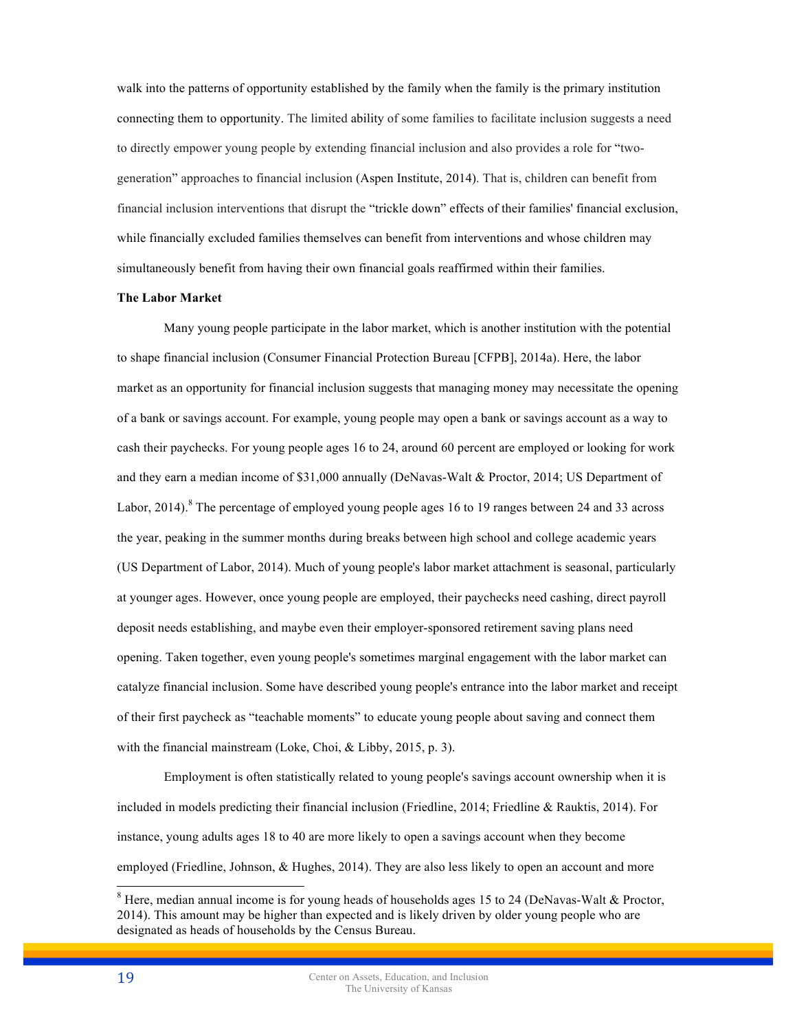walk into the patterns of opportunity established by the family when the family is the primary institution connecting them to opportunity. The limited ability of some families to facilitate inclusion suggests a need to directly empower young people by extending financial inclusion and also provides a role for "two-generation" approaches to financial inclusion (Aspen Institute, 2014). That is, children can benefit from financial inclusion interventions that disrupt the "trickle down" effects of their families' financial exclusion, while financially excluded families themselves can benefit from interventions and whose children may simultaneously benefit from having their own financial goals reaffirmed within their families.

**The Labor Market**

Many young people participate in the labor market, which is another institution with the potential to shape financial inclusion (Consumer Financial Protection Bureau [CFPB], 2014a). Here, the labor market as an opportunity for financial inclusion suggests that managing money may necessitate the opening of a bank or savings account. For example, young people may open a bank or savings account as a way to cash their paychecks. For young people ages 16 to 24, around 60 percent are employed or looking for work and they earn a median income of $31,000 annually (DeNavas-Walt & Proctor, 2014; US Department of Labor, 2014).[8] The percentage of employed young people ages 16 to 19 ranges between 24 and 33 across the year, peaking in the summer months during breaks between high school and college academic years (US Department of Labor, 2014). Much of young people's labor market attachment is seasonal, particularly at younger ages. However, once young people are employed, their paychecks need cashing, direct payroll deposit needs establishing, and maybe even their employer-sponsored retirement saving plans need opening. Taken together, even young people's sometimes marginal engagement with the labor market can catalyze financial inclusion. Some have described young people's entrance into the labor market and receipt of their first paycheck as "teachable moments" to educate young people about saving and connect them with the financial mainstream (Loke, Choi, & Libby, 2015, p. 3).

Employment is often statistically related to young people's savings account ownership when it is included in models predicting their financial inclusion (Friedline, 2014; Friedline & Rauktis, 2014). For instance, young adults ages 18 to 40 are more likely to open a savings account when they become employed (Friedline, Johnson, & Hughes, 2014). They are also less likely to open an account and more

[8] Here, median annual income is for young heads of households ages 15 to 24 (DeNavas-Walt & Proctor, 2014). This amount may be higher than expected and is likely driven by older young people who are designated as heads of households by the Census Bureau.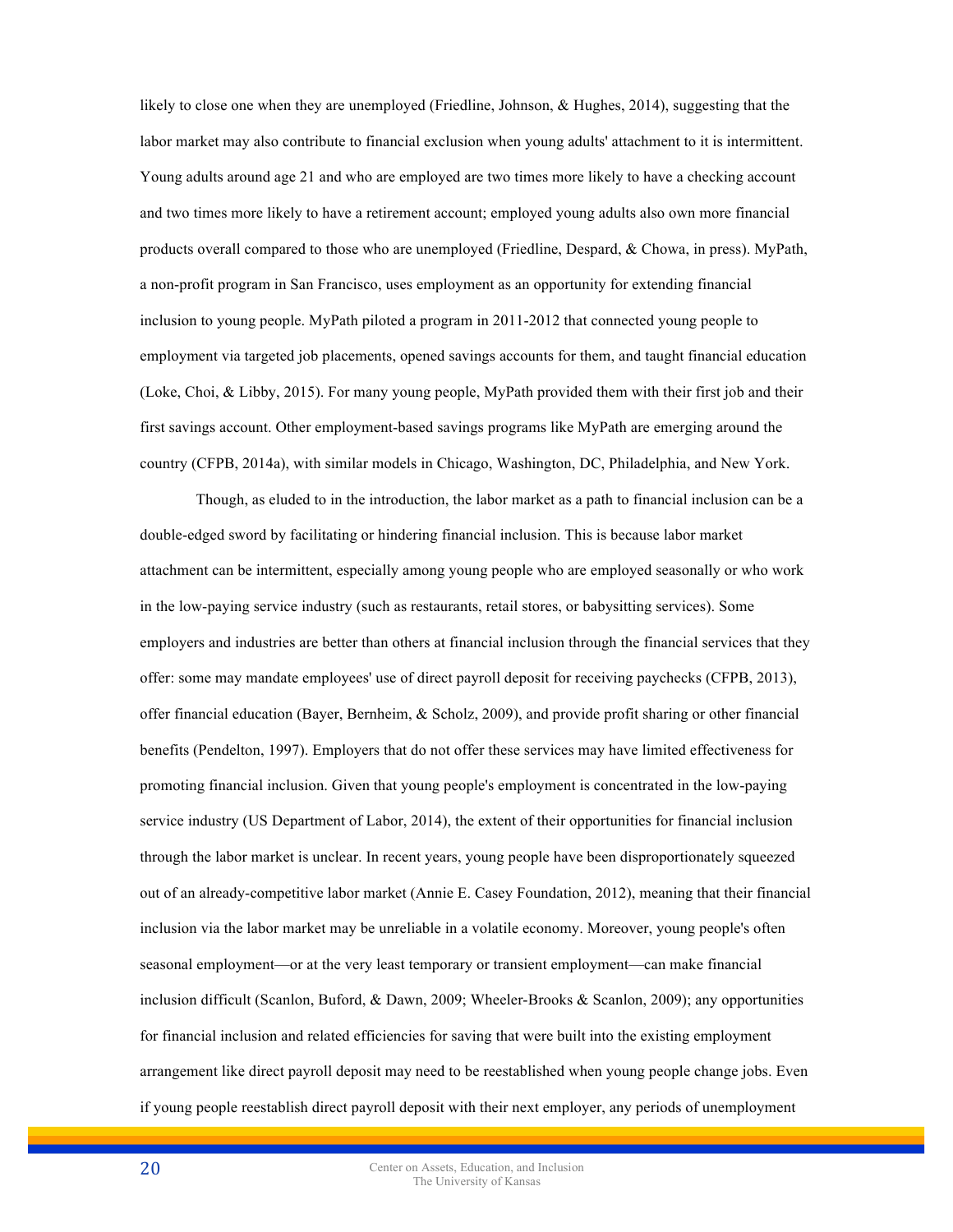likely to close one when they are unemployed (Friedline, Johnson, & Hughes, 2014), suggesting that the labor market may also contribute to financial exclusion when young adults' attachment to it is intermittent. Young adults around age 21 and who are employed are two times more likely to have a checking account and two times more likely to have a retirement account; employed young adults also own more financial products overall compared to those who are unemployed (Friedline, Despard, & Chowa, in press). MyPath, a non-profit program in San Francisco, uses employment as an opportunity for extending financial inclusion to young people. MyPath piloted a program in 2011-2012 that connected young people to employment via targeted job placements, opened savings accounts for them, and taught financial education (Loke, Choi, & Libby, 2015). For many young people, MyPath provided them with their first job and their first savings account. Other employment-based savings programs like MyPath are emerging around the country (CFPB, 2014a), with similar models in Chicago, Washington, DC, Philadelphia, and New York.

Though, as eluded to in the introduction, the labor market as a path to financial inclusion can be a double-edged sword by facilitating or hindering financial inclusion. This is because labor market attachment can be intermittent, especially among young people who are employed seasonally or who work in the low-paying service industry (such as restaurants, retail stores, or babysitting services). Some employers and industries are better than others at financial inclusion through the financial services that they offer: some may mandate employees' use of direct payroll deposit for receiving paychecks (CFPB, 2013), offer financial education (Bayer, Bernheim, & Scholz, 2009), and provide profit sharing or other financial benefits (Pendelton, 1997). Employers that do not offer these services may have limited effectiveness for promoting financial inclusion. Given that young people's employment is concentrated in the low-paying service industry (US Department of Labor, 2014), the extent of their opportunities for financial inclusion through the labor market is unclear. In recent years, young people have been disproportionately squeezed out of an already-competitive labor market (Annie E. Casey Foundation, 2012), meaning that their financial inclusion via the labor market may be unreliable in a volatile economy. Moreover, young people's often seasonal employment—or at the very least temporary or transient employment—can make financial inclusion difficult (Scanlon, Buford, & Dawn, 2009; Wheeler-Brooks & Scanlon, 2009); any opportunities for financial inclusion and related efficiencies for saving that were built into the existing employment arrangement like direct payroll deposit may need to be reestablished when young people change jobs. Even if young people reestablish direct payroll deposit with their next employer, any periods of unemployment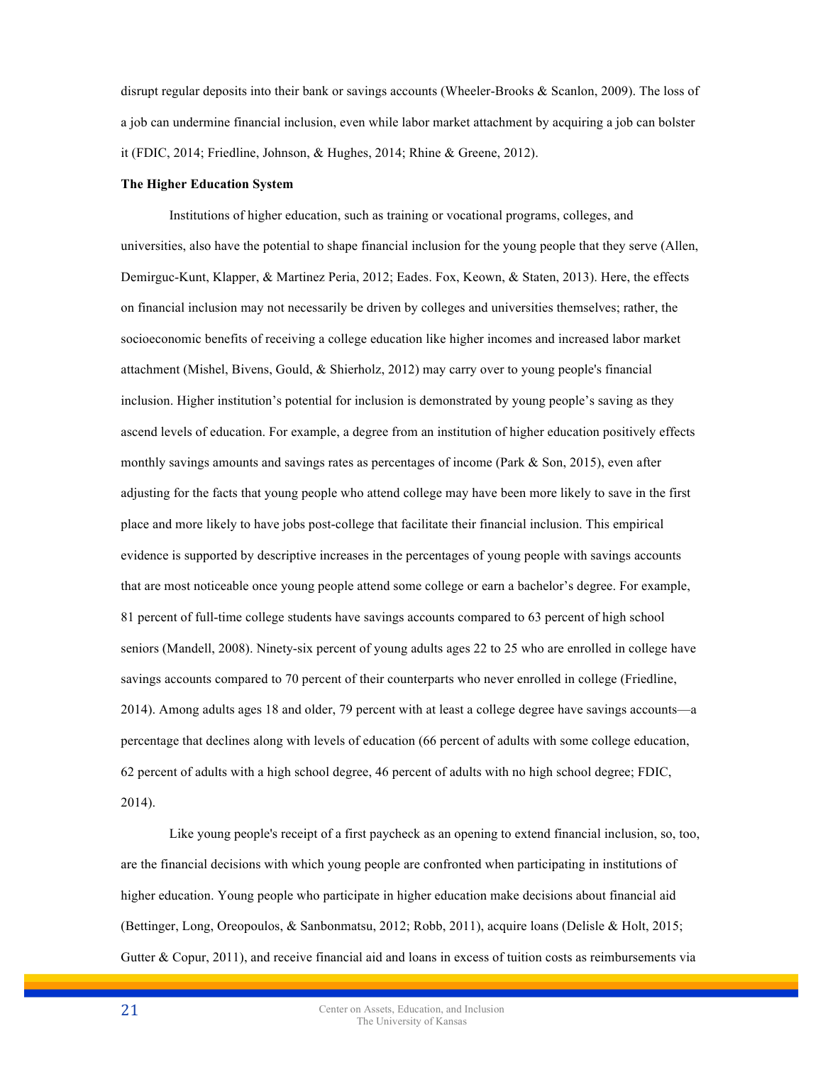disrupt regular deposits into their bank or savings accounts (Wheeler-Brooks & Scanlon, 2009). The loss of a job can undermine financial inclusion, even while labor market attachment by acquiring a job can bolster it (FDIC, 2014; Friedline, Johnson, & Hughes, 2014; Rhine & Greene, 2012).

**The Higher Education System**

Institutions of higher education, such as training or vocational programs, colleges, and universities, also have the potential to shape financial inclusion for the young people that they serve (Allen, Demirguc-Kunt, Klapper, & Martinez Peria, 2012; Eades. Fox, Keown, & Staten, 2013). Here, the effects on financial inclusion may not necessarily be driven by colleges and universities themselves; rather, the socioeconomic benefits of receiving a college education like higher incomes and increased labor market attachment (Mishel, Bivens, Gould, & Shierholz, 2012) may carry over to young people's financial inclusion. Higher institution's potential for inclusion is demonstrated by young people's saving as they ascend levels of education. For example, a degree from an institution of higher education positively effects monthly savings amounts and savings rates as percentages of income (Park & Son, 2015), even after adjusting for the facts that young people who attend college may have been more likely to save in the first place and more likely to have jobs post-college that facilitate their financial inclusion. This empirical evidence is supported by descriptive increases in the percentages of young people with savings accounts that are most noticeable once young people attend some college or earn a bachelor's degree. For example, 81 percent of full-time college students have savings accounts compared to 63 percent of high school seniors (Mandell, 2008). Ninety-six percent of young adults ages 22 to 25 who are enrolled in college have savings accounts compared to 70 percent of their counterparts who never enrolled in college (Friedline, 2014). Among adults ages 18 and older, 79 percent with at least a college degree have savings accounts—a percentage that declines along with levels of education (66 percent of adults with some college education, 62 percent of adults with a high school degree, 46 percent of adults with no high school degree; FDIC, 2014).

Like young people's receipt of a first paycheck as an opening to extend financial inclusion, so, too, are the financial decisions with which young people are confronted when participating in institutions of higher education. Young people who participate in higher education make decisions about financial aid (Bettinger, Long, Oreopoulos, & Sanbonmatsu, 2012; Robb, 2011), acquire loans (Delisle & Holt, 2015; Gutter & Copur, 2011), and receive financial aid and loans in excess of tuition costs as reimbursements via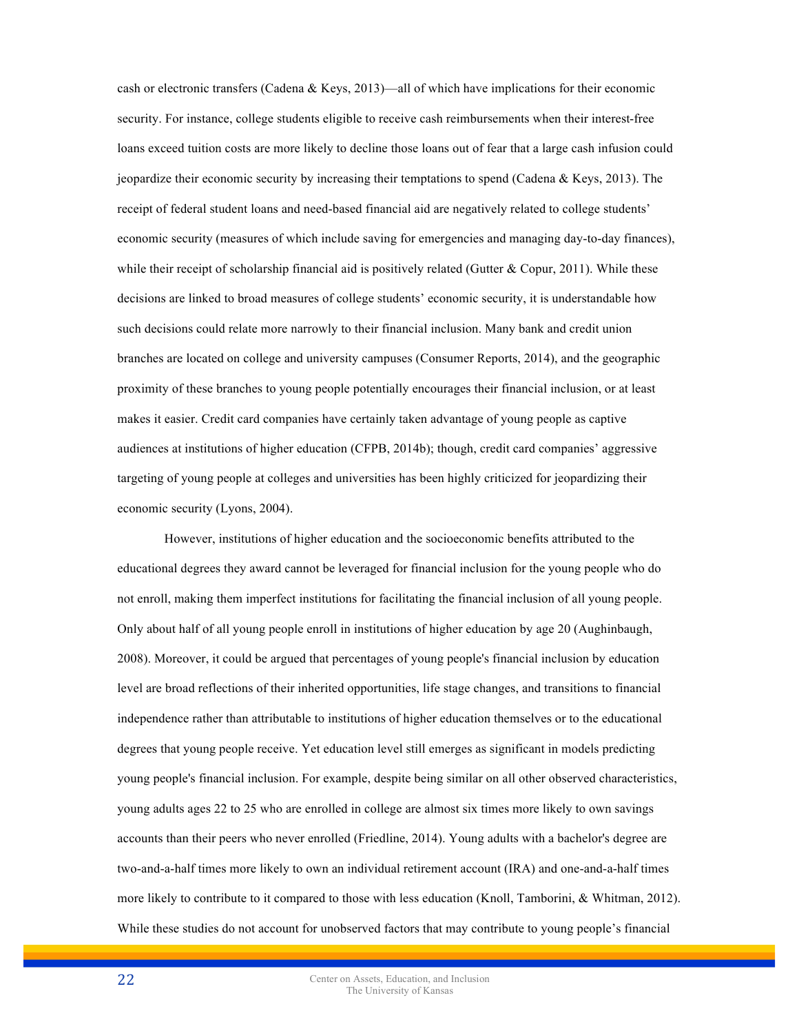cash or electronic transfers (Cadena & Keys, 2013)—all of which have implications for their economic security. For instance, college students eligible to receive cash reimbursements when their interest-free loans exceed tuition costs are more likely to decline those loans out of fear that a large cash infusion could jeopardize their economic security by increasing their temptations to spend (Cadena & Keys, 2013). The receipt of federal student loans and need-based financial aid are negatively related to college students' economic security (measures of which include saving for emergencies and managing day-to-day finances), while their receipt of scholarship financial aid is positively related (Gutter & Copur, 2011). While these decisions are linked to broad measures of college students' economic security, it is understandable how such decisions could relate more narrowly to their financial inclusion. Many bank and credit union branches are located on college and university campuses (Consumer Reports, 2014), and the geographic proximity of these branches to young people potentially encourages their financial inclusion, or at least makes it easier. Credit card companies have certainly taken advantage of young people as captive audiences at institutions of higher education (CFPB, 2014b); though, credit card companies' aggressive targeting of young people at colleges and universities has been highly criticized for jeopardizing their economic security (Lyons, 2004).

However, institutions of higher education and the socioeconomic benefits attributed to the educational degrees they award cannot be leveraged for financial inclusion for the young people who do not enroll, making them imperfect institutions for facilitating the financial inclusion of all young people. Only about half of all young people enroll in institutions of higher education by age 20 (Aughinbaugh, 2008). Moreover, it could be argued that percentages of young people's financial inclusion by education level are broad reflections of their inherited opportunities, life stage changes, and transitions to financial independence rather than attributable to institutions of higher education themselves or to the educational degrees that young people receive. Yet education level still emerges as significant in models predicting young people's financial inclusion. For example, despite being similar on all other observed characteristics, young adults ages 22 to 25 who are enrolled in college are almost six times more likely to own savings accounts than their peers who never enrolled (Friedline, 2014). Young adults with a bachelor's degree are two-and-a-half times more likely to own an individual retirement account (IRA) and one-and-a-half times more likely to contribute to it compared to those with less education (Knoll, Tamborini, & Whitman, 2012). While these studies do not account for unobserved factors that may contribute to young people's financial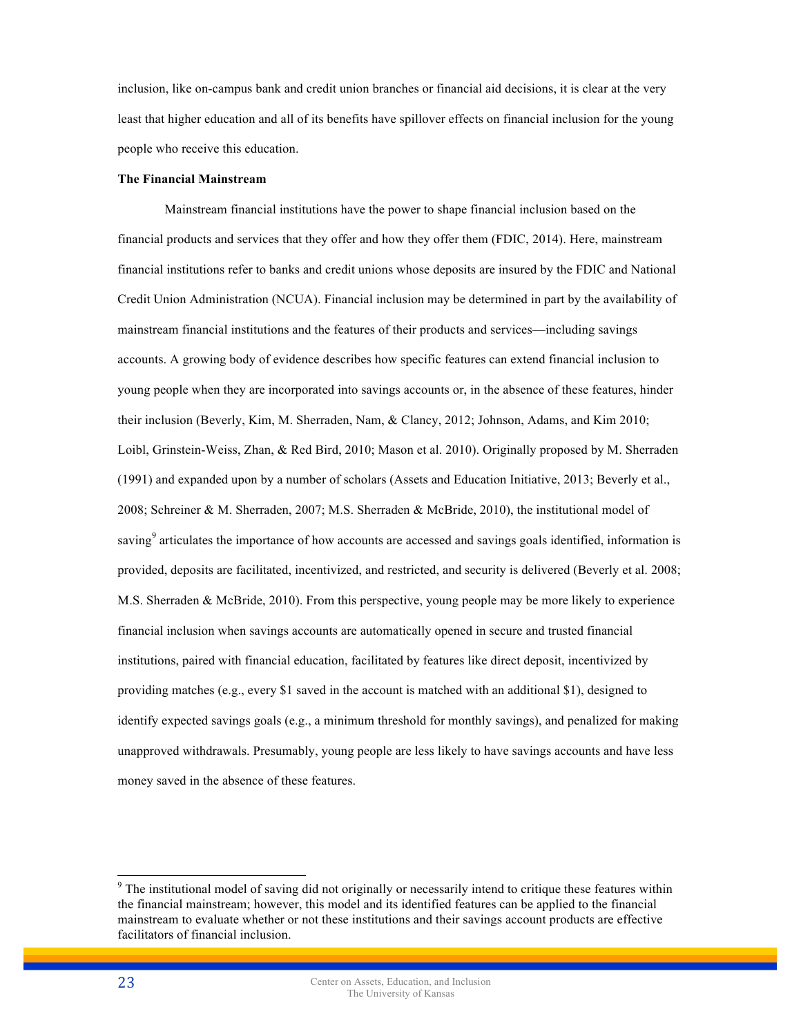inclusion, like on-campus bank and credit union branches or financial aid decisions, it is clear at the very least that higher education and all of its benefits have spillover effects on financial inclusion for the young people who receive this education.

**The Financial Mainstream**

Mainstream financial institutions have the power to shape financial inclusion based on the financial products and services that they offer and how they offer them (FDIC, 2014). Here, mainstream financial institutions refer to banks and credit unions whose deposits are insured by the FDIC and National Credit Union Administration (NCUA). Financial inclusion may be determined in part by the availability of mainstream financial institutions and the features of their products and services—including savings accounts. A growing body of evidence describes how specific features can extend financial inclusion to young people when they are incorporated into savings accounts or, in the absence of these features, hinder their inclusion (Beverly, Kim, M. Sherraden, Nam, & Clancy, 2012; Johnson, Adams, and Kim 2010; Loibl, Grinstein-Weiss, Zhan, & Red Bird, 2010; Mason et al. 2010). Originally proposed by M. Sherraden (1991) and expanded upon by a number of scholars (Assets and Education Initiative, 2013; Beverly et al., 2008; Schreiner & M. Sherraden, 2007; M.S. Sherraden & McBride, 2010), the institutional model of saving[9] articulates the importance of how accounts are accessed and savings goals identified, information is provided, deposits are facilitated, incentivized, and restricted, and security is delivered (Beverly et al. 2008; M.S. Sherraden & McBride, 2010). From this perspective, young people may be more likely to experience financial inclusion when savings accounts are automatically opened in secure and trusted financial institutions, paired with financial education, facilitated by features like direct deposit, incentivized by providing matches (e.g., every $1 saved in the account is matched with an additional $1), designed to identify expected savings goals (e.g., a minimum threshold for monthly savings), and penalized for making unapproved withdrawals. Presumably, young people are less likely to have savings accounts and have less money saved in the absence of these features.

[9] The institutional model of saving did not originally or necessarily intend to critique these features within the financial mainstream; however, this model and its identified features can be applied to the financial mainstream to evaluate whether or not these institutions and their savings account products are effective facilitators of financial inclusion.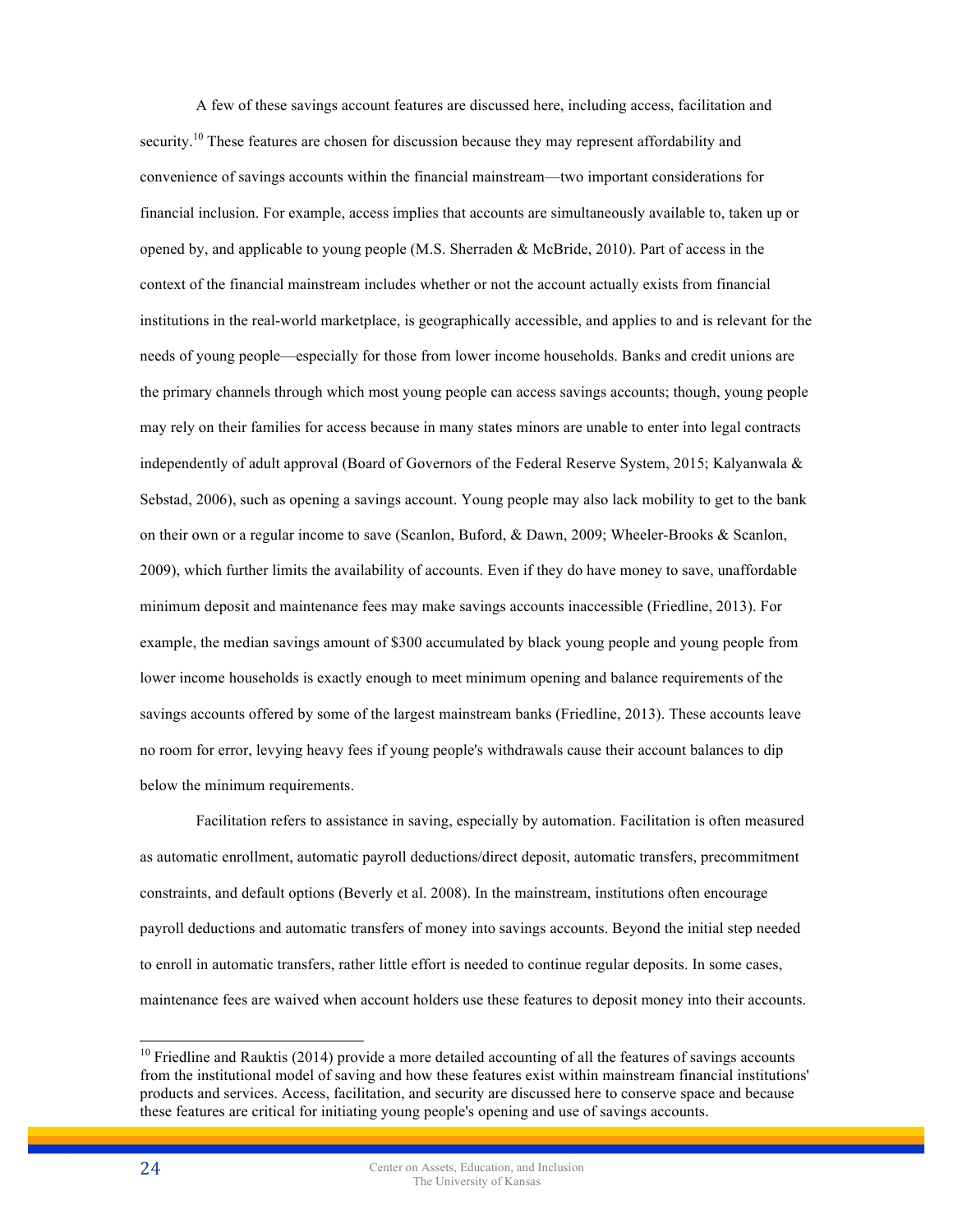A few of these savings account features are discussed here, including access, facilitation and security.[10] These features are chosen for discussion because they may represent affordability and convenience of savings accounts within the financial mainstream—two important considerations for financial inclusion. For example, access implies that accounts are simultaneously available to, taken up or opened by, and applicable to young people (M.S. Sherraden & McBride, 2010). Part of access in the context of the financial mainstream includes whether or not the account actually exists from financial institutions in the real-world marketplace, is geographically accessible, and applies to and is relevant for the needs of young people—especially for those from lower income households. Banks and credit unions are the primary channels through which most young people can access savings accounts; though, young people may rely on their families for access because in many states minors are unable to enter into legal contracts independently of adult approval (Board of Governors of the Federal Reserve System, 2015; Kalyanwala & Sebstad, 2006), such as opening a savings account. Young people may also lack mobility to get to the bank on their own or a regular income to save (Scanlon, Buford, & Dawn, 2009; Wheeler-Brooks & Scanlon, 2009), which further limits the availability of accounts. Even if they do have money to save, unaffordable minimum deposit and maintenance fees may make savings accounts inaccessible (Friedline, 2013). For example, the median savings amount of $300 accumulated by black young people and young people from lower income households is exactly enough to meet minimum opening and balance requirements of the savings accounts offered by some of the largest mainstream banks (Friedline, 2013). These accounts leave no room for error, levying heavy fees if young people's withdrawals cause their account balances to dip below the minimum requirements.

Facilitation refers to assistance in saving, especially by automation. Facilitation is often measured as automatic enrollment, automatic payroll deductions/direct deposit, automatic transfers, precommitment constraints, and default options (Beverly et al. 2008). In the mainstream, institutions often encourage payroll deductions and automatic transfers of money into savings accounts. Beyond the initial step needed to enroll in automatic transfers, rather little effort is needed to continue regular deposits. In some cases, maintenance fees are waived when account holders use these features to deposit money into their accounts.

[10] Friedline and Rauktis (2014) provide a more detailed accounting of all the features of savings accounts from the institutional model of saving and how these features exist within mainstream financial institutions' products and services. Access, facilitation, and security are discussed here to conserve space and because these features are critical for initiating young people's opening and use of savings accounts.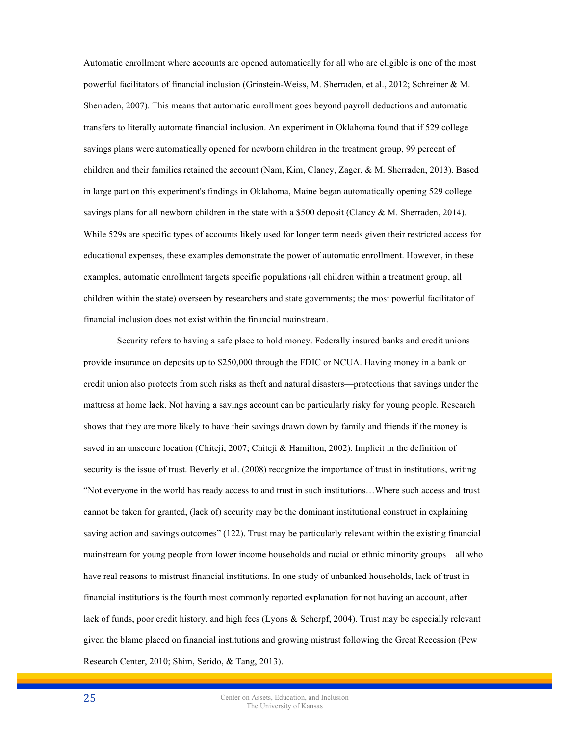Automatic enrollment where accounts are opened automatically for all who are eligible is one of the most powerful facilitators of financial inclusion (Grinstein-Weiss, M. Sherraden, et al., 2012; Schreiner & M. Sherraden, 2007). This means that automatic enrollment goes beyond payroll deductions and automatic transfers to literally automate financial inclusion. An experiment in Oklahoma found that if 529 college savings plans were automatically opened for newborn children in the treatment group, 99 percent of children and their families retained the account (Nam, Kim, Clancy, Zager, & M. Sherraden, 2013). Based in large part on this experiment's findings in Oklahoma, Maine began automatically opening 529 college savings plans for all newborn children in the state with a $500 deposit (Clancy & M. Sherraden, 2014). While 529s are specific types of accounts likely used for longer term needs given their restricted access for educational expenses, these examples demonstrate the power of automatic enrollment. However, in these examples, automatic enrollment targets specific populations (all children within a treatment group, all children within the state) overseen by researchers and state governments; the most powerful facilitator of financial inclusion does not exist within the financial mainstream.

Security refers to having a safe place to hold money. Federally insured banks and credit unions provide insurance on deposits up to $250,000 through the FDIC or NCUA. Having money in a bank or credit union also protects from such risks as theft and natural disasters—protections that savings under the mattress at home lack. Not having a savings account can be particularly risky for young people. Research shows that they are more likely to have their savings drawn down by family and friends if the money is saved in an unsecure location (Chiteji, 2007; Chiteji & Hamilton, 2002). Implicit in the definition of security is the issue of trust. Beverly et al. (2008) recognize the importance of trust in institutions, writing "Not everyone in the world has ready access to and trust in such institutions…Where such access and trust cannot be taken for granted, (lack of) security may be the dominant institutional construct in explaining saving action and savings outcomes" (122). Trust may be particularly relevant within the existing financial mainstream for young people from lower income households and racial or ethnic minority groups—all who have real reasons to mistrust financial institutions. In one study of unbanked households, lack of trust in financial institutions is the fourth most commonly reported explanation for not having an account, after lack of funds, poor credit history, and high fees (Lyons & Scherpf, 2004). Trust may be especially relevant given the blame placed on financial institutions and growing mistrust following the Great Recession (Pew Research Center, 2010; Shim, Serido, & Tang, 2013).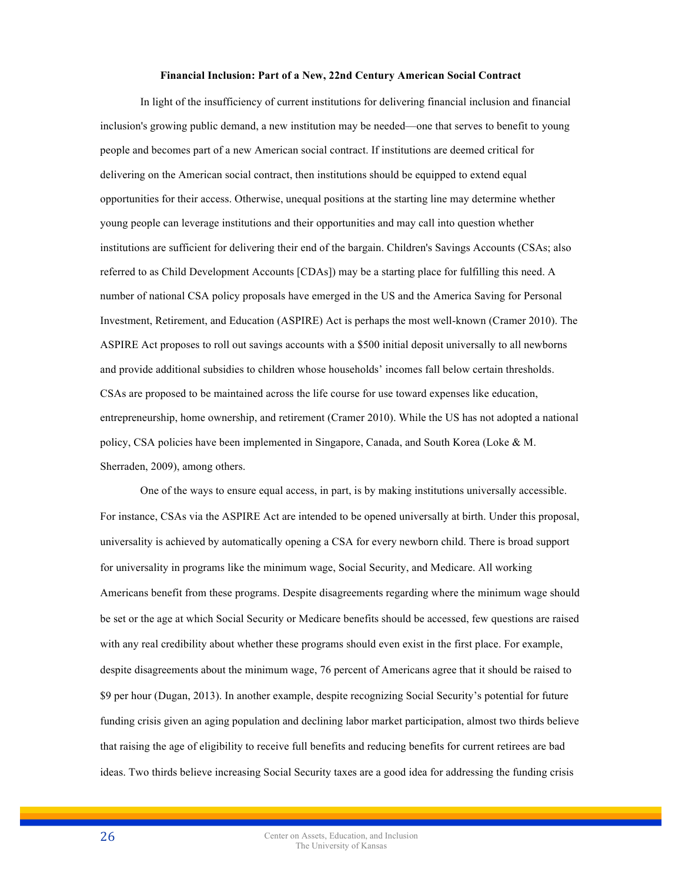**Financial Inclusion: Part of a New, 22nd Century American Social Contract**

In light of the insufficiency of current institutions for delivering financial inclusion and financial inclusion's growing public demand, a new institution may be needed—one that serves to benefit to young people and becomes part of a new American social contract. If institutions are deemed critical for delivering on the American social contract, then institutions should be equipped to extend equal opportunities for their access. Otherwise, unequal positions at the starting line may determine whether young people can leverage institutions and their opportunities and may call into question whether institutions are sufficient for delivering their end of the bargain. Children's Savings Accounts (CSAs; also referred to as Child Development Accounts [CDAs]) may be a starting place for fulfilling this need. A number of national CSA policy proposals have emerged in the US and the America Saving for Personal Investment, Retirement, and Education (ASPIRE) Act is perhaps the most well-known (Cramer 2010). The ASPIRE Act proposes to roll out savings accounts with a $500 initial deposit universally to all newborns and provide additional subsidies to children whose households' incomes fall below certain thresholds. CSAs are proposed to be maintained across the life course for use toward expenses like education, entrepreneurship, home ownership, and retirement (Cramer 2010). While the US has not adopted a national policy, CSA policies have been implemented in Singapore, Canada, and South Korea (Loke & M. Sherraden, 2009), among others.

One of the ways to ensure equal access, in part, is by making institutions universally accessible. For instance, CSAs via the ASPIRE Act are intended to be opened universally at birth. Under this proposal, universality is achieved by automatically opening a CSA for every newborn child. There is broad support for universality in programs like the minimum wage, Social Security, and Medicare. All working Americans benefit from these programs. Despite disagreements regarding where the minimum wage should be set or the age at which Social Security or Medicare benefits should be accessed, few questions are raised with any real credibility about whether these programs should even exist in the first place. For example, despite disagreements about the minimum wage, 76 percent of Americans agree that it should be raised to $9 per hour (Dugan, 2013). In another example, despite recognizing Social Security's potential for future funding crisis given an aging population and declining labor market participation, almost two thirds believe that raising the age of eligibility to receive full benefits and reducing benefits for current retirees are bad ideas. Two thirds believe increasing Social Security taxes are a good idea for addressing the funding crisis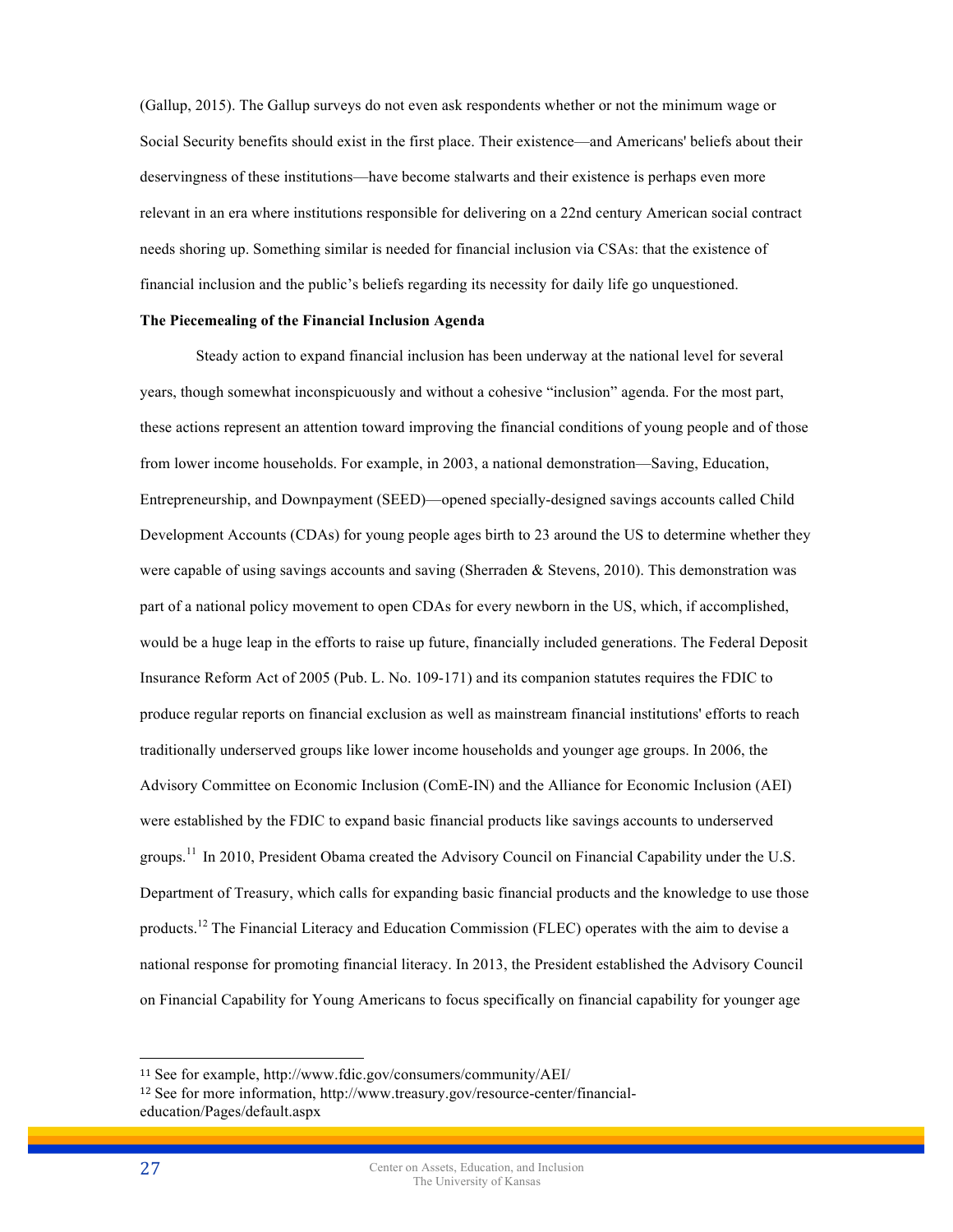(Gallup, 2015). The Gallup surveys do not even ask respondents whether or not the minimum wage or Social Security benefits should exist in the first place. Their existence—and Americans' beliefs about their deservingness of these institutions—have become stalwarts and their existence is perhaps even more relevant in an era where institutions responsible for delivering on a 22nd century American social contract needs shoring up. Something similar is needed for financial inclusion via CSAs: that the existence of financial inclusion and the public's beliefs regarding its necessity for daily life go unquestioned.

**The Piecemealing of the Financial Inclusion Agenda**

Steady action to expand financial inclusion has been underway at the national level for several years, though somewhat inconspicuously and without a cohesive "inclusion" agenda. For the most part, these actions represent an attention toward improving the financial conditions of young people and of those from lower income households. For example, in 2003, a national demonstration—Saving, Education, Entrepreneurship, and Downpayment (SEED)—opened specially-designed savings accounts called Child Development Accounts (CDAs) for young people ages birth to 23 around the US to determine whether they were capable of using savings accounts and saving (Sherraden & Stevens, 2010). This demonstration was part of a national policy movement to open CDAs for every newborn in the US, which, if accomplished, would be a huge leap in the efforts to raise up future, financially included generations. The Federal Deposit Insurance Reform Act of 2005 (Pub. L. No. 109-171) and its companion statutes requires the FDIC to produce regular reports on financial exclusion as well as mainstream financial institutions' efforts to reach traditionally underserved groups like lower income households and younger age groups. In 2006, the Advisory Committee on Economic Inclusion (ComE-IN) and the Alliance for Economic Inclusion (AEI) were established by the FDIC to expand basic financial products like savings accounts to underserved groups.[11] In 2010, President Obama created the Advisory Council on Financial Capability under the U.S. Department of Treasury, which calls for expanding basic financial products and the knowledge to use those products.[12] The Financial Literacy and Education Commission (FLEC) operates with the aim to devise a national response for promoting financial literacy. In 2013, the President established the Advisory Council on Financial Capability for Young Americans to focus specifically on financial capability for younger age

[11] See for example, http://www.fdic.gov/consumers/community/AEI/

[12] See for more information, http://www.treasury.gov/resource-center/financial-education/Pages/default.aspx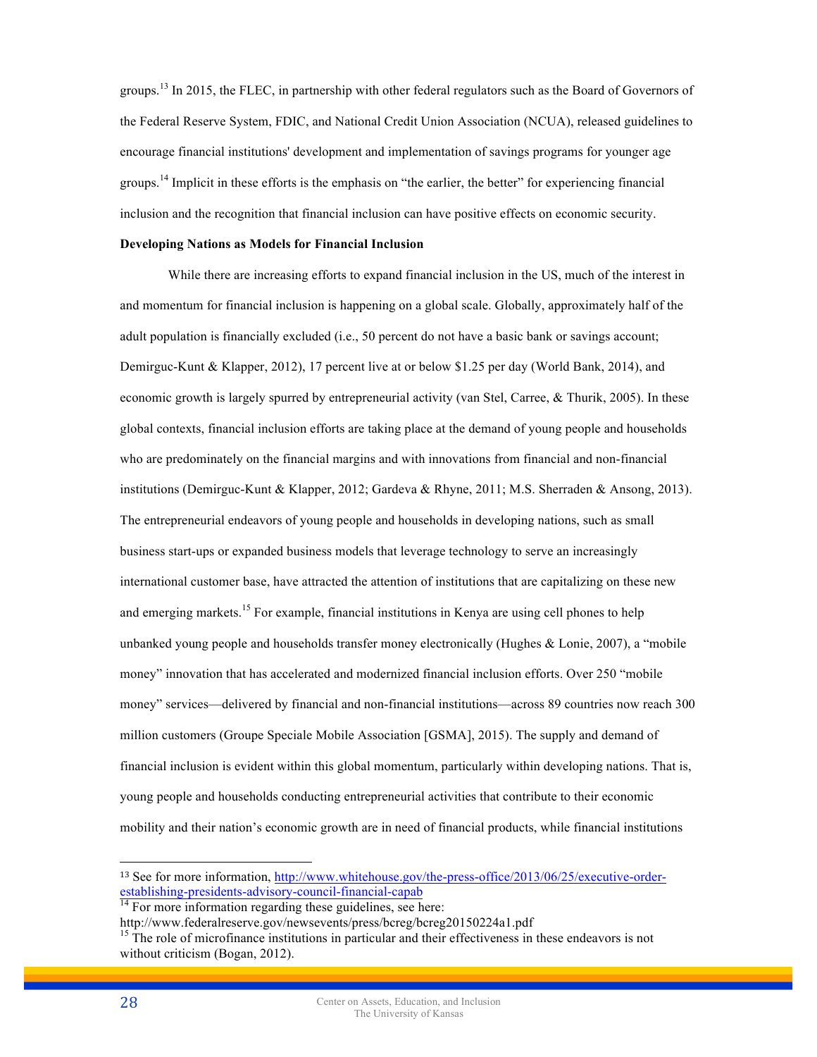groups.[13] In 2015, the FLEC, in partnership with other federal regulators such as the Board of Governors of the Federal Reserve System, FDIC, and National Credit Union Association (NCUA), released guidelines to encourage financial institutions' development and implementation of savings programs for younger age groups.[14] Implicit in these efforts is the emphasis on "the earlier, the better" for experiencing financial inclusion and the recognition that financial inclusion can have positive effects on economic security.

**Developing Nations as Models for Financial Inclusion**

While there are increasing efforts to expand financial inclusion in the US, much of the interest in and momentum for financial inclusion is happening on a global scale. Globally, approximately half of the adult population is financially excluded (i.e., 50 percent do not have a basic bank or savings account; Demirguc-Kunt & Klapper, 2012), 17 percent live at or below $1.25 per day (World Bank, 2014), and economic growth is largely spurred by entrepreneurial activity (van Stel, Carree, & Thurik, 2005). In these global contexts, financial inclusion efforts are taking place at the demand of young people and households who are predominately on the financial margins and with innovations from financial and non-financial institutions (Demirguc-Kunt & Klapper, 2012; Gardeva & Rhyne, 2011; M.S. Sherraden & Ansong, 2013). The entrepreneurial endeavors of young people and households in developing nations, such as small business start-ups or expanded business models that leverage technology to serve an increasingly international customer base, have attracted the attention of institutions that are capitalizing on these new and emerging markets.[15] For example, financial institutions in Kenya are using cell phones to help unbanked young people and households transfer money electronically (Hughes & Lonie, 2007), a "mobile money" innovation that has accelerated and modernized financial inclusion efforts. Over 250 "mobile money" services—delivered by financial and non-financial institutions—across 89 countries now reach 300 million customers (Groupe Speciale Mobile Association [GSMA], 2015). The supply and demand of financial inclusion is evident within this global momentum, particularly within developing nations. That is, young people and households conducting entrepreneurial activities that contribute to their economic mobility and their nation's economic growth are in need of financial products, while financial institutions

---

[13] See for more information, http://www.whitehouse.gov/the-press-office/2013/06/25/executive-order-establishing-presidents-advisory-council-financial-capab

[14] For more information regarding these guidelines, see here: http://www.federalreserve.gov/newsevents/press/bcreg/bcreg20150224a1.pdf

[15] The role of microfinance institutions in particular and their effectiveness in these endeavors is not without criticism (Bogan, 2012).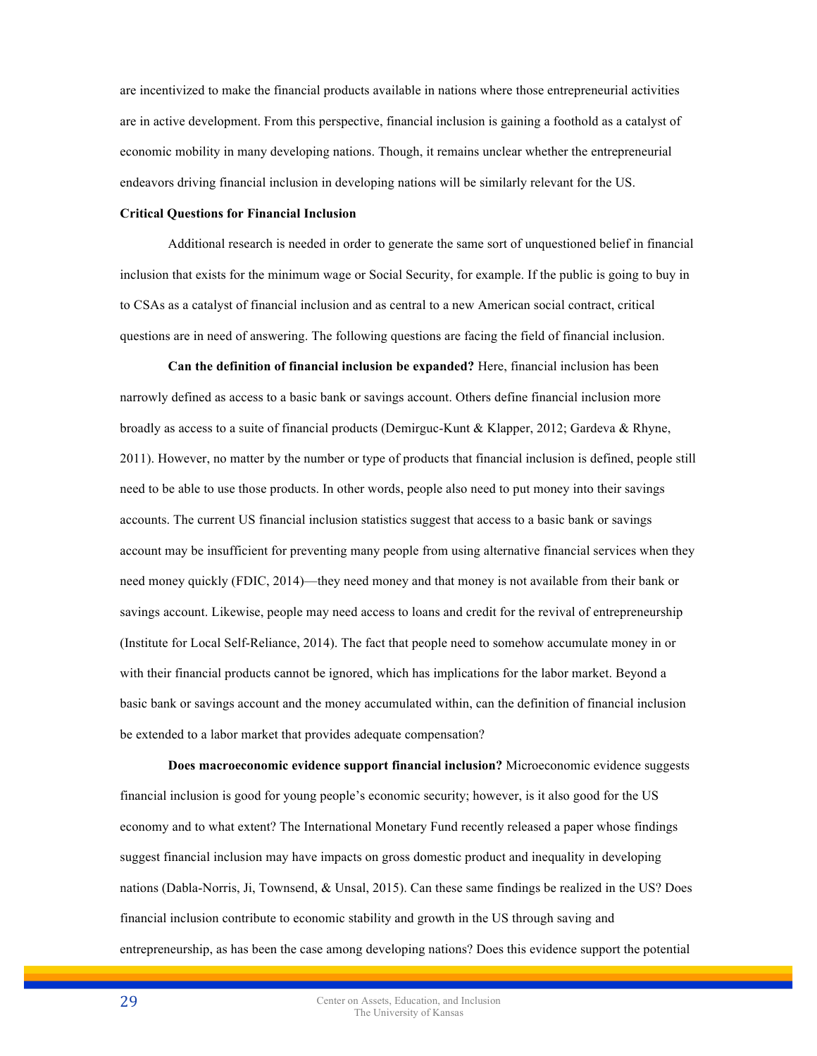are incentivized to make the financial products available in nations where those entrepreneurial activities are in active development. From this perspective, financial inclusion is gaining a foothold as a catalyst of economic mobility in many developing nations. Though, it remains unclear whether the entrepreneurial endeavors driving financial inclusion in developing nations will be similarly relevant for the US.

**Critical Questions for Financial Inclusion**

Additional research is needed in order to generate the same sort of unquestioned belief in financial inclusion that exists for the minimum wage or Social Security, for example. If the public is going to buy in to CSAs as a catalyst of financial inclusion and as central to a new American social contract, critical questions are in need of answering. The following questions are facing the field of financial inclusion.

**Can the definition of financial inclusion be expanded?** Here, financial inclusion has been narrowly defined as access to a basic bank or savings account. Others define financial inclusion more broadly as access to a suite of financial products (Demirguc-Kunt & Klapper, 2012; Gardeva & Rhyne, 2011). However, no matter by the number or type of products that financial inclusion is defined, people still need to be able to use those products. In other words, people also need to put money into their savings accounts. The current US financial inclusion statistics suggest that access to a basic bank or savings account may be insufficient for preventing many people from using alternative financial services when they need money quickly (FDIC, 2014)—they need money and that money is not available from their bank or savings account. Likewise, people may need access to loans and credit for the revival of entrepreneurship (Institute for Local Self-Reliance, 2014). The fact that people need to somehow accumulate money in or with their financial products cannot be ignored, which has implications for the labor market. Beyond a basic bank or savings account and the money accumulated within, can the definition of financial inclusion be extended to a labor market that provides adequate compensation?

**Does macroeconomic evidence support financial inclusion?** Microeconomic evidence suggests financial inclusion is good for young people's economic security; however, is it also good for the US economy and to what extent? The International Monetary Fund recently released a paper whose findings suggest financial inclusion may have impacts on gross domestic product and inequality in developing nations (Dabla-Norris, Ji, Townsend, & Unsal, 2015). Can these same findings be realized in the US? Does financial inclusion contribute to economic stability and growth in the US through saving and entrepreneurship, as has been the case among developing nations? Does this evidence support the potential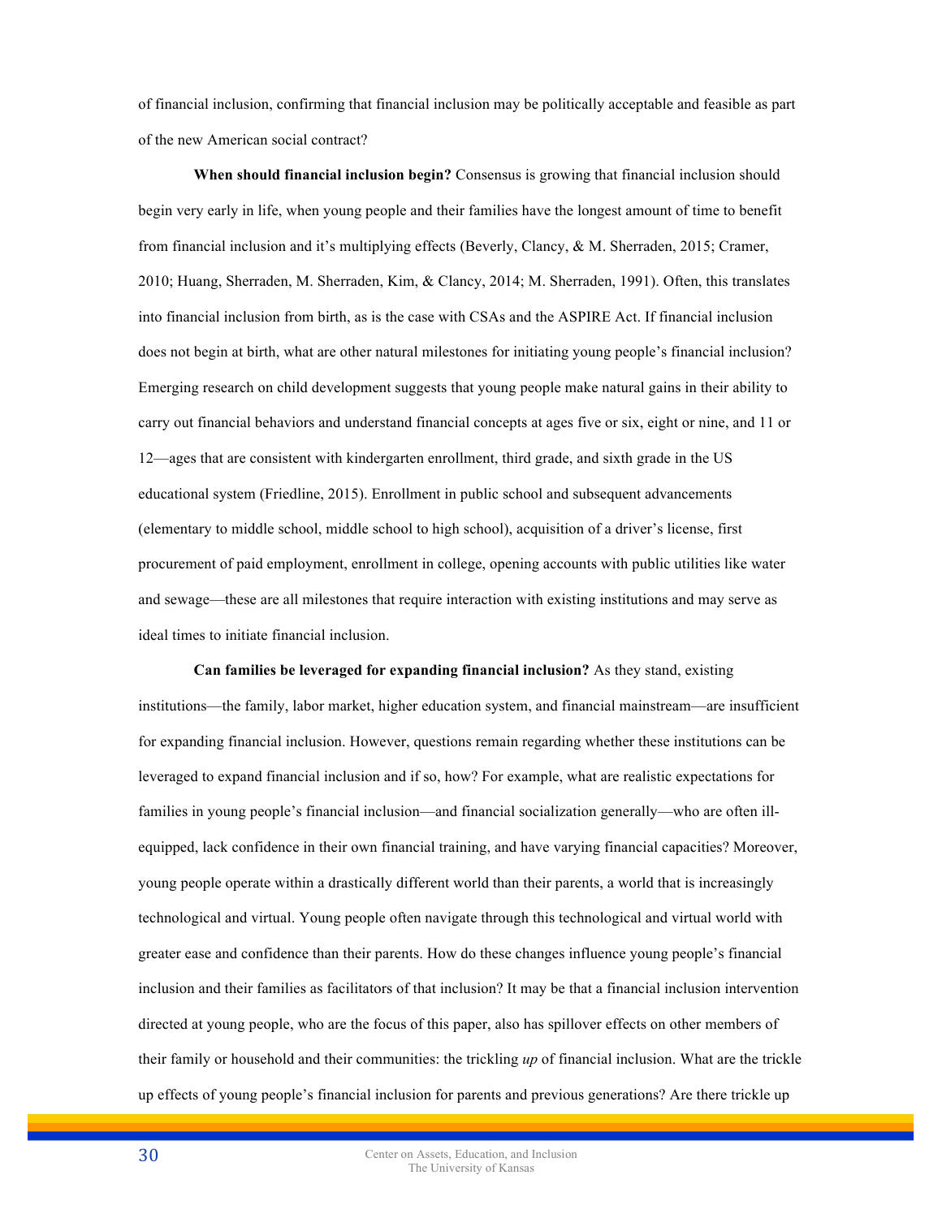of financial inclusion, confirming that financial inclusion may be politically acceptable and feasible as part of the new American social contract?

**When should financial inclusion begin?** Consensus is growing that financial inclusion should begin very early in life, when young people and their families have the longest amount of time to benefit from financial inclusion and it's multiplying effects (Beverly, Clancy, & M. Sherraden, 2015; Cramer, 2010; Huang, Sherraden, M. Sherraden, Kim, & Clancy, 2014; M. Sherraden, 1991). Often, this translates into financial inclusion from birth, as is the case with CSAs and the ASPIRE Act. If financial inclusion does not begin at birth, what are other natural milestones for initiating young people's financial inclusion? Emerging research on child development suggests that young people make natural gains in their ability to carry out financial behaviors and understand financial concepts at ages five or six, eight or nine, and 11 or 12—ages that are consistent with kindergarten enrollment, third grade, and sixth grade in the US educational system (Friedline, 2015). Enrollment in public school and subsequent advancements (elementary to middle school, middle school to high school), acquisition of a driver's license, first procurement of paid employment, enrollment in college, opening accounts with public utilities like water and sewage—these are all milestones that require interaction with existing institutions and may serve as ideal times to initiate financial inclusion.

**Can families be leveraged for expanding financial inclusion?** As they stand, existing institutions—the family, labor market, higher education system, and financial mainstream—are insufficient for expanding financial inclusion. However, questions remain regarding whether these institutions can be leveraged to expand financial inclusion and if so, how? For example, what are realistic expectations for families in young people's financial inclusion—and financial socialization generally—who are often ill-equipped, lack confidence in their own financial training, and have varying financial capacities? Moreover, young people operate within a drastically different world than their parents, a world that is increasingly technological and virtual. Young people often navigate through this technological and virtual world with greater ease and confidence than their parents. How do these changes influence young people's financial inclusion and their families as facilitators of that inclusion? It may be that a financial inclusion intervention directed at young people, who are the focus of this paper, also has spillover effects on other members of their family or household and their communities: the trickling *up* of financial inclusion. What are the trickle up effects of young people's financial inclusion for parents and previous generations? Are there trickle up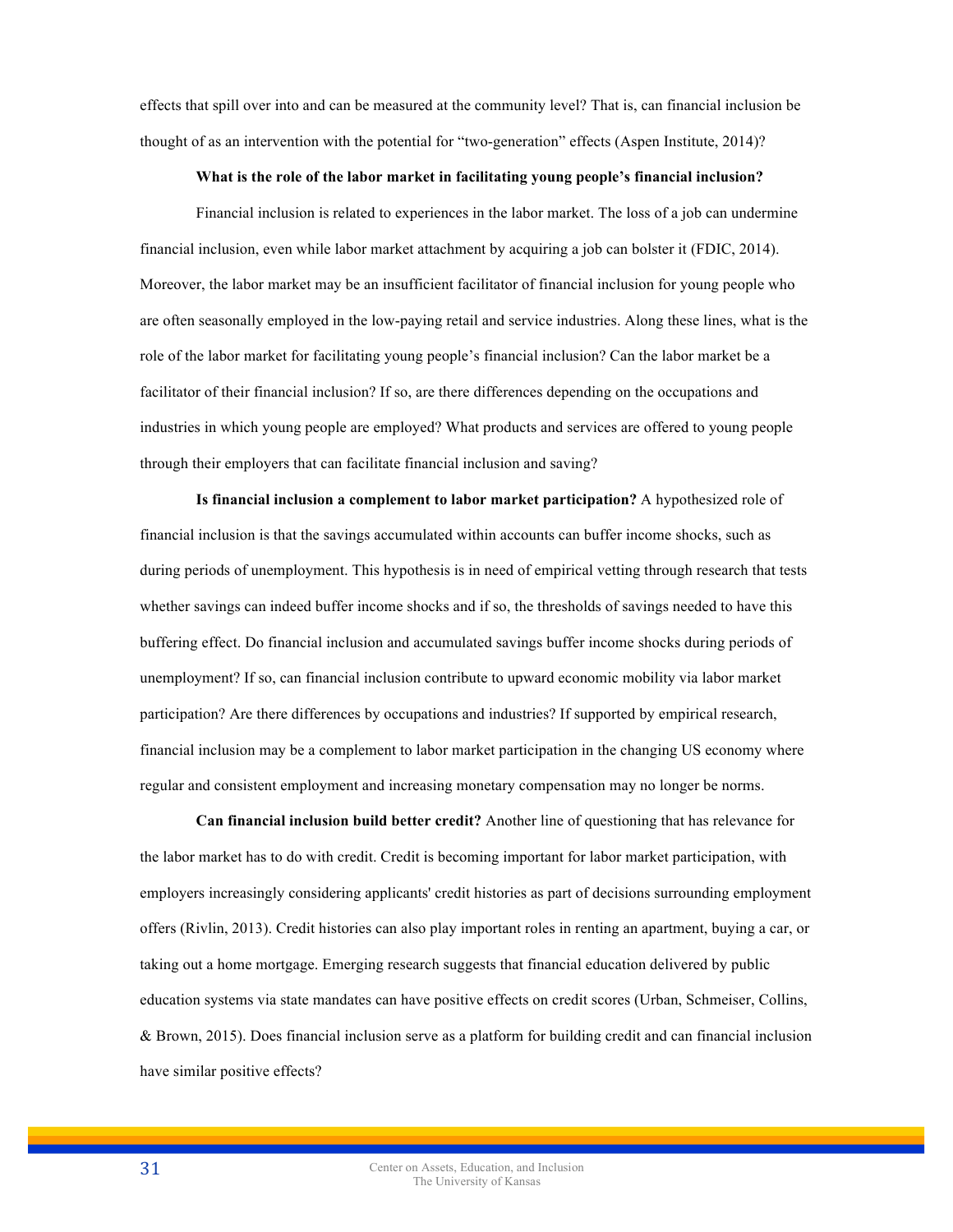effects that spill over into and can be measured at the community level? That is, can financial inclusion be thought of as an intervention with the potential for "two-generation" effects (Aspen Institute, 2014)?

**What is the role of the labor market in facilitating young people's financial inclusion?**

Financial inclusion is related to experiences in the labor market. The loss of a job can undermine financial inclusion, even while labor market attachment by acquiring a job can bolster it (FDIC, 2014). Moreover, the labor market may be an insufficient facilitator of financial inclusion for young people who are often seasonally employed in the low-paying retail and service industries. Along these lines, what is the role of the labor market for facilitating young people's financial inclusion? Can the labor market be a facilitator of their financial inclusion? If so, are there differences depending on the occupations and industries in which young people are employed? What products and services are offered to young people through their employers that can facilitate financial inclusion and saving?

**Is financial inclusion a complement to labor market participation?** A hypothesized role of financial inclusion is that the savings accumulated within accounts can buffer income shocks, such as during periods of unemployment. This hypothesis is in need of empirical vetting through research that tests whether savings can indeed buffer income shocks and if so, the thresholds of savings needed to have this buffering effect. Do financial inclusion and accumulated savings buffer income shocks during periods of unemployment? If so, can financial inclusion contribute to upward economic mobility via labor market participation? Are there differences by occupations and industries? If supported by empirical research, financial inclusion may be a complement to labor market participation in the changing US economy where regular and consistent employment and increasing monetary compensation may no longer be norms.

**Can financial inclusion build better credit?** Another line of questioning that has relevance for the labor market has to do with credit. Credit is becoming important for labor market participation, with employers increasingly considering applicants' credit histories as part of decisions surrounding employment offers (Rivlin, 2013). Credit histories can also play important roles in renting an apartment, buying a car, or taking out a home mortgage. Emerging research suggests that financial education delivered by public education systems via state mandates can have positive effects on credit scores (Urban, Schmeiser, Collins, & Brown, 2015). Does financial inclusion serve as a platform for building credit and can financial inclusion have similar positive effects?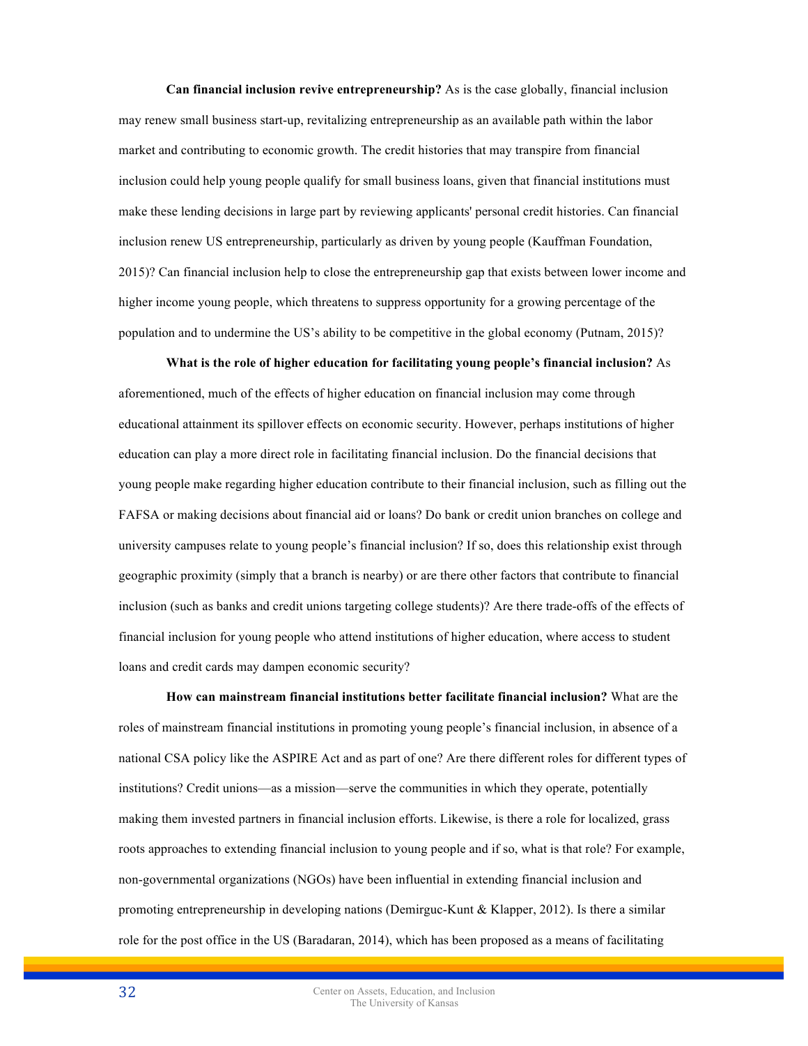**Can financial inclusion revive entrepreneurship?** As is the case globally, financial inclusion may renew small business start-up, revitalizing entrepreneurship as an available path within the labor market and contributing to economic growth. The credit histories that may transpire from financial inclusion could help young people qualify for small business loans, given that financial institutions must make these lending decisions in large part by reviewing applicants' personal credit histories. Can financial inclusion renew US entrepreneurship, particularly as driven by young people (Kauffman Foundation, 2015)? Can financial inclusion help to close the entrepreneurship gap that exists between lower income and higher income young people, which threatens to suppress opportunity for a growing percentage of the population and to undermine the US's ability to be competitive in the global economy (Putnam, 2015)?

**What is the role of higher education for facilitating young people's financial inclusion?** As aforementioned, much of the effects of higher education on financial inclusion may come through educational attainment its spillover effects on economic security. However, perhaps institutions of higher education can play a more direct role in facilitating financial inclusion. Do the financial decisions that young people make regarding higher education contribute to their financial inclusion, such as filling out the FAFSA or making decisions about financial aid or loans? Do bank or credit union branches on college and university campuses relate to young people's financial inclusion? If so, does this relationship exist through geographic proximity (simply that a branch is nearby) or are there other factors that contribute to financial inclusion (such as banks and credit unions targeting college students)? Are there trade-offs of the effects of financial inclusion for young people who attend institutions of higher education, where access to student loans and credit cards may dampen economic security?

**How can mainstream financial institutions better facilitate financial inclusion?** What are the roles of mainstream financial institutions in promoting young people's financial inclusion, in absence of a national CSA policy like the ASPIRE Act and as part of one? Are there different roles for different types of institutions? Credit unions—as a mission—serve the communities in which they operate, potentially making them invested partners in financial inclusion efforts. Likewise, is there a role for localized, grass roots approaches to extending financial inclusion to young people and if so, what is that role? For example, non-governmental organizations (NGOs) have been influential in extending financial inclusion and promoting entrepreneurship in developing nations (Demirguc-Kunt & Klapper, 2012). Is there a similar role for the post office in the US (Baradaran, 2014), which has been proposed as a means of facilitating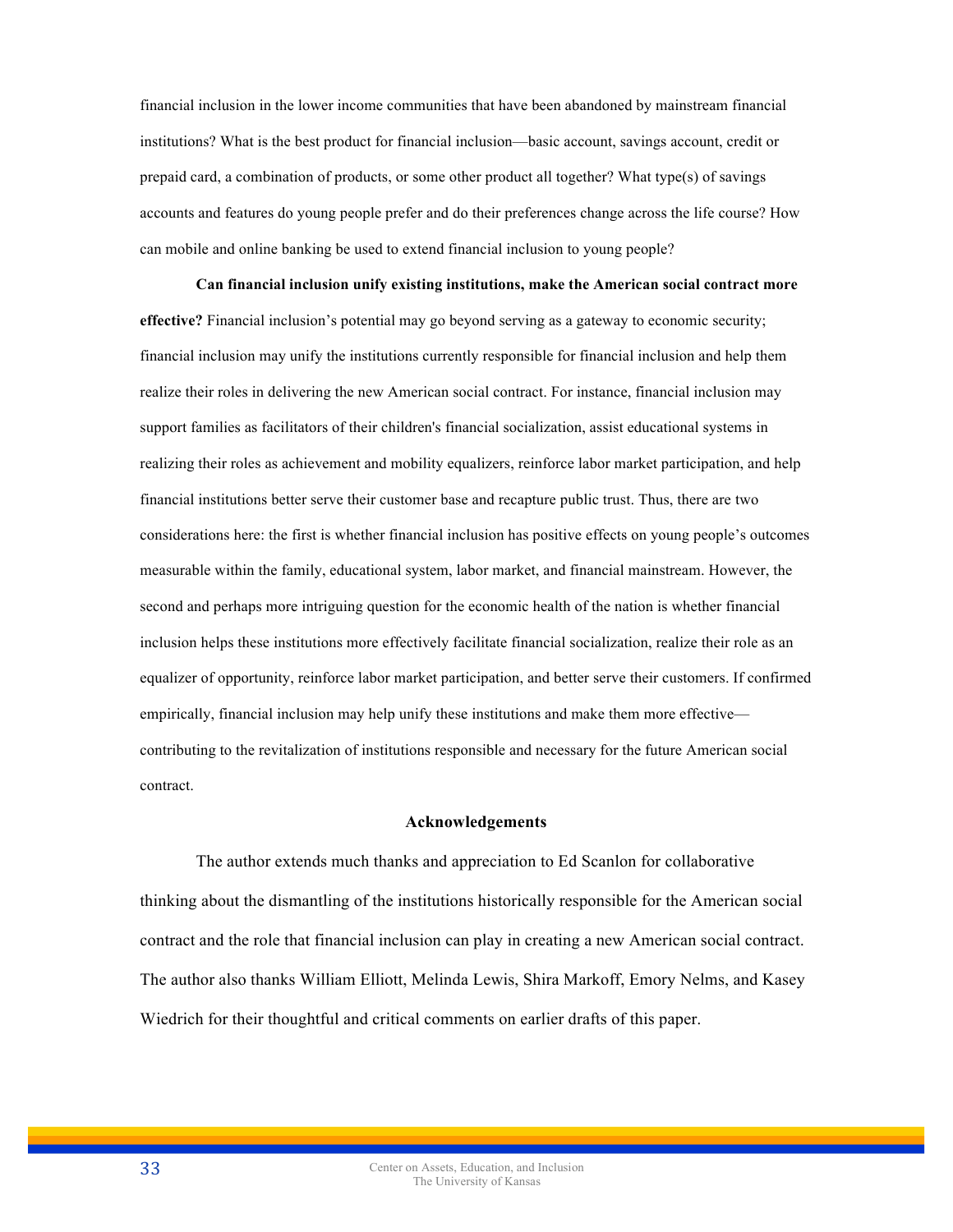financial inclusion in the lower income communities that have been abandoned by mainstream financial institutions? What is the best product for financial inclusion—basic account, savings account, credit or prepaid card, a combination of products, or some other product all together? What type(s) of savings accounts and features do young people prefer and do their preferences change across the life course? How can mobile and online banking be used to extend financial inclusion to young people?

**Can financial inclusion unify existing institutions, make the American social contract more effective?** Financial inclusion's potential may go beyond serving as a gateway to economic security; financial inclusion may unify the institutions currently responsible for financial inclusion and help them realize their roles in delivering the new American social contract. For instance, financial inclusion may support families as facilitators of their children's financial socialization, assist educational systems in realizing their roles as achievement and mobility equalizers, reinforce labor market participation, and help financial institutions better serve their customer base and recapture public trust. Thus, there are two considerations here: the first is whether financial inclusion has positive effects on young people's outcomes measurable within the family, educational system, labor market, and financial mainstream. However, the second and perhaps more intriguing question for the economic health of the nation is whether financial inclusion helps these institutions more effectively facilitate financial socialization, realize their role as an equalizer of opportunity, reinforce labor market participation, and better serve their customers. If confirmed empirically, financial inclusion may help unify these institutions and make them more effective—contributing to the revitalization of institutions responsible and necessary for the future American social contract.

## Acknowledgements

The author extends much thanks and appreciation to Ed Scanlon for collaborative thinking about the dismantling of the institutions historically responsible for the American social contract and the role that financial inclusion can play in creating a new American social contract. The author also thanks William Elliott, Melinda Lewis, Shira Markoff, Emory Nelms, and Kasey Wiedrich for their thoughtful and critical comments on earlier drafts of this paper.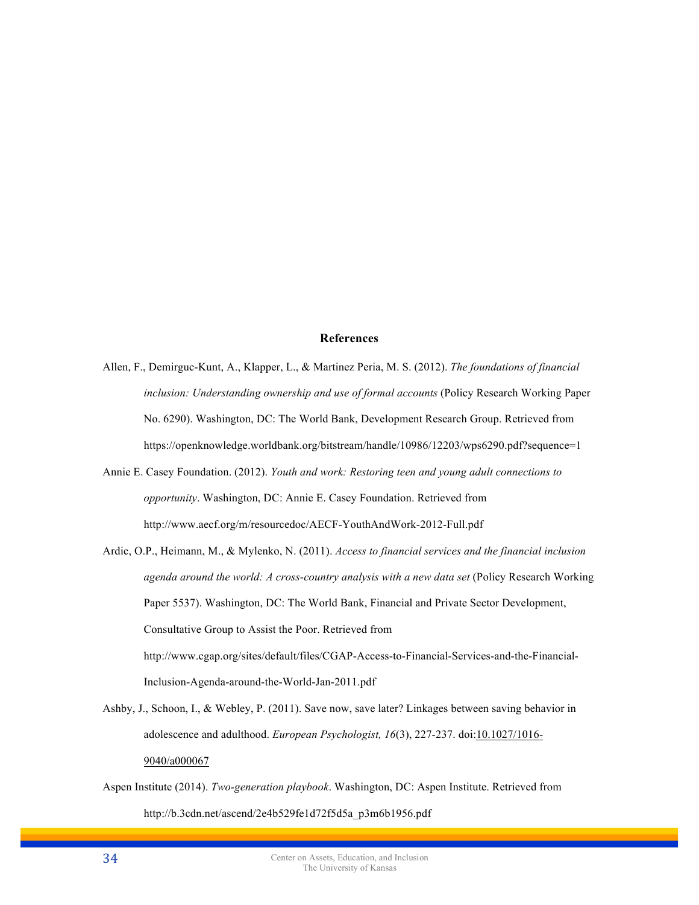## References

Allen, F., Demirguc-Kunt, A., Klapper, L., & Martinez Peria, M. S. (2012). *The foundations of financial inclusion: Understanding ownership and use of formal accounts* (Policy Research Working Paper No. 6290). Washington, DC: The World Bank, Development Research Group. Retrieved from https://openknowledge.worldbank.org/bitstream/handle/10986/12203/wps6290.pdf?sequence=1

Annie E. Casey Foundation. (2012). *Youth and work: Restoring teen and young adult connections to opportunity*. Washington, DC: Annie E. Casey Foundation. Retrieved from http://www.aecf.org/m/resourcedoc/AECF-YouthAndWork-2012-Full.pdf

Ardic, O.P., Heimann, M., & Mylenko, N. (2011). *Access to financial services and the financial inclusion agenda around the world: A cross-country analysis with a new data set* (Policy Research Working Paper 5537). Washington, DC: The World Bank, Financial and Private Sector Development, Consultative Group to Assist the Poor. Retrieved from http://www.cgap.org/sites/default/files/CGAP-Access-to-Financial-Services-and-the-Financial-Inclusion-Agenda-around-the-World-Jan-2011.pdf

Ashby, J., Schoon, I., & Webley, P. (2011). Save now, save later? Linkages between saving behavior in adolescence and adulthood. *European Psychologist, 16*(3), 227-237. doi:10.1027/1016-9040/a000067

Aspen Institute (2014). *Two-generation playbook*. Washington, DC: Aspen Institute. Retrieved from http://b.3cdn.net/ascend/2e4b529fe1d72f5d5a_p3m6b1956.pdf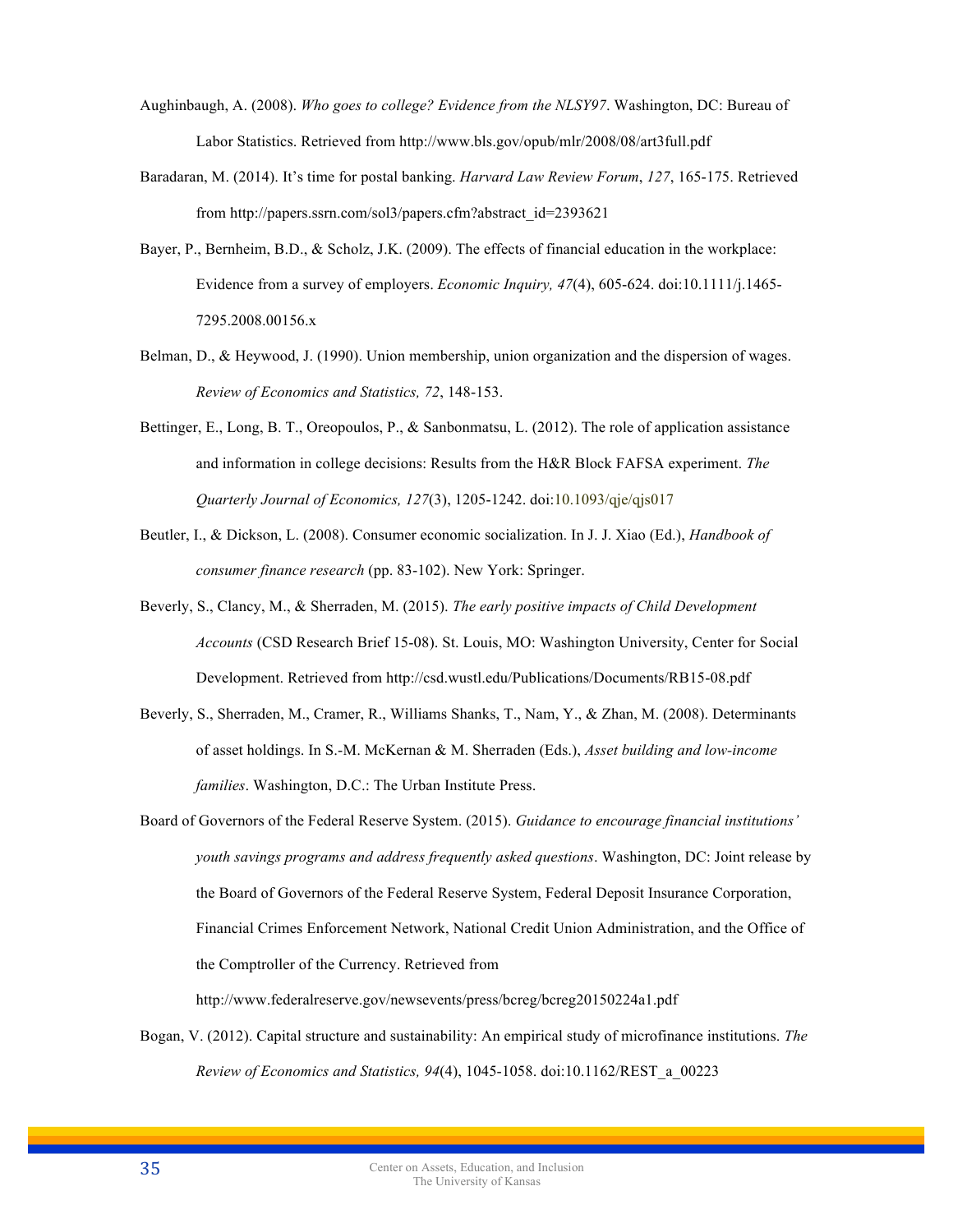Aughinbaugh, A. (2008). *Who goes to college? Evidence from the NLSY97*. Washington, DC: Bureau of Labor Statistics. Retrieved from http://www.bls.gov/opub/mlr/2008/08/art3full.pdf

Baradaran, M. (2014). It's time for postal banking. *Harvard Law Review Forum*, *127*, 165-175. Retrieved from http://papers.ssrn.com/sol3/papers.cfm?abstract_id=2393621

Bayer, P., Bernheim, B.D., & Scholz, J.K. (2009). The effects of financial education in the workplace: Evidence from a survey of employers. *Economic Inquiry, 47*(4), 605-624. doi:10.1111/j.1465-7295.2008.00156.x

Belman, D., & Heywood, J. (1990). Union membership, union organization and the dispersion of wages. *Review of Economics and Statistics, 72*, 148-153.

Bettinger, E., Long, B. T., Oreopoulos, P., & Sanbonmatsu, L. (2012). The role of application assistance and information in college decisions: Results from the H&R Block FAFSA experiment. *The Quarterly Journal of Economics, 127*(3), 1205-1242. doi:10.1093/qje/qjs017

Beutler, I., & Dickson, L. (2008). Consumer economic socialization. In J. J. Xiao (Ed.), *Handbook of consumer finance research* (pp. 83-102). New York: Springer.

Beverly, S., Clancy, M., & Sherraden, M. (2015). *The early positive impacts of Child Development Accounts* (CSD Research Brief 15-08). St. Louis, MO: Washington University, Center for Social Development. Retrieved from http://csd.wustl.edu/Publications/Documents/RB15-08.pdf

Beverly, S., Sherraden, M., Cramer, R., Williams Shanks, T., Nam, Y., & Zhan, M. (2008). Determinants of asset holdings. In S.-M. McKernan & M. Sherraden (Eds.), *Asset building and low-income families*. Washington, D.C.: The Urban Institute Press.

Board of Governors of the Federal Reserve System. (2015). *Guidance to encourage financial institutions' youth savings programs and address frequently asked questions*. Washington, DC: Joint release by the Board of Governors of the Federal Reserve System, Federal Deposit Insurance Corporation, Financial Crimes Enforcement Network, National Credit Union Administration, and the Office of the Comptroller of the Currency. Retrieved from http://www.federalreserve.gov/newsevents/press/bcreg/bcreg20150224a1.pdf

Bogan, V. (2012). Capital structure and sustainability: An empirical study of microfinance institutions. *The Review of Economics and Statistics, 94*(4), 1045-1058. doi:10.1162/REST_a_00223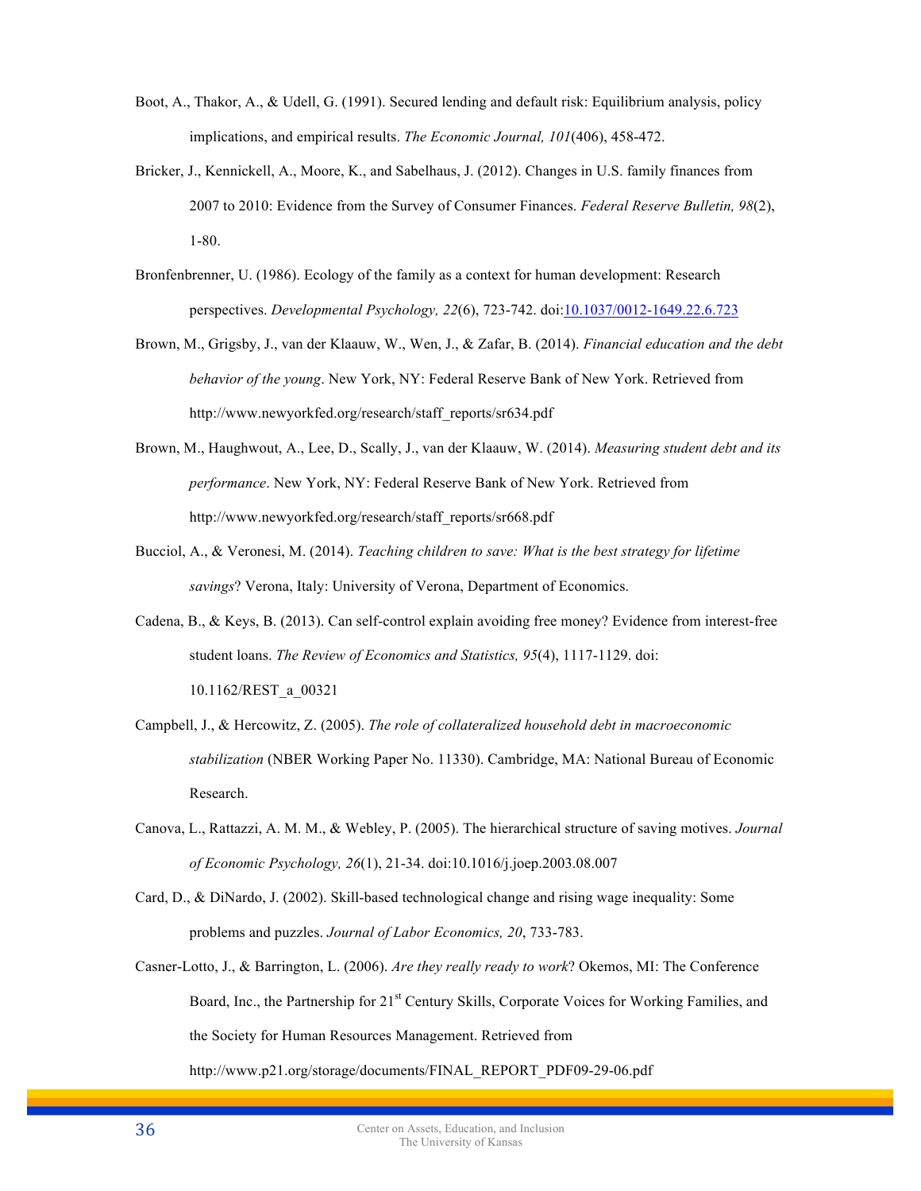Boot, A., Thakor, A., & Udell, G. (1991). Secured lending and default risk: Equilibrium analysis, policy implications, and empirical results. *The Economic Journal, 101*(406), 458-472.

Bricker, J., Kennickell, A., Moore, K., and Sabelhaus, J. (2012). Changes in U.S. family finances from 2007 to 2010: Evidence from the Survey of Consumer Finances. *Federal Reserve Bulletin, 98*(2), 1-80.

Bronfenbrenner, U. (1986). Ecology of the family as a context for human development: Research perspectives. *Developmental Psychology, 22*(6), 723-742. doi:10.1037/0012-1649.22.6.723

Brown, M., Grigsby, J., van der Klaauw, W., Wen, J., & Zafar, B. (2014). *Financial education and the debt behavior of the young*. New York, NY: Federal Reserve Bank of New York. Retrieved from http://www.newyorkfed.org/research/staff_reports/sr634.pdf

Brown, M., Haughwout, A., Lee, D., Scally, J., van der Klaauw, W. (2014). *Measuring student debt and its performance*. New York, NY: Federal Reserve Bank of New York. Retrieved from http://www.newyorkfed.org/research/staff_reports/sr668.pdf

Bucciol, A., & Veronesi, M. (2014). *Teaching children to save: What is the best strategy for lifetime savings*? Verona, Italy: University of Verona, Department of Economics.

Cadena, B., & Keys, B. (2013). Can self-control explain avoiding free money? Evidence from interest-free student loans. *The Review of Economics and Statistics, 95*(4), 1117-1129. doi: 10.1162/REST_a_00321

Campbell, J., & Hercowitz, Z. (2005). *The role of collateralized household debt in macroeconomic stabilization* (NBER Working Paper No. 11330). Cambridge, MA: National Bureau of Economic Research.

Canova, L., Rattazzi, A. M. M., & Webley, P. (2005). The hierarchical structure of saving motives. *Journal of Economic Psychology, 26*(1), 21-34. doi:10.1016/j.joep.2003.08.007

Card, D., & DiNardo, J. (2002). Skill-based technological change and rising wage inequality: Some problems and puzzles. *Journal of Labor Economics, 20*, 733-783.

Casner-Lotto, J., & Barrington, L. (2006). *Are they really ready to work*? Okemos, MI: The Conference Board, Inc., the Partnership for 21st Century Skills, Corporate Voices for Working Families, and the Society for Human Resources Management. Retrieved from http://www.p21.org/storage/documents/FINAL_REPORT_PDF09-29-06.pdf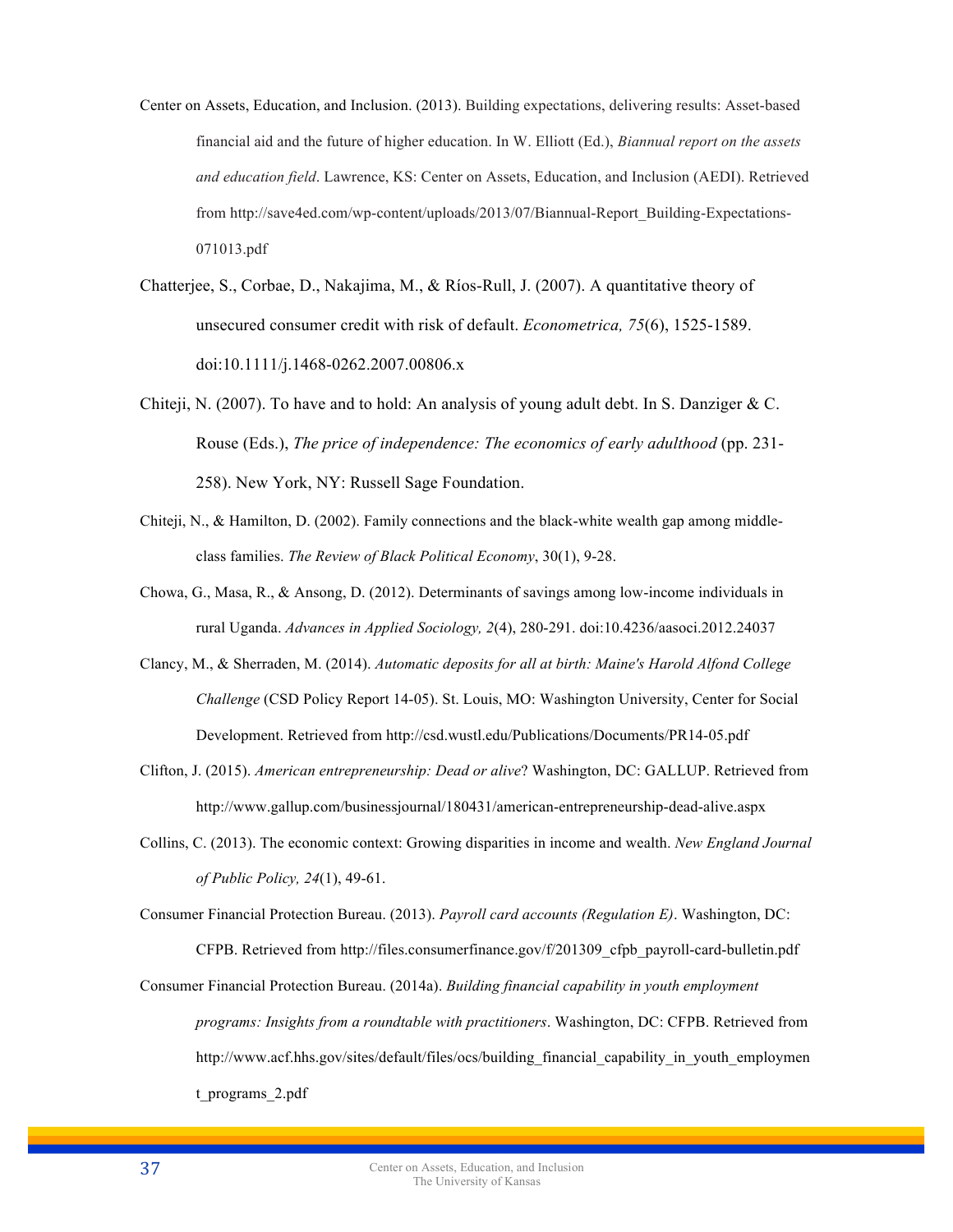Center on Assets, Education, and Inclusion. (2013). Building expectations, delivering results: Asset-based financial aid and the future of higher education. In W. Elliott (Ed.), *Biannual report on the assets and education field*. Lawrence, KS: Center on Assets, Education, and Inclusion (AEDI). Retrieved from http://save4ed.com/wp-content/uploads/2013/07/Biannual-Report_Building-Expectations-071013.pdf

Chatterjee, S., Corbae, D., Nakajima, M., & Ríos-Rull, J. (2007). A quantitative theory of unsecured consumer credit with risk of default. *Econometrica, 75*(6), 1525-1589. doi:10.1111/j.1468-0262.2007.00806.x

Chiteji, N. (2007). To have and to hold: An analysis of young adult debt. In S. Danziger & C. Rouse (Eds.), *The price of independence: The economics of early adulthood* (pp. 231-258). New York, NY: Russell Sage Foundation.

Chiteji, N., & Hamilton, D. (2002). Family connections and the black-white wealth gap among middle-class families. *The Review of Black Political Economy*, 30(1), 9-28.

Chowa, G., Masa, R., & Ansong, D. (2012). Determinants of savings among low-income individuals in rural Uganda. *Advances in Applied Sociology, 2*(4), 280-291. doi:10.4236/aasoci.2012.24037

Clancy, M., & Sherraden, M. (2014). *Automatic deposits for all at birth: Maine's Harold Alfond College Challenge* (CSD Policy Report 14-05). St. Louis, MO: Washington University, Center for Social Development. Retrieved from http://csd.wustl.edu/Publications/Documents/PR14-05.pdf

Clifton, J. (2015). *American entrepreneurship: Dead or alive*? Washington, DC: GALLUP. Retrieved from http://www.gallup.com/businessjournal/180431/american-entrepreneurship-dead-alive.aspx

Collins, C. (2013). The economic context: Growing disparities in income and wealth. *New England Journal of Public Policy, 24*(1), 49-61.

Consumer Financial Protection Bureau. (2013). *Payroll card accounts (Regulation E)*. Washington, DC: CFPB. Retrieved from http://files.consumerfinance.gov/f/201309_cfpb_payroll-card-bulletin.pdf

Consumer Financial Protection Bureau. (2014a). *Building financial capability in youth employment programs: Insights from a roundtable with practitioners*. Washington, DC: CFPB. Retrieved from http://www.acf.hhs.gov/sites/default/files/ocs/building_financial_capability_in_youth_employment_programs_2.pdf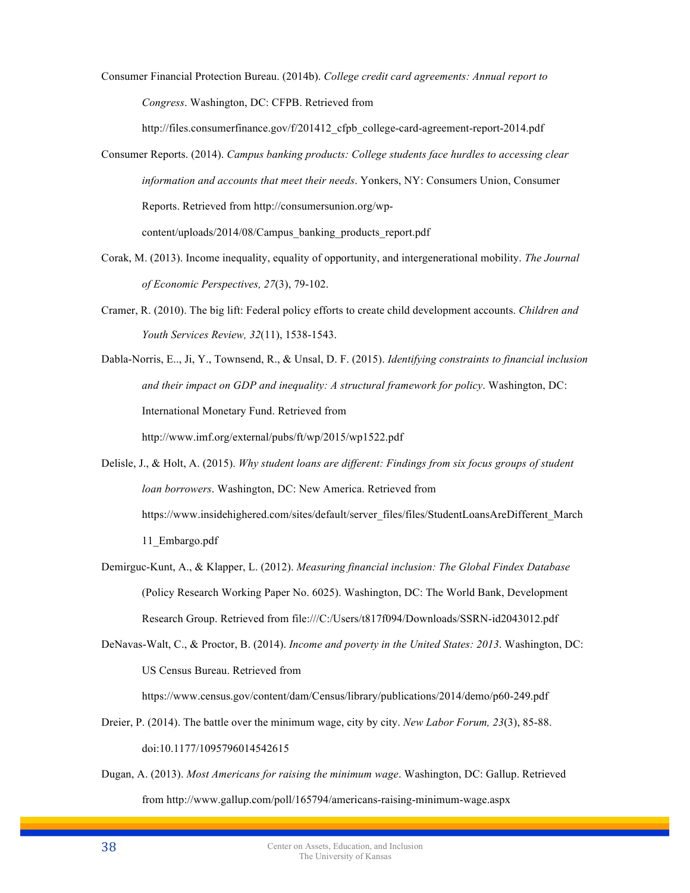Consumer Financial Protection Bureau. (2014b). *College credit card agreements: Annual report to Congress*. Washington, DC: CFPB. Retrieved from http://files.consumerfinance.gov/f/201412_cfpb_college-card-agreement-report-2014.pdf

Consumer Reports. (2014). *Campus banking products: College students face hurdles to accessing clear information and accounts that meet their needs*. Yonkers, NY: Consumers Union, Consumer Reports. Retrieved from http://consumersunion.org/wp-content/uploads/2014/08/Campus_banking_products_report.pdf

Corak, M. (2013). Income inequality, equality of opportunity, and intergenerational mobility. *The Journal of Economic Perspectives, 27*(3), 79-102.

Cramer, R. (2010). The big lift: Federal policy efforts to create child development accounts. *Children and Youth Services Review, 32*(11), 1538-1543.

Dabla-Norris, E.., Ji, Y., Townsend, R., & Unsal, D. F. (2015). *Identifying constraints to financial inclusion and their impact on GDP and inequality: A structural framework for policy*. Washington, DC: International Monetary Fund. Retrieved from http://www.imf.org/external/pubs/ft/wp/2015/wp1522.pdf

Delisle, J., & Holt, A. (2015). *Why student loans are different: Findings from six focus groups of student loan borrowers*. Washington, DC: New America. Retrieved from https://www.insidehighered.com/sites/default/server_files/files/StudentLoansAreDifferent_March11_Embargo.pdf

Demirguc-Kunt, A., & Klapper, L. (2012). *Measuring financial inclusion: The Global Findex Database* (Policy Research Working Paper No. 6025). Washington, DC: The World Bank, Development Research Group. Retrieved from file:///C:/Users/t817f094/Downloads/SSRN-id2043012.pdf

DeNavas-Walt, C., & Proctor, B. (2014). *Income and poverty in the United States: 2013*. Washington, DC: US Census Bureau. Retrieved from https://www.census.gov/content/dam/Census/library/publications/2014/demo/p60-249.pdf

Dreier, P. (2014). The battle over the minimum wage, city by city. *New Labor Forum, 23*(3), 85-88. doi:10.1177/1095796014542615

Dugan, A. (2013). *Most Americans for raising the minimum wage*. Washington, DC: Gallup. Retrieved from http://www.gallup.com/poll/165794/americans-raising-minimum-wage.aspx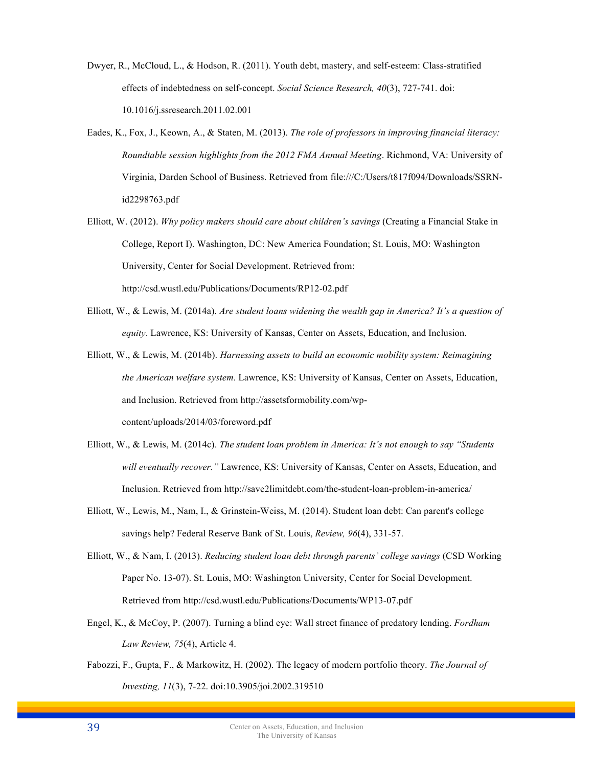Dwyer, R., McCloud, L., & Hodson, R. (2011). Youth debt, mastery, and self-esteem: Class-stratified effects of indebtedness on self-concept. *Social Science Research, 40*(3), 727-741. doi: 10.1016/j.ssresearch.2011.02.001

Eades, K., Fox, J., Keown, A., & Staten, M. (2013). *The role of professors in improving financial literacy: Roundtable session highlights from the 2012 FMA Annual Meeting*. Richmond, VA: University of Virginia, Darden School of Business. Retrieved from file:///C:/Users/t817f094/Downloads/SSRN-id2298763.pdf

Elliott, W. (2012). *Why policy makers should care about children's savings* (Creating a Financial Stake in College, Report I). Washington, DC: New America Foundation; St. Louis, MO: Washington University, Center for Social Development. Retrieved from: http://csd.wustl.edu/Publications/Documents/RP12-02.pdf

Elliott, W., & Lewis, M. (2014a). *Are student loans widening the wealth gap in America? It's a question of equity*. Lawrence, KS: University of Kansas, Center on Assets, Education, and Inclusion.

Elliott, W., & Lewis, M. (2014b). *Harnessing assets to build an economic mobility system: Reimagining the American welfare system*. Lawrence, KS: University of Kansas, Center on Assets, Education, and Inclusion. Retrieved from http://assetsformobility.com/wp-content/uploads/2014/03/foreword.pdf

Elliott, W., & Lewis, M. (2014c). *The student loan problem in America: It's not enough to say "Students will eventually recover."* Lawrence, KS: University of Kansas, Center on Assets, Education, and Inclusion. Retrieved from http://save2limitdebt.com/the-student-loan-problem-in-america/

Elliott, W., Lewis, M., Nam, I., & Grinstein-Weiss, M. (2014). Student loan debt: Can parent's college savings help? Federal Reserve Bank of St. Louis, *Review, 96*(4), 331-57.

Elliott, W., & Nam, I. (2013). *Reducing student loan debt through parents' college savings* (CSD Working Paper No. 13-07). St. Louis, MO: Washington University, Center for Social Development. Retrieved from http://csd.wustl.edu/Publications/Documents/WP13-07.pdf

Engel, K., & McCoy, P. (2007). Turning a blind eye: Wall street finance of predatory lending. *Fordham Law Review, 75*(4), Article 4.

Fabozzi, F., Gupta, F., & Markowitz, H. (2002). The legacy of modern portfolio theory. *The Journal of Investing, 11*(3), 7-22. doi:10.3905/joi.2002.319510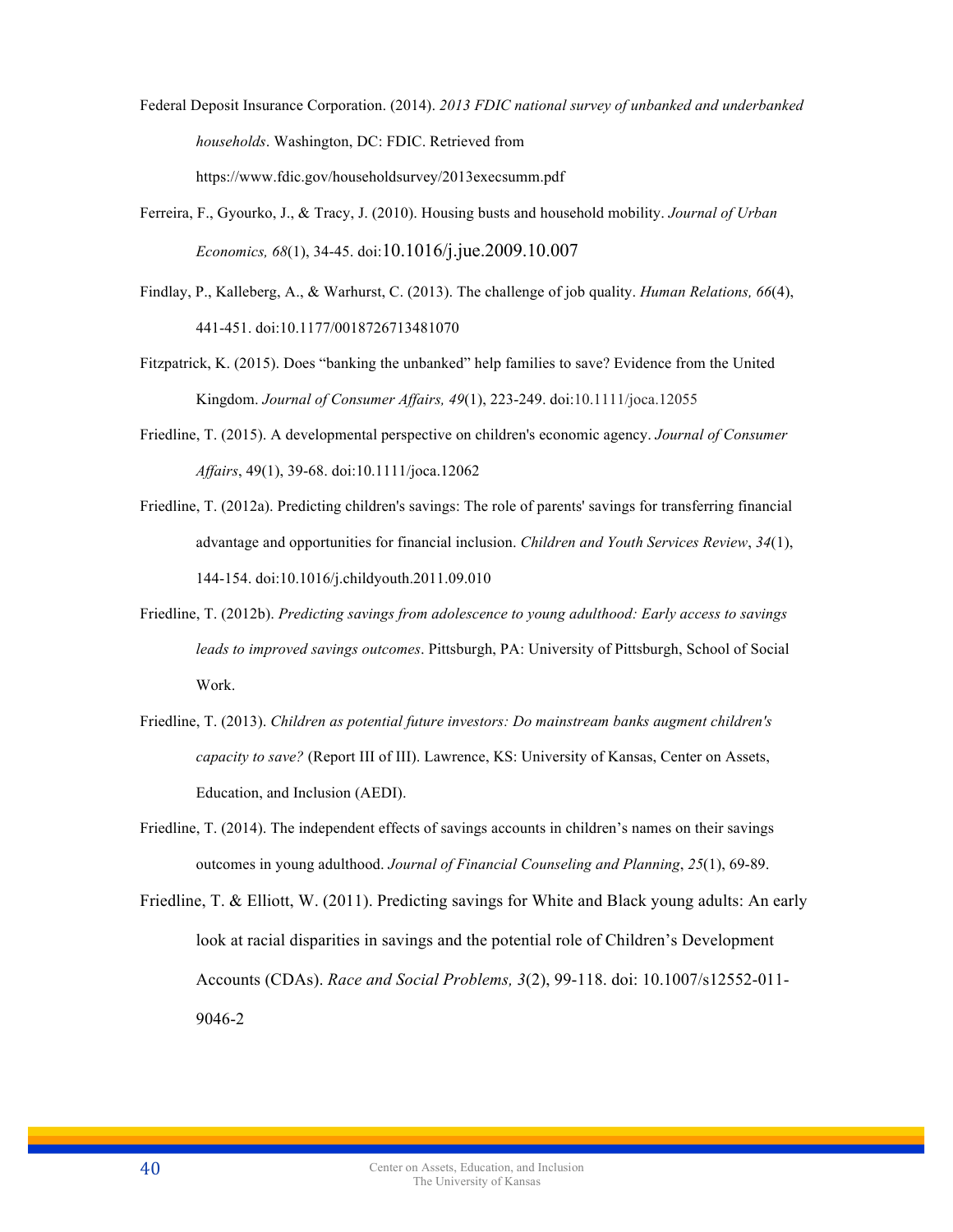Federal Deposit Insurance Corporation. (2014). *2013 FDIC national survey of unbanked and underbanked households*. Washington, DC: FDIC. Retrieved from https://www.fdic.gov/householdsurvey/2013execsumm.pdf

Ferreira, F., Gyourko, J., & Tracy, J. (2010). Housing busts and household mobility. *Journal of Urban Economics, 68*(1), 34-45. doi:10.1016/j.jue.2009.10.007

Findlay, P., Kalleberg, A., & Warhurst, C. (2013). The challenge of job quality. *Human Relations, 66*(4), 441-451. doi:10.1177/0018726713481070

Fitzpatrick, K. (2015). Does "banking the unbanked" help families to save? Evidence from the United Kingdom. *Journal of Consumer Affairs, 49*(1), 223-249. doi:10.1111/joca.12055

Friedline, T. (2015). A developmental perspective on children's economic agency. *Journal of Consumer Affairs*, 49(1), 39-68. doi:10.1111/joca.12062

Friedline, T. (2012a). Predicting children's savings: The role of parents' savings for transferring financial advantage and opportunities for financial inclusion. *Children and Youth Services Review*, *34*(1), 144-154. doi:10.1016/j.childyouth.2011.09.010

Friedline, T. (2012b). *Predicting savings from adolescence to young adulthood: Early access to savings leads to improved savings outcomes*. Pittsburgh, PA: University of Pittsburgh, School of Social Work.

Friedline, T. (2013). *Children as potential future investors: Do mainstream banks augment children's capacity to save?* (Report III of III). Lawrence, KS: University of Kansas, Center on Assets, Education, and Inclusion (AEDI).

Friedline, T. (2014). The independent effects of savings accounts in children's names on their savings outcomes in young adulthood. *Journal of Financial Counseling and Planning*, *25*(1), 69-89.

Friedline, T. & Elliott, W. (2011). Predicting savings for White and Black young adults: An early look at racial disparities in savings and the potential role of Children's Development Accounts (CDAs). *Race and Social Problems, 3*(2), 99-118. doi: 10.1007/s12552-011-9046-2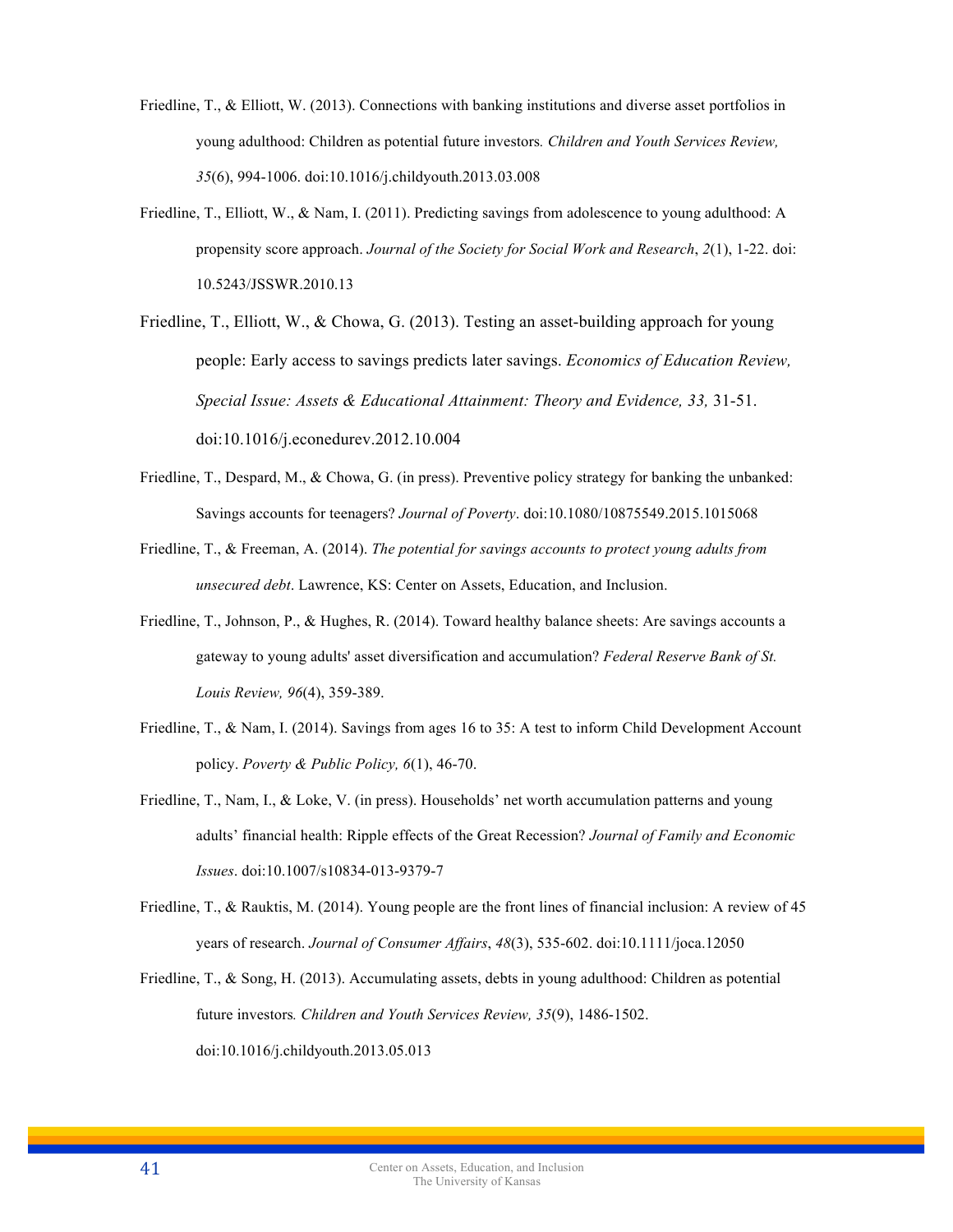Friedline, T., & Elliott, W. (2013). Connections with banking institutions and diverse asset portfolios in young adulthood: Children as potential future investors*. Children and Youth Services Review, 35*(6), 994-1006. doi:10.1016/j.childyouth.2013.03.008

Friedline, T., Elliott, W., & Nam, I. (2011). Predicting savings from adolescence to young adulthood: A propensity score approach. *Journal of the Society for Social Work and Research*, *2*(1), 1-22. doi: 10.5243/JSSWR.2010.13

Friedline, T., Elliott, W., & Chowa, G. (2013). Testing an asset-building approach for young people: Early access to savings predicts later savings. *Economics of Education Review, Special Issue: Assets & Educational Attainment: Theory and Evidence, 33,* 31-51. doi:10.1016/j.econedurev.2012.10.004

Friedline, T., Despard, M., & Chowa, G. (in press). Preventive policy strategy for banking the unbanked: Savings accounts for teenagers? *Journal of Poverty*. doi:10.1080/10875549.2015.1015068

Friedline, T., & Freeman, A. (2014). *The potential for savings accounts to protect young adults from unsecured debt*. Lawrence, KS: Center on Assets, Education, and Inclusion.

Friedline, T., Johnson, P., & Hughes, R. (2014). Toward healthy balance sheets: Are savings accounts a gateway to young adults' asset diversification and accumulation? *Federal Reserve Bank of St. Louis Review, 96*(4), 359-389.

Friedline, T., & Nam, I. (2014). Savings from ages 16 to 35: A test to inform Child Development Account policy. *Poverty & Public Policy, 6*(1), 46-70.

Friedline, T., Nam, I., & Loke, V. (in press). Households' net worth accumulation patterns and young adults' financial health: Ripple effects of the Great Recession? *Journal of Family and Economic Issues*. doi:10.1007/s10834-013-9379-7

Friedline, T., & Rauktis, M. (2014). Young people are the front lines of financial inclusion: A review of 45 years of research. *Journal of Consumer Affairs*, *48*(3), 535-602. doi:10.1111/joca.12050

Friedline, T., & Song, H. (2013). Accumulating assets, debts in young adulthood: Children as potential future investors*. Children and Youth Services Review, 35*(9), 1486-1502. doi:10.1016/j.childyouth.2013.05.013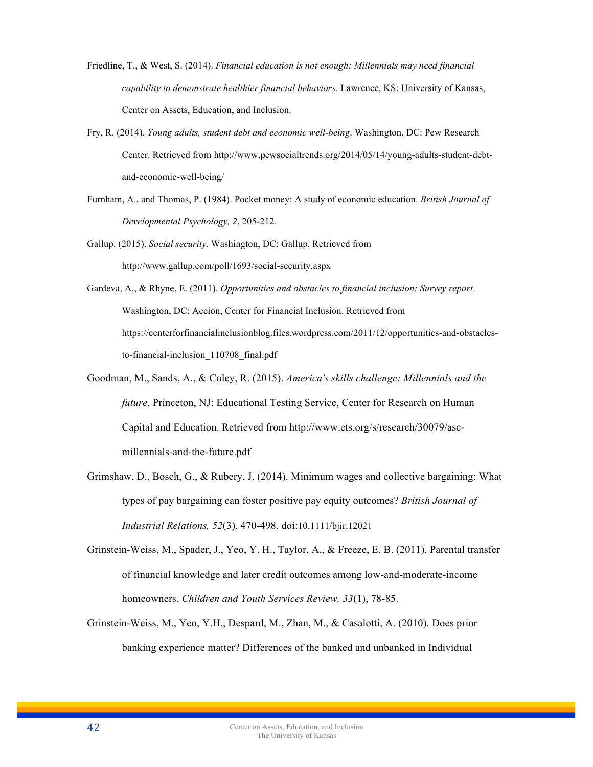Friedline, T., & West, S. (2014). *Financial education is not enough: Millennials may need financial capability to demonstrate healthier financial behaviors*. Lawrence, KS: University of Kansas, Center on Assets, Education, and Inclusion.

Fry, R. (2014). *Young adults, student debt and economic well-being*. Washington, DC: Pew Research Center. Retrieved from http://www.pewsocialtrends.org/2014/05/14/young-adults-student-debt-and-economic-well-being/

Furnham, A., and Thomas, P. (1984). Pocket money: A study of economic education. *British Journal of Developmental Psychology, 2*, 205-212.

Gallup. (2015). *Social security*. Washington, DC: Gallup. Retrieved from http://www.gallup.com/poll/1693/social-security.aspx

Gardeva, A., & Rhyne, E. (2011). *Opportunities and obstacles to financial inclusion: Survey report*. Washington, DC: Accion, Center for Financial Inclusion. Retrieved from https://centerforfinancialinclusionblog.files.wordpress.com/2011/12/opportunities-and-obstacles-to-financial-inclusion_110708_final.pdf

Goodman, M., Sands, A., & Coley, R. (2015). *America's skills challenge: Millennials and the future*. Princeton, NJ: Educational Testing Service, Center for Research on Human Capital and Education. Retrieved from http://www.ets.org/s/research/30079/asc-millennials-and-the-future.pdf

Grimshaw, D., Bosch, G., & Rubery, J. (2014). Minimum wages and collective bargaining: What types of pay bargaining can foster positive pay equity outcomes? *British Journal of Industrial Relations, 52*(3), 470-498. doi:10.1111/bjir.12021

Grinstein-Weiss, M., Spader, J., Yeo, Y. H., Taylor, A., & Freeze, E. B. (2011). Parental transfer of financial knowledge and later credit outcomes among low-and-moderate-income homeowners. *Children and Youth Services Review, 33*(1), 78-85.

Grinstein-Weiss, M., Yeo, Y.H., Despard, M., Zhan, M., & Casalotti, A. (2010). Does prior banking experience matter? Differences of the banked and unbanked in Individual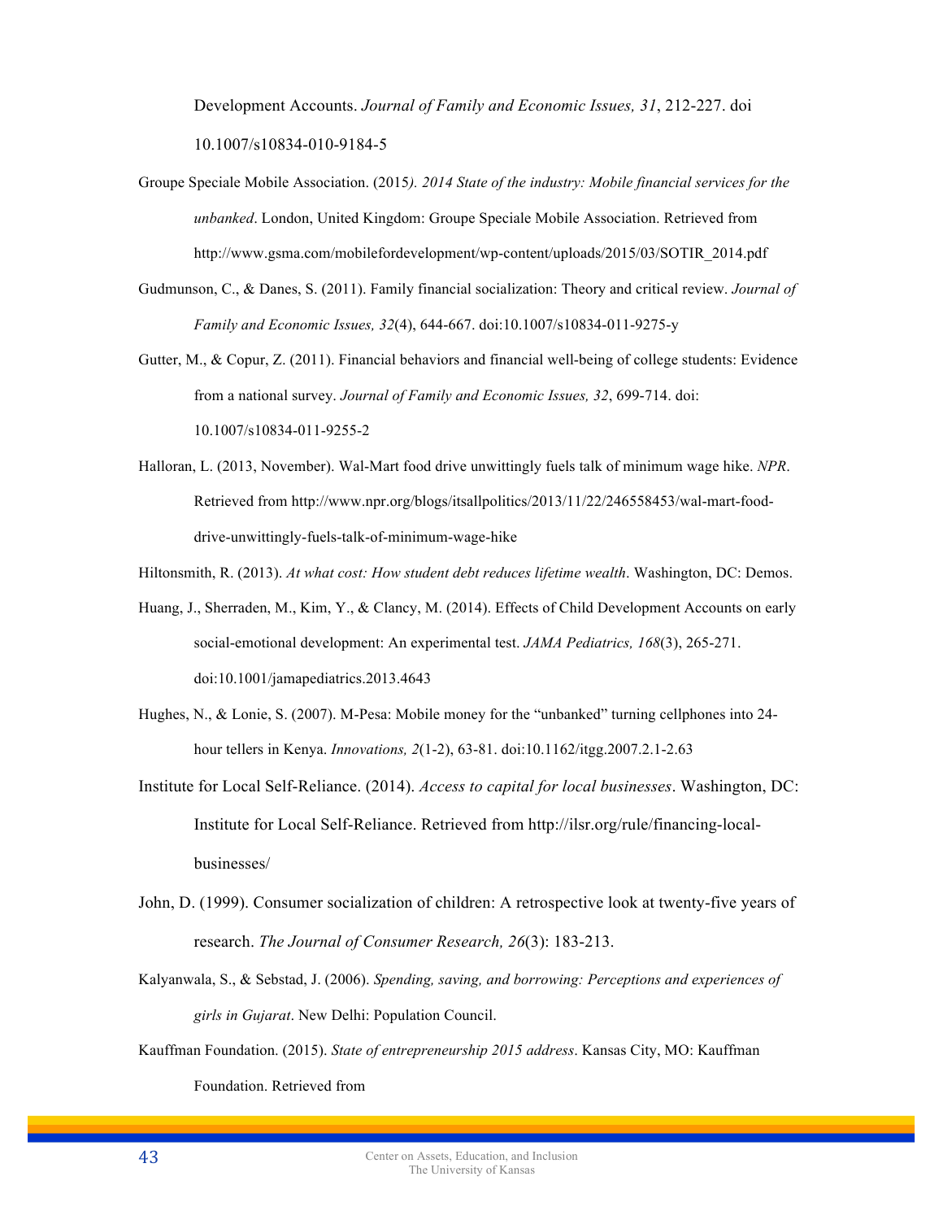Development Accounts. *Journal of Family and Economic Issues, 31*, 212-227. doi 10.1007/s10834-010-9184-5

Groupe Speciale Mobile Association. (2015*). 2014 State of the industry: Mobile financial services for the unbanked*. London, United Kingdom: Groupe Speciale Mobile Association. Retrieved from http://www.gsma.com/mobilefordevelopment/wp-content/uploads/2015/03/SOTIR_2014.pdf

Gudmunson, C., & Danes, S. (2011). Family financial socialization: Theory and critical review. *Journal of Family and Economic Issues, 32*(4), 644-667. doi:10.1007/s10834-011-9275-y

Gutter, M., & Copur, Z. (2011). Financial behaviors and financial well-being of college students: Evidence from a national survey. *Journal of Family and Economic Issues, 32*, 699-714. doi: 10.1007/s10834-011-9255-2

Halloran, L. (2013, November). Wal-Mart food drive unwittingly fuels talk of minimum wage hike. *NPR*. Retrieved from http://www.npr.org/blogs/itsallpolitics/2013/11/22/246558453/wal-mart-food-drive-unwittingly-fuels-talk-of-minimum-wage-hike

Hiltonsmith, R. (2013). *At what cost: How student debt reduces lifetime wealth*. Washington, DC: Demos.

Huang, J., Sherraden, M., Kim, Y., & Clancy, M. (2014). Effects of Child Development Accounts on early social-emotional development: An experimental test. *JAMA Pediatrics, 168*(3), 265-271. doi:10.1001/jamapediatrics.2013.4643

Hughes, N., & Lonie, S. (2007). M-Pesa: Mobile money for the "unbanked" turning cellphones into 24-hour tellers in Kenya. *Innovations, 2*(1-2), 63-81. doi:10.1162/itgg.2007.2.1-2.63

Institute for Local Self-Reliance. (2014). *Access to capital for local businesses*. Washington, DC: Institute for Local Self-Reliance. Retrieved from http://ilsr.org/rule/financing-local-businesses/

John, D. (1999). Consumer socialization of children: A retrospective look at twenty-five years of research. *The Journal of Consumer Research, 26*(3): 183-213.

Kalyanwala, S., & Sebstad, J. (2006). *Spending, saving, and borrowing: Perceptions and experiences of girls in Gujarat*. New Delhi: Population Council.

Kauffman Foundation. (2015). *State of entrepreneurship 2015 address*. Kansas City, MO: Kauffman Foundation. Retrieved from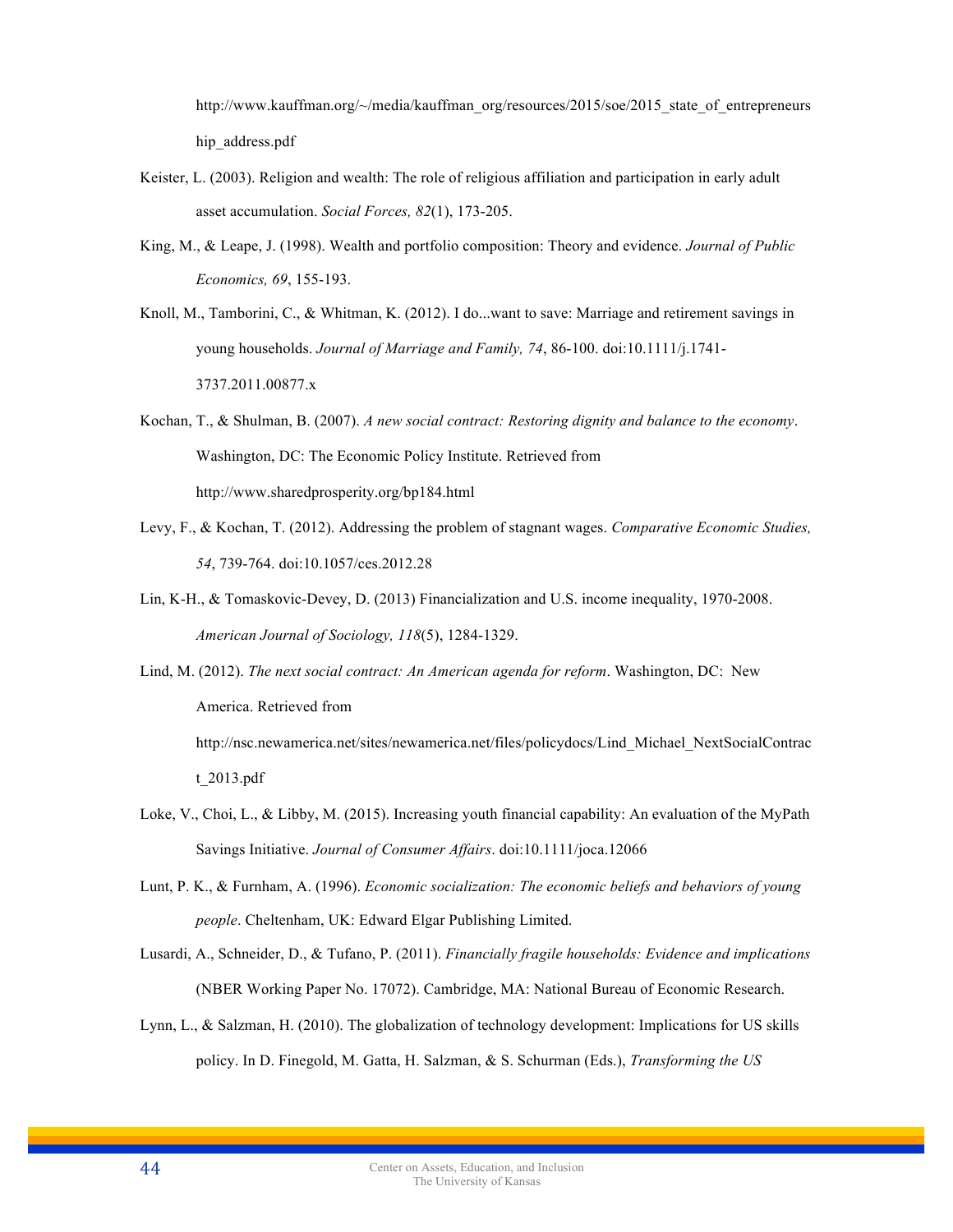http://www.kauffman.org/~/media/kauffman_org/resources/2015/soe/2015_state_of_entrepreneurship_address.pdf

Keister, L. (2003). Religion and wealth: The role of religious affiliation and participation in early adult asset accumulation. *Social Forces, 82*(1), 173-205.

King, M., & Leape, J. (1998). Wealth and portfolio composition: Theory and evidence. *Journal of Public Economics, 69*, 155-193.

Knoll, M., Tamborini, C., & Whitman, K. (2012). I do...want to save: Marriage and retirement savings in young households. *Journal of Marriage and Family, 74*, 86-100. doi:10.1111/j.1741-3737.2011.00877.x

Kochan, T., & Shulman, B. (2007). *A new social contract: Restoring dignity and balance to the economy*. Washington, DC: The Economic Policy Institute. Retrieved from http://www.sharedprosperity.org/bp184.html

Levy, F., & Kochan, T. (2012). Addressing the problem of stagnant wages. *Comparative Economic Studies, 54*, 739-764. doi:10.1057/ces.2012.28

Lin, K-H., & Tomaskovic-Devey, D. (2013) Financialization and U.S. income inequality, 1970-2008. *American Journal of Sociology, 118*(5), 1284-1329.

Lind, M. (2012). *The next social contract: An American agenda for reform*. Washington, DC: New America. Retrieved from http://nsc.newamerica.net/sites/newamerica.net/files/policydocs/Lind_Michael_NextSocialContract_2013.pdf

Loke, V., Choi, L., & Libby, M. (2015). Increasing youth financial capability: An evaluation of the MyPath Savings Initiative. *Journal of Consumer Affairs*. doi:10.1111/joca.12066

Lunt, P. K., & Furnham, A. (1996). *Economic socialization: The economic beliefs and behaviors of young people*. Cheltenham, UK: Edward Elgar Publishing Limited.

Lusardi, A., Schneider, D., & Tufano, P. (2011). *Financially fragile households: Evidence and implications* (NBER Working Paper No. 17072). Cambridge, MA: National Bureau of Economic Research.

Lynn, L., & Salzman, H. (2010). The globalization of technology development: Implications for US skills policy. In D. Finegold, M. Gatta, H. Salzman, & S. Schurman (Eds.), *Transforming the US*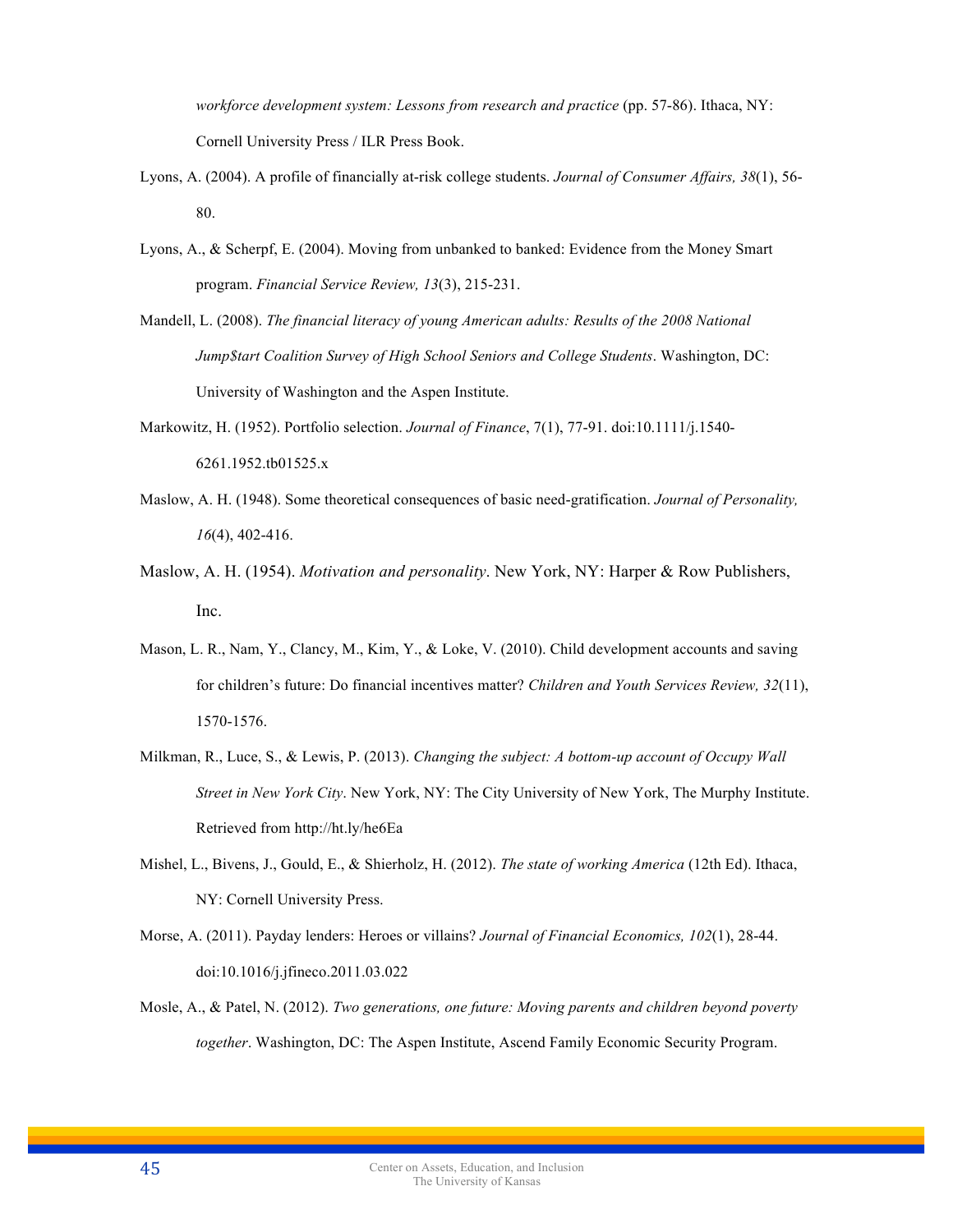*workforce development system: Lessons from research and practice* (pp. 57-86). Ithaca, NY: Cornell University Press / ILR Press Book.

Lyons, A. (2004). A profile of financially at-risk college students. *Journal of Consumer Affairs, 38*(1), 56-80.

Lyons, A., & Scherpf, E. (2004). Moving from unbanked to banked: Evidence from the Money Smart program. *Financial Service Review, 13*(3), 215-231.

Mandell, L. (2008). *The financial literacy of young American adults: Results of the 2008 National Jump$tart Coalition Survey of High School Seniors and College Students*. Washington, DC: University of Washington and the Aspen Institute.

Markowitz, H. (1952). Portfolio selection. *Journal of Finance*, 7(1), 77-91. doi:10.1111/j.1540-6261.1952.tb01525.x

Maslow, A. H. (1948). Some theoretical consequences of basic need-gratification. *Journal of Personality, 16*(4), 402-416.

Maslow, A. H. (1954). *Motivation and personality*. New York, NY: Harper & Row Publishers, Inc.

Mason, L. R., Nam, Y., Clancy, M., Kim, Y., & Loke, V. (2010). Child development accounts and saving for children's future: Do financial incentives matter? *Children and Youth Services Review, 32*(11), 1570-1576.

Milkman, R., Luce, S., & Lewis, P. (2013). *Changing the subject: A bottom-up account of Occupy Wall Street in New York City*. New York, NY: The City University of New York, The Murphy Institute. Retrieved from http://ht.ly/he6Ea

Mishel, L., Bivens, J., Gould, E., & Shierholz, H. (2012). *The state of working America* (12th Ed). Ithaca, NY: Cornell University Press.

Morse, A. (2011). Payday lenders: Heroes or villains? *Journal of Financial Economics, 102*(1), 28-44. doi:10.1016/j.jfineco.2011.03.022

Mosle, A., & Patel, N. (2012). *Two generations, one future: Moving parents and children beyond poverty together*. Washington, DC: The Aspen Institute, Ascend Family Economic Security Program.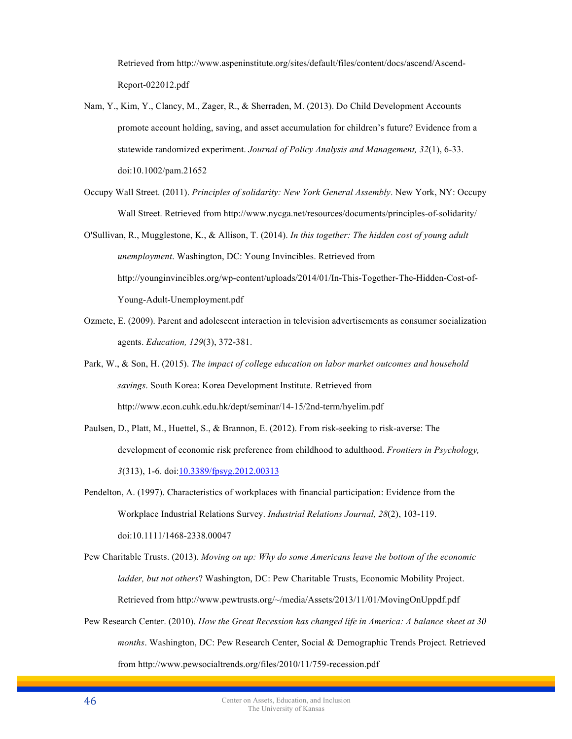Retrieved from http://www.aspeninstitute.org/sites/default/files/content/docs/ascend/Ascend-Report-022012.pdf

Nam, Y., Kim, Y., Clancy, M., Zager, R., & Sherraden, M. (2013). Do Child Development Accounts promote account holding, saving, and asset accumulation for children's future? Evidence from a statewide randomized experiment. *Journal of Policy Analysis and Management, 32*(1), 6-33. doi:10.1002/pam.21652

Occupy Wall Street. (2011). *Principles of solidarity: New York General Assembly*. New York, NY: Occupy Wall Street. Retrieved from http://www.nycga.net/resources/documents/principles-of-solidarity/

O'Sullivan, R., Mugglestone, K., & Allison, T. (2014). *In this together: The hidden cost of young adult unemployment*. Washington, DC: Young Invincibles. Retrieved from http://younginvincibles.org/wp-content/uploads/2014/01/In-This-Together-The-Hidden-Cost-of-Young-Adult-Unemployment.pdf

Ozmete, E. (2009). Parent and adolescent interaction in television advertisements as consumer socialization agents. *Education, 129*(3), 372-381.

Park, W., & Son, H. (2015). *The impact of college education on labor market outcomes and household savings*. South Korea: Korea Development Institute. Retrieved from http://www.econ.cuhk.edu.hk/dept/seminar/14-15/2nd-term/hyelim.pdf

Paulsen, D., Platt, M., Huettel, S., & Brannon, E. (2012). From risk-seeking to risk-averse: The development of economic risk preference from childhood to adulthood. *Frontiers in Psychology, 3*(313), 1-6. doi:10.3389/fpsyg.2012.00313

Pendelton, A. (1997). Characteristics of workplaces with financial participation: Evidence from the Workplace Industrial Relations Survey. *Industrial Relations Journal, 28*(2), 103-119. doi:10.1111/1468-2338.00047

Pew Charitable Trusts. (2013). *Moving on up: Why do some Americans leave the bottom of the economic ladder, but not others*? Washington, DC: Pew Charitable Trusts, Economic Mobility Project. Retrieved from http://www.pewtrusts.org/~/media/Assets/2013/11/01/MovingOnUppdf.pdf

Pew Research Center. (2010). *How the Great Recession has changed life in America: A balance sheet at 30 months*. Washington, DC: Pew Research Center, Social & Demographic Trends Project. Retrieved from http://www.pewsocialtrends.org/files/2010/11/759-recession.pdf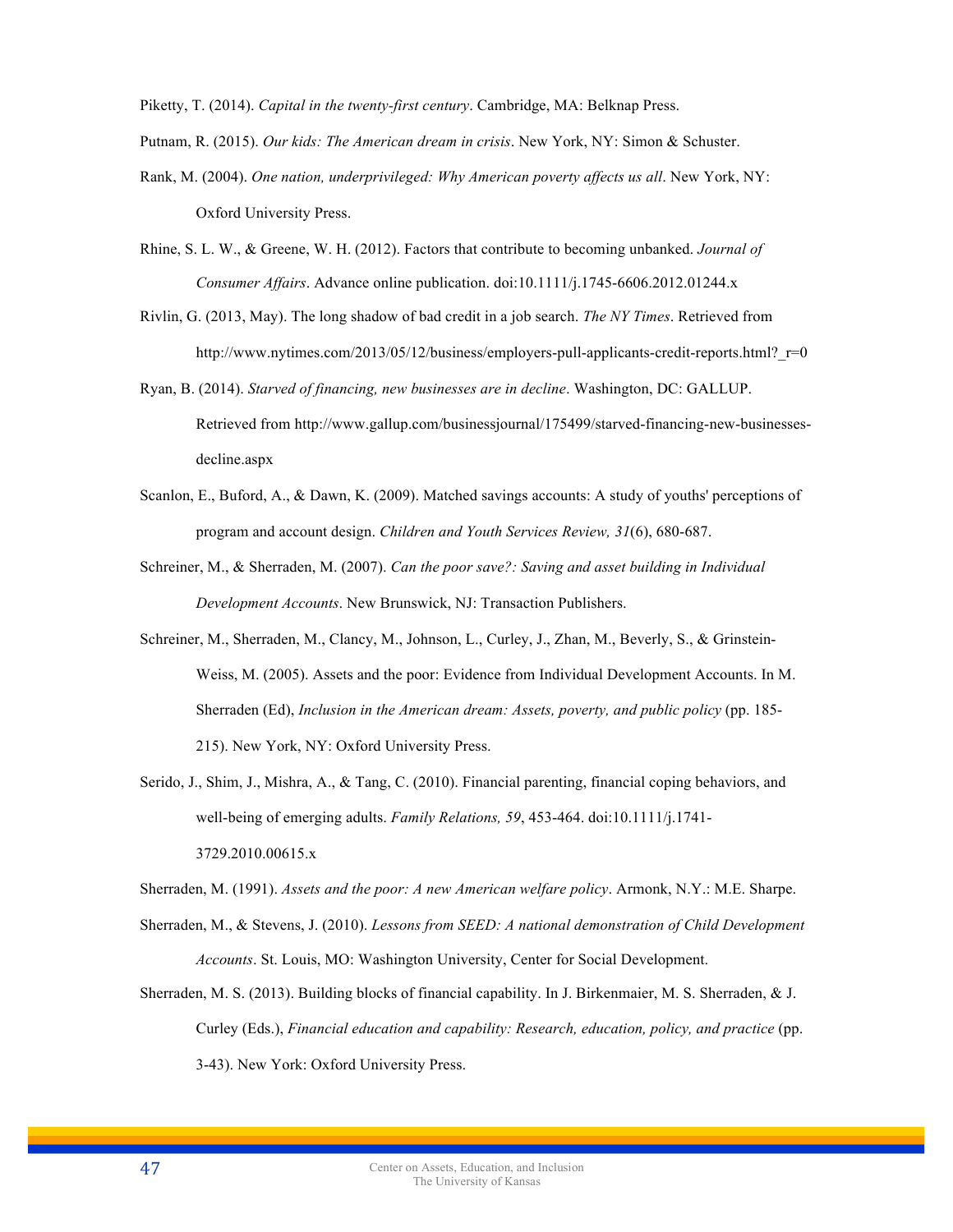Piketty, T. (2014). *Capital in the twenty-first century*. Cambridge, MA: Belknap Press.

Putnam, R. (2015). *Our kids: The American dream in crisis*. New York, NY: Simon & Schuster.

Rank, M. (2004). *One nation, underprivileged: Why American poverty affects us all*. New York, NY: Oxford University Press.

Rhine, S. L. W., & Greene, W. H. (2012). Factors that contribute to becoming unbanked. *Journal of Consumer Affairs*. Advance online publication. doi:10.1111/j.1745-6606.2012.01244.x

Rivlin, G. (2013, May). The long shadow of bad credit in a job search. *The NY Times*. Retrieved from http://www.nytimes.com/2013/05/12/business/employers-pull-applicants-credit-reports.html?_r=0

Ryan, B. (2014). *Starved of financing, new businesses are in decline*. Washington, DC: GALLUP. Retrieved from http://www.gallup.com/businessjournal/175499/starved-financing-new-businesses-decline.aspx

Scanlon, E., Buford, A., & Dawn, K. (2009). Matched savings accounts: A study of youths' perceptions of program and account design. *Children and Youth Services Review, 31*(6), 680-687.

Schreiner, M., & Sherraden, M. (2007). *Can the poor save?: Saving and asset building in Individual Development Accounts*. New Brunswick, NJ: Transaction Publishers.

Schreiner, M., Sherraden, M., Clancy, M., Johnson, L., Curley, J., Zhan, M., Beverly, S., & Grinstein-Weiss, M. (2005). Assets and the poor: Evidence from Individual Development Accounts. In M. Sherraden (Ed), *Inclusion in the American dream: Assets, poverty, and public policy* (pp. 185-215). New York, NY: Oxford University Press.

Serido, J., Shim, J., Mishra, A., & Tang, C. (2010). Financial parenting, financial coping behaviors, and well-being of emerging adults. *Family Relations, 59*, 453-464. doi:10.1111/j.1741-3729.2010.00615.x

Sherraden, M. (1991). *Assets and the poor: A new American welfare policy*. Armonk, N.Y.: M.E. Sharpe.

Sherraden, M., & Stevens, J. (2010). *Lessons from SEED: A national demonstration of Child Development Accounts*. St. Louis, MO: Washington University, Center for Social Development.

Sherraden, M. S. (2013). Building blocks of financial capability. In J. Birkenmaier, M. S. Sherraden, & J. Curley (Eds.), *Financial education and capability: Research, education, policy, and practice* (pp. 3-43). New York: Oxford University Press.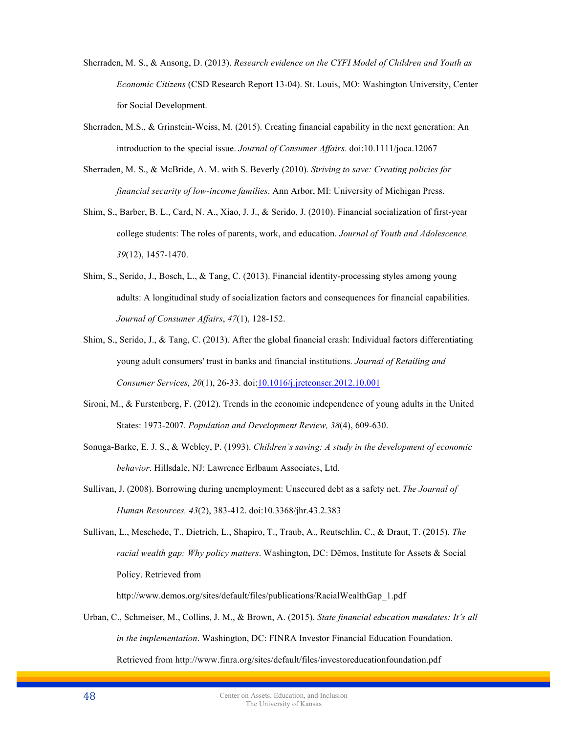Sherraden, M. S., & Ansong, D. (2013). *Research evidence on the CYFI Model of Children and Youth as Economic Citizens* (CSD Research Report 13-04). St. Louis, MO: Washington University, Center for Social Development.

Sherraden, M.S., & Grinstein-Weiss, M. (2015). Creating financial capability in the next generation: An introduction to the special issue. *Journal of Consumer Affairs*. doi:10.1111/joca.12067

Sherraden, M. S., & McBride, A. M. with S. Beverly (2010). *Striving to save: Creating policies for financial security of low-income families*. Ann Arbor, MI: University of Michigan Press.

Shim, S., Barber, B. L., Card, N. A., Xiao, J. J., & Serido, J. (2010). Financial socialization of first-year college students: The roles of parents, work, and education. *Journal of Youth and Adolescence, 39*(12), 1457-1470.

Shim, S., Serido, J., Bosch, L., & Tang, C. (2013). Financial identity-processing styles among young adults: A longitudinal study of socialization factors and consequences for financial capabilities. *Journal of Consumer Affairs*, *47*(1), 128-152.

Shim, S., Serido, J., & Tang, C. (2013). After the global financial crash: Individual factors differentiating young adult consumers' trust in banks and financial institutions. *Journal of Retailing and Consumer Services, 20*(1), 26-33. doi:10.1016/j.jretconser.2012.10.001

Sironi, M., & Furstenberg, F. (2012). Trends in the economic independence of young adults in the United States: 1973-2007. *Population and Development Review, 38*(4), 609-630.

Sonuga-Barke, E. J. S., & Webley, P. (1993). *Children's saving: A study in the development of economic behavior*. Hillsdale, NJ: Lawrence Erlbaum Associates, Ltd.

Sullivan, J. (2008). Borrowing during unemployment: Unsecured debt as a safety net. *The Journal of Human Resources, 43*(2), 383-412. doi:10.3368/jhr.43.2.383

Sullivan, L., Meschede, T., Dietrich, L., Shapiro, T., Traub, A., Reutschlin, C., & Draut, T. (2015). *The racial wealth gap: Why policy matters*. Washington, DC: Dēmos, Institute for Assets & Social Policy. Retrieved from http://www.demos.org/sites/default/files/publications/RacialWealthGap_1.pdf

Urban, C., Schmeiser, M., Collins, J. M., & Brown, A. (2015). *State financial education mandates: It's all in the implementation*. Washington, DC: FINRA Investor Financial Education Foundation. Retrieved from http://www.finra.org/sites/default/files/investoreducationfoundation.pdf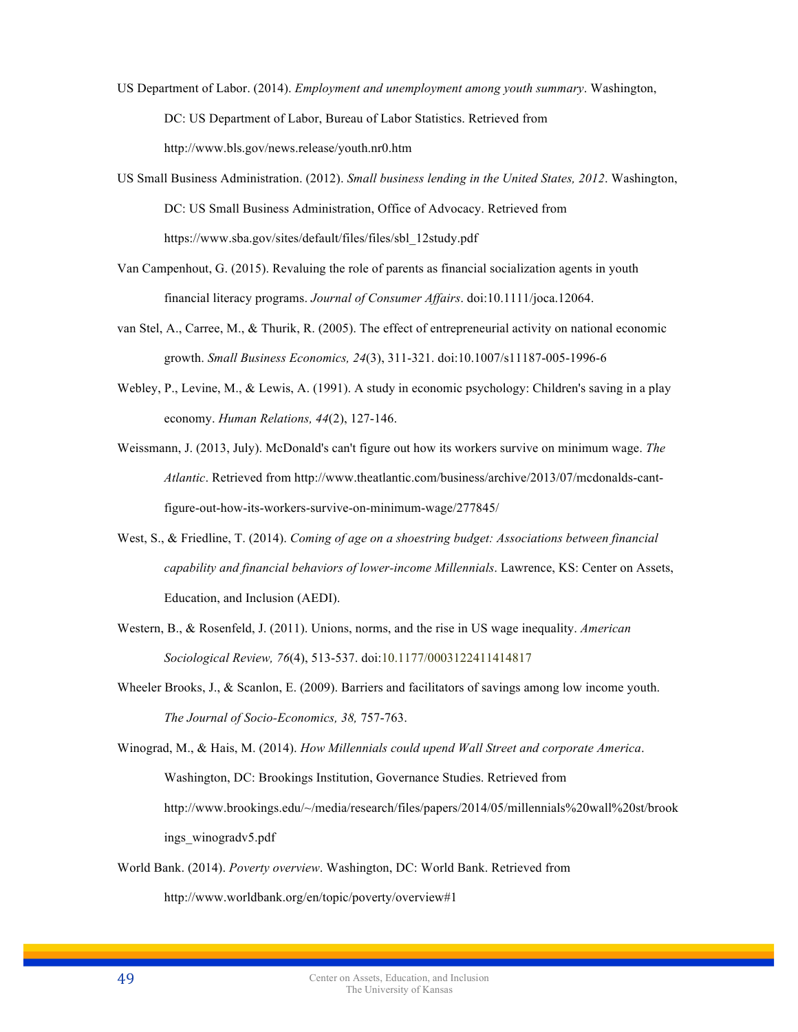US Department of Labor. (2014). *Employment and unemployment among youth summary*. Washington, DC: US Department of Labor, Bureau of Labor Statistics. Retrieved from http://www.bls.gov/news.release/youth.nr0.htm

US Small Business Administration. (2012). *Small business lending in the United States, 2012*. Washington, DC: US Small Business Administration, Office of Advocacy. Retrieved from https://www.sba.gov/sites/default/files/files/sbl_12study.pdf

Van Campenhout, G. (2015). Revaluing the role of parents as financial socialization agents in youth financial literacy programs. *Journal of Consumer Affairs*. doi:10.1111/joca.12064.

van Stel, A., Carree, M., & Thurik, R. (2005). The effect of entrepreneurial activity on national economic growth. *Small Business Economics, 24*(3), 311-321. doi:10.1007/s11187-005-1996-6

Webley, P., Levine, M., & Lewis, A. (1991). A study in economic psychology: Children's saving in a play economy. *Human Relations, 44*(2), 127-146.

Weissmann, J. (2013, July). McDonald's can't figure out how its workers survive on minimum wage. *The Atlantic*. Retrieved from http://www.theatlantic.com/business/archive/2013/07/mcdonalds-cant-figure-out-how-its-workers-survive-on-minimum-wage/277845/

West, S., & Friedline, T. (2014). *Coming of age on a shoestring budget: Associations between financial capability and financial behaviors of lower-income Millennials*. Lawrence, KS: Center on Assets, Education, and Inclusion (AEDI).

Western, B., & Rosenfeld, J. (2011). Unions, norms, and the rise in US wage inequality. *American Sociological Review, 76*(4), 513-537. doi:10.1177/0003122411414817

Wheeler Brooks, J., & Scanlon, E. (2009). Barriers and facilitators of savings among low income youth. *The Journal of Socio-Economics, 38,* 757-763.

Winograd, M., & Hais, M. (2014). *How Millennials could upend Wall Street and corporate America*. Washington, DC: Brookings Institution, Governance Studies. Retrieved from http://www.brookings.edu/~/media/research/files/papers/2014/05/millennials%20wall%20st/brookings_winogradv5.pdf

World Bank. (2014). *Poverty overview*. Washington, DC: World Bank. Retrieved from http://www.worldbank.org/en/topic/poverty/overview#1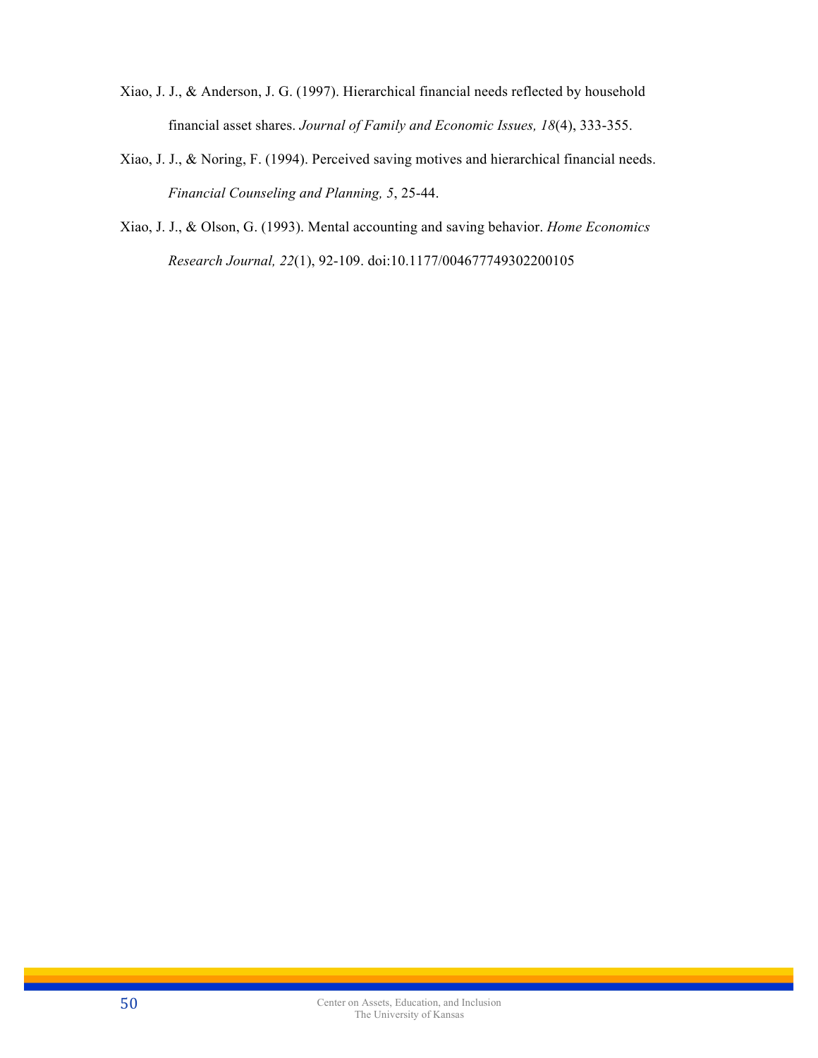Xiao, J. J., & Anderson, J. G. (1997). Hierarchical financial needs reflected by household financial asset shares. *Journal of Family and Economic Issues, 18*(4), 333-355.

Xiao, J. J., & Noring, F. (1994). Perceived saving motives and hierarchical financial needs. *Financial Counseling and Planning, 5*, 25-44.

Xiao, J. J., & Olson, G. (1993). Mental accounting and saving behavior. *Home Economics Research Journal, 22*(1), 92-109. doi:10.1177/004677749302200105